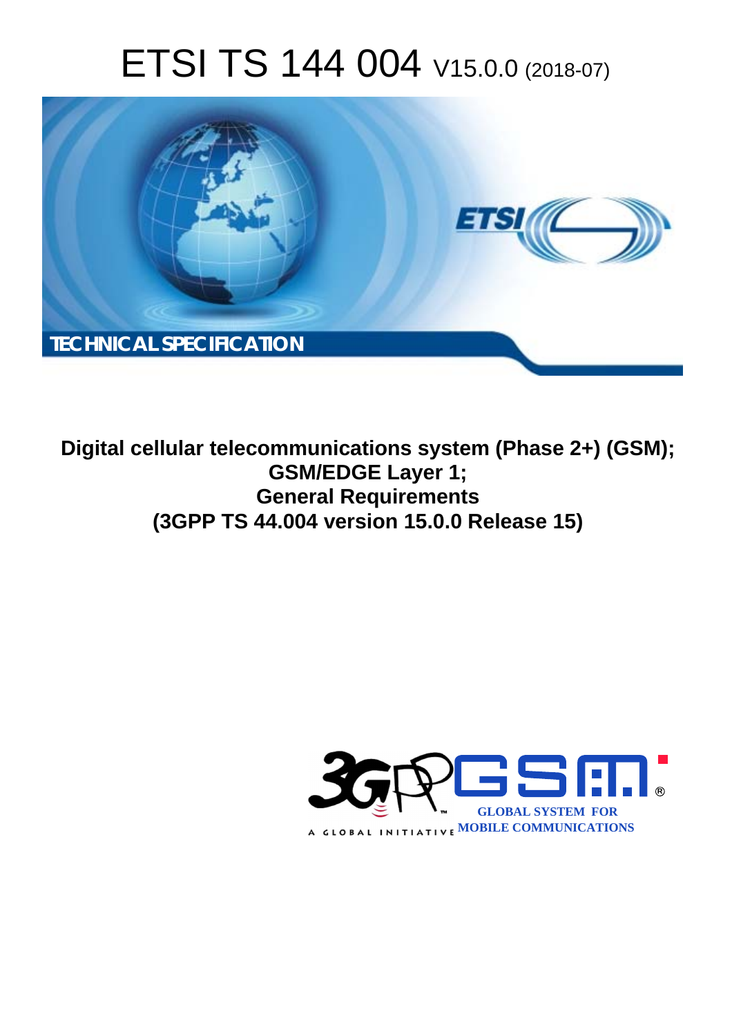# ETSI TS 144 004 V15.0.0 (2018-07)

TECHNICAL SPECIFICATION

**Digital cellular telecommunications system (Phase 2+) (GSM);**
**GSM/EDGE Layer 1;**
**General Requirements**
**(3GPP TS 44.004 version 15.0.0 Release 15)**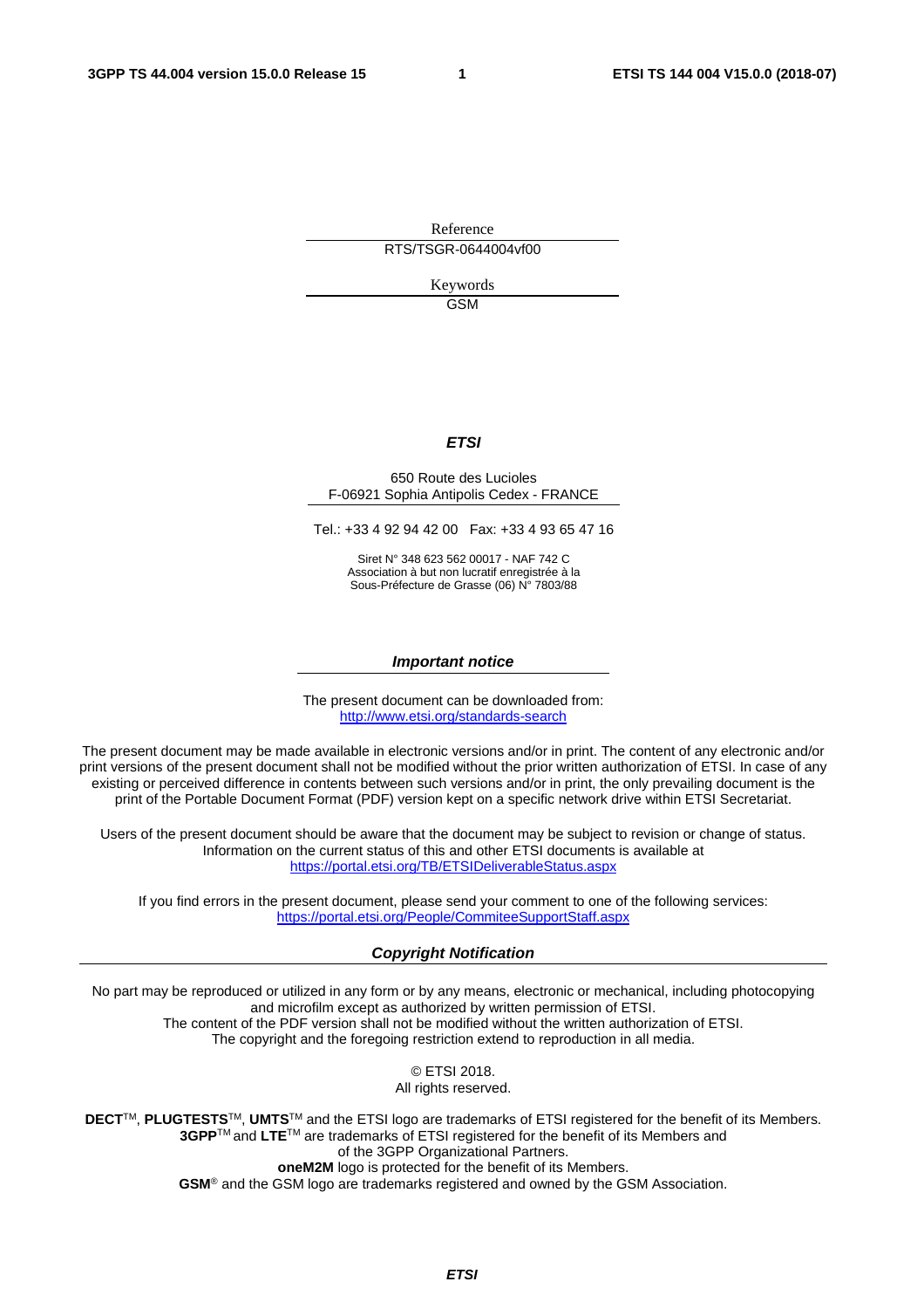Reference

RTS/TSGR-0644004vf00

Keywords

GSM

***ETSI***

650 Route des Lucioles
F-06921 Sophia Antipolis Cedex - FRANCE

Tel.: +33 4 92 94 42 00   Fax: +33 4 93 65 47 16

Siret N° 348 623 562 00017 - NAF 742 C
Association à but non lucratif enregistrée à la
Sous-Préfecture de Grasse (06) N° 7803/88

***Important notice***

The present document can be downloaded from:
http://www.etsi.org/standards-search

The present document may be made available in electronic versions and/or in print. The content of any electronic and/or print versions of the present document shall not be modified without the prior written authorization of ETSI. In case of any existing or perceived difference in contents between such versions and/or in print, the only prevailing document is the print of the Portable Document Format (PDF) version kept on a specific network drive within ETSI Secretariat.

Users of the present document should be aware that the document may be subject to revision or change of status. Information on the current status of this and other ETSI documents is available at
https://portal.etsi.org/TB/ETSIDeliverableStatus.aspx

If you find errors in the present document, please send your comment to one of the following services:
https://portal.etsi.org/People/CommiteeSupportStaff.aspx

***Copyright Notification***

No part may be reproduced or utilized in any form or by any means, electronic or mechanical, including photocopying and microfilm except as authorized by written permission of ETSI.
The content of the PDF version shall not be modified without the written authorization of ETSI.
The copyright and the foregoing restriction extend to reproduction in all media.

© ETSI 2018.
All rights reserved.

**DECT**™, **PLUGTESTS**™, **UMTS**™ and the ETSI logo are trademarks of ETSI registered for the benefit of its Members.
**3GPP**™ and **LTE**™ are trademarks of ETSI registered for the benefit of its Members and of the 3GPP Organizational Partners.
**oneM2M** logo is protected for the benefit of its Members.
**GSM**® and the GSM logo are trademarks registered and owned by the GSM Association.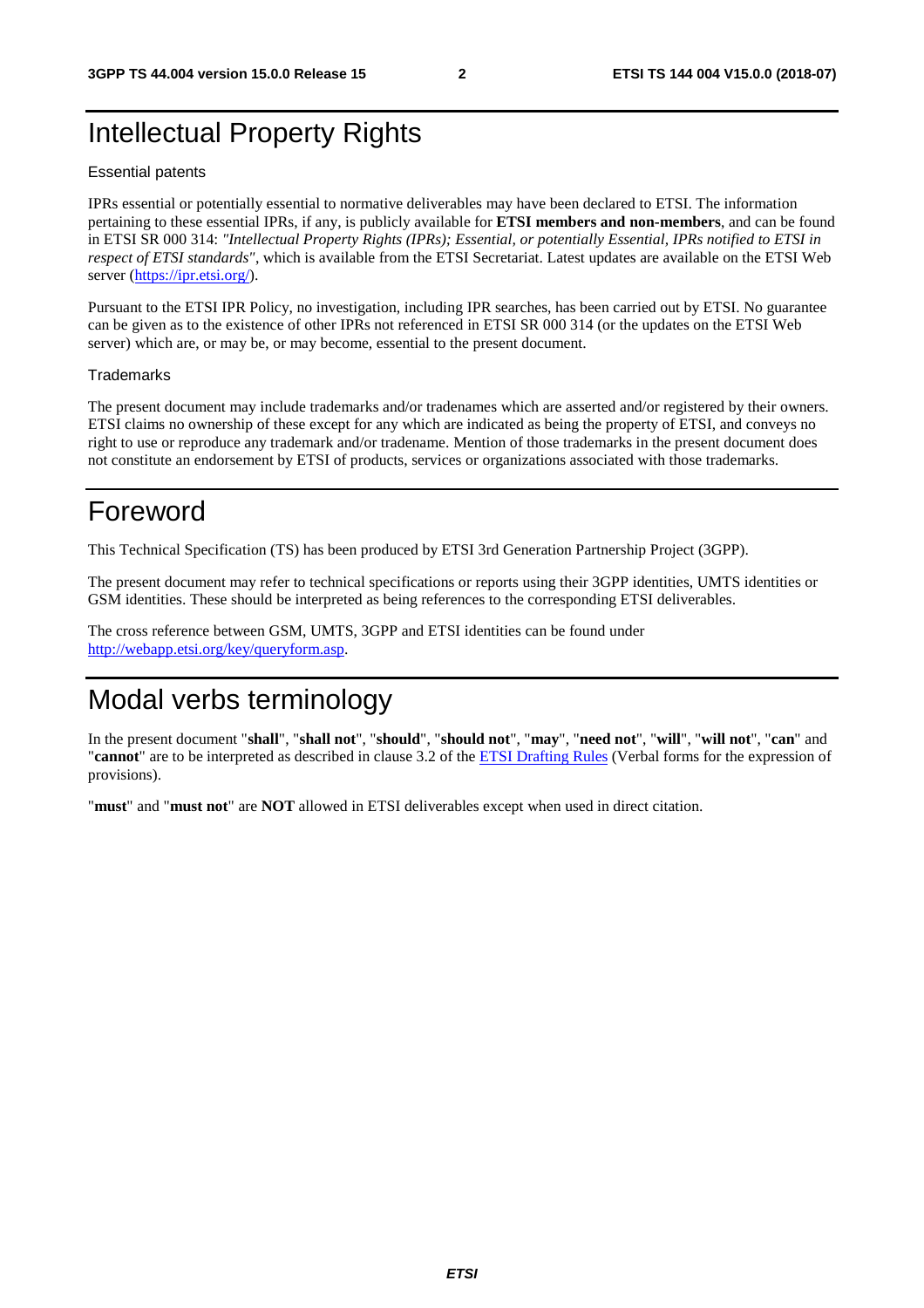# Intellectual Property Rights

Essential patents

IPRs essential or potentially essential to normative deliverables may have been declared to ETSI. The information pertaining to these essential IPRs, if any, is publicly available for **ETSI members and non-members**, and can be found in ETSI SR 000 314: *"Intellectual Property Rights (IPRs); Essential, or potentially Essential, IPRs notified to ETSI in respect of ETSI standards"*, which is available from the ETSI Secretariat. Latest updates are available on the ETSI Web server (https://ipr.etsi.org/).

Pursuant to the ETSI IPR Policy, no investigation, including IPR searches, has been carried out by ETSI. No guarantee can be given as to the existence of other IPRs not referenced in ETSI SR 000 314 (or the updates on the ETSI Web server) which are, or may be, or may become, essential to the present document.

Trademarks

The present document may include trademarks and/or tradenames which are asserted and/or registered by their owners. ETSI claims no ownership of these except for any which are indicated as being the property of ETSI, and conveys no right to use or reproduce any trademark and/or tradename. Mention of those trademarks in the present document does not constitute an endorsement by ETSI of products, services or organizations associated with those trademarks.

# Foreword

This Technical Specification (TS) has been produced by ETSI 3rd Generation Partnership Project (3GPP).

The present document may refer to technical specifications or reports using their 3GPP identities, UMTS identities or GSM identities. These should be interpreted as being references to the corresponding ETSI deliverables.

The cross reference between GSM, UMTS, 3GPP and ETSI identities can be found under http://webapp.etsi.org/key/queryform.asp.

# Modal verbs terminology

In the present document "**shall**", "**shall not**", "**should**", "**should not**", "**may**", "**need not**", "**will**", "**will not**", "**can**" and "**cannot**" are to be interpreted as described in clause 3.2 of the ETSI Drafting Rules (Verbal forms for the expression of provisions).

"**must**" and "**must not**" are **NOT** allowed in ETSI deliverables except when used in direct citation.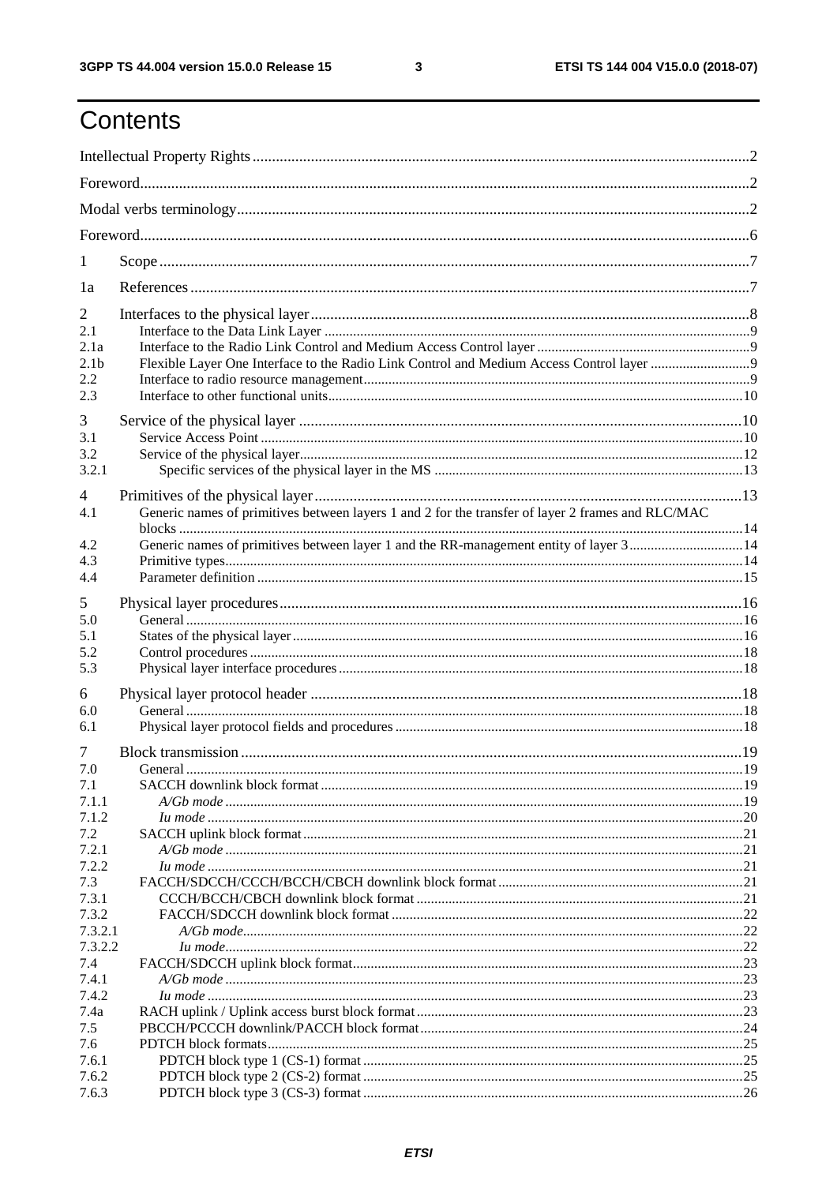# Contents

Intellectual Property Rights ..... 2

Foreword ..... 2

Modal verbs terminology ..... 2

Foreword ..... 6

1 Scope ..... 7

1a References ..... 7

2 Interfaces to the physical layer ..... 8

2.1 Interface to the Data Link Layer ..... 9

2.1a Interface to the Radio Link Control and Medium Access Control layer ..... 9

2.1b Flexible Layer One Interface to the Radio Link Control and Medium Access Control layer ..... 9

2.2 Interface to radio resource management ..... 9

2.3 Interface to other functional units ..... 10

3 Service of the physical layer ..... 10

3.1 Service Access Point ..... 10

3.2 Service of the physical layer ..... 12

3.2.1 Specific services of the physical layer in the MS ..... 13

4 Primitives of the physical layer ..... 13

4.1 Generic names of primitives between layers 1 and 2 for the transfer of layer 2 frames and RLC/MAC blocks ..... 14

4.2 Generic names of primitives between layer 1 and the RR-management entity of layer 3 ..... 14

4.3 Primitive types ..... 14

4.4 Parameter definition ..... 15

5 Physical layer procedures ..... 16

5.0 General ..... 16

5.1 States of the physical layer ..... 16

5.2 Control procedures ..... 18

5.3 Physical layer interface procedures ..... 18

6 Physical layer protocol header ..... 18

6.0 General ..... 18

6.1 Physical layer protocol fields and procedures ..... 18

7 Block transmission ..... 19

7.0 General ..... 19

7.1 SACCH downlink block format ..... 19

7.1.1 *A/Gb mode* ..... 19

7.1.2 *Iu mode* ..... 20

7.2 SACCH uplink block format ..... 21

7.2.1 *A/Gb mode* ..... 21

7.2.2 *Iu mode* ..... 21

7.3 FACCH/SDCCH/CCCH/BCCH/CBCH downlink block format ..... 21

7.3.1 CCCH/BCCH/CBCH downlink block format ..... 21

7.3.2 FACCH/SDCCH downlink block format ..... 22

7.3.2.1 *A/Gb mode* ..... 22

7.3.2.2 *Iu mode* ..... 22

7.4 FACCH/SDCCH uplink block format ..... 23

7.4.1 *A/Gb mode* ..... 23

7.4.2 *Iu mode* ..... 23

7.4a RACH uplink / Uplink access burst block format ..... 23

7.5 PBCCH/PCCCH downlink/PACCH block format ..... 24

7.6 PDTCH block formats ..... 25

7.6.1 PDTCH block type 1 (CS-1) format ..... 25

7.6.2 PDTCH block type 2 (CS-2) format ..... 25

7.6.3 PDTCH block type 3 (CS-3) format ..... 26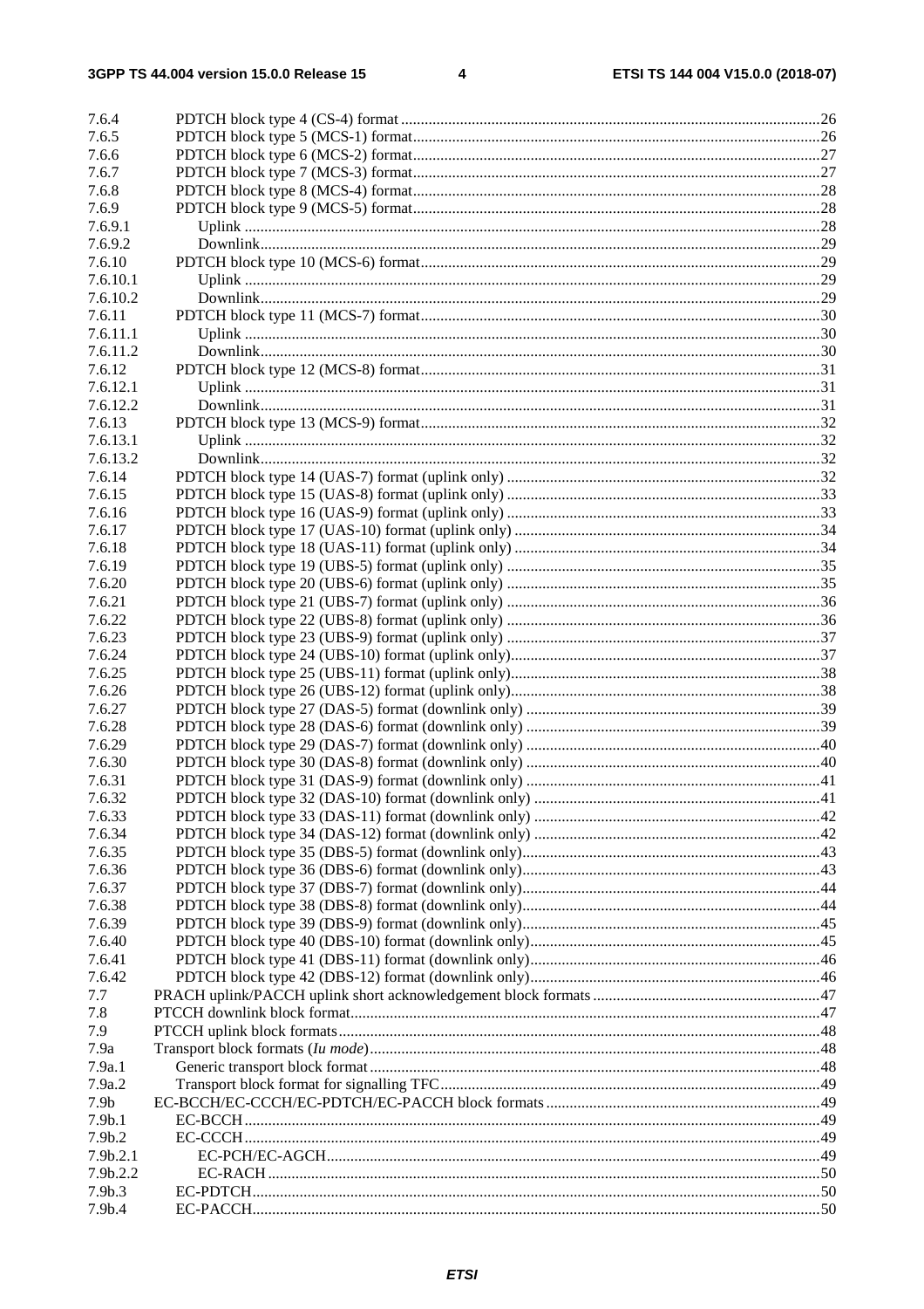7.6.4 PDTCH block type 4 (CS-4) format ..... 26
7.6.5 PDTCH block type 5 (MCS-1) format ..... 26
7.6.6 PDTCH block type 6 (MCS-2) format ..... 27
7.6.7 PDTCH block type 7 (MCS-3) format ..... 27
7.6.8 PDTCH block type 8 (MCS-4) format ..... 28
7.6.9 PDTCH block type 9 (MCS-5) format ..... 28
7.6.9.1 Uplink ..... 28
7.6.9.2 Downlink ..... 29
7.6.10 PDTCH block type 10 (MCS-6) format ..... 29
7.6.10.1 Uplink ..... 29
7.6.10.2 Downlink ..... 29
7.6.11 PDTCH block type 11 (MCS-7) format ..... 30
7.6.11.1 Uplink ..... 30
7.6.11.2 Downlink ..... 30
7.6.12 PDTCH block type 12 (MCS-8) format ..... 31
7.6.12.1 Uplink ..... 31
7.6.12.2 Downlink ..... 31
7.6.13 PDTCH block type 13 (MCS-9) format ..... 32
7.6.13.1 Uplink ..... 32
7.6.13.2 Downlink ..... 32
7.6.14 PDTCH block type 14 (UAS-7) format (uplink only) ..... 32
7.6.15 PDTCH block type 15 (UAS-8) format (uplink only) ..... 33
7.6.16 PDTCH block type 16 (UAS-9) format (uplink only) ..... 33
7.6.17 PDTCH block type 17 (UAS-10) format (uplink only) ..... 34
7.6.18 PDTCH block type 18 (UAS-11) format (uplink only) ..... 34
7.6.19 PDTCH block type 19 (UBS-5) format (uplink only) ..... 35
7.6.20 PDTCH block type 20 (UBS-6) format (uplink only) ..... 35
7.6.21 PDTCH block type 21 (UBS-7) format (uplink only) ..... 36
7.6.22 PDTCH block type 22 (UBS-8) format (uplink only) ..... 36
7.6.23 PDTCH block type 23 (UBS-9) format (uplink only) ..... 37
7.6.24 PDTCH block type 24 (UBS-10) format (uplink only) ..... 37
7.6.25 PDTCH block type 25 (UBS-11) format (uplink only) ..... 38
7.6.26 PDTCH block type 26 (UBS-12) format (uplink only) ..... 38
7.6.27 PDTCH block type 27 (DAS-5) format (downlink only) ..... 39
7.6.28 PDTCH block type 28 (DAS-6) format (downlink only) ..... 39
7.6.29 PDTCH block type 29 (DAS-7) format (downlink only) ..... 40
7.6.30 PDTCH block type 30 (DAS-8) format (downlink only) ..... 40
7.6.31 PDTCH block type 31 (DAS-9) format (downlink only) ..... 41
7.6.32 PDTCH block type 32 (DAS-10) format (downlink only) ..... 41
7.6.33 PDTCH block type 33 (DAS-11) format (downlink only) ..... 42
7.6.34 PDTCH block type 34 (DAS-12) format (downlink only) ..... 42
7.6.35 PDTCH block type 35 (DBS-5) format (downlink only) ..... 43
7.6.36 PDTCH block type 36 (DBS-6) format (downlink only) ..... 43
7.6.37 PDTCH block type 37 (DBS-7) format (downlink only) ..... 44
7.6.38 PDTCH block type 38 (DBS-8) format (downlink only) ..... 44
7.6.39 PDTCH block type 39 (DBS-9) format (downlink only) ..... 45
7.6.40 PDTCH block type 40 (DBS-10) format (downlink only) ..... 45
7.6.41 PDTCH block type 41 (DBS-11) format (downlink only) ..... 46
7.6.42 PDTCH block type 42 (DBS-12) format (downlink only) ..... 46
7.7 PRACH uplink/PACCH uplink short acknowledgement block formats ..... 47
7.8 PTCCH downlink block format ..... 47
7.9 PTCCH uplink block formats ..... 48
7.9a Transport block formats (*Iu mode*) ..... 48
7.9a.1 Generic transport block format ..... 48
7.9a.2 Transport block format for signalling TFC ..... 49
7.9b EC-BCCH/EC-CCCH/EC-PDTCH/EC-PACCH block formats ..... 49
7.9b.1 EC-BCCH ..... 49
7.9b.2 EC-CCCH ..... 49
7.9b.2.1 EC-PCH/EC-AGCH ..... 49
7.9b.2.2 EC-RACH ..... 50
7.9b.3 EC-PDTCH ..... 50
7.9b.4 EC-PACCH ..... 50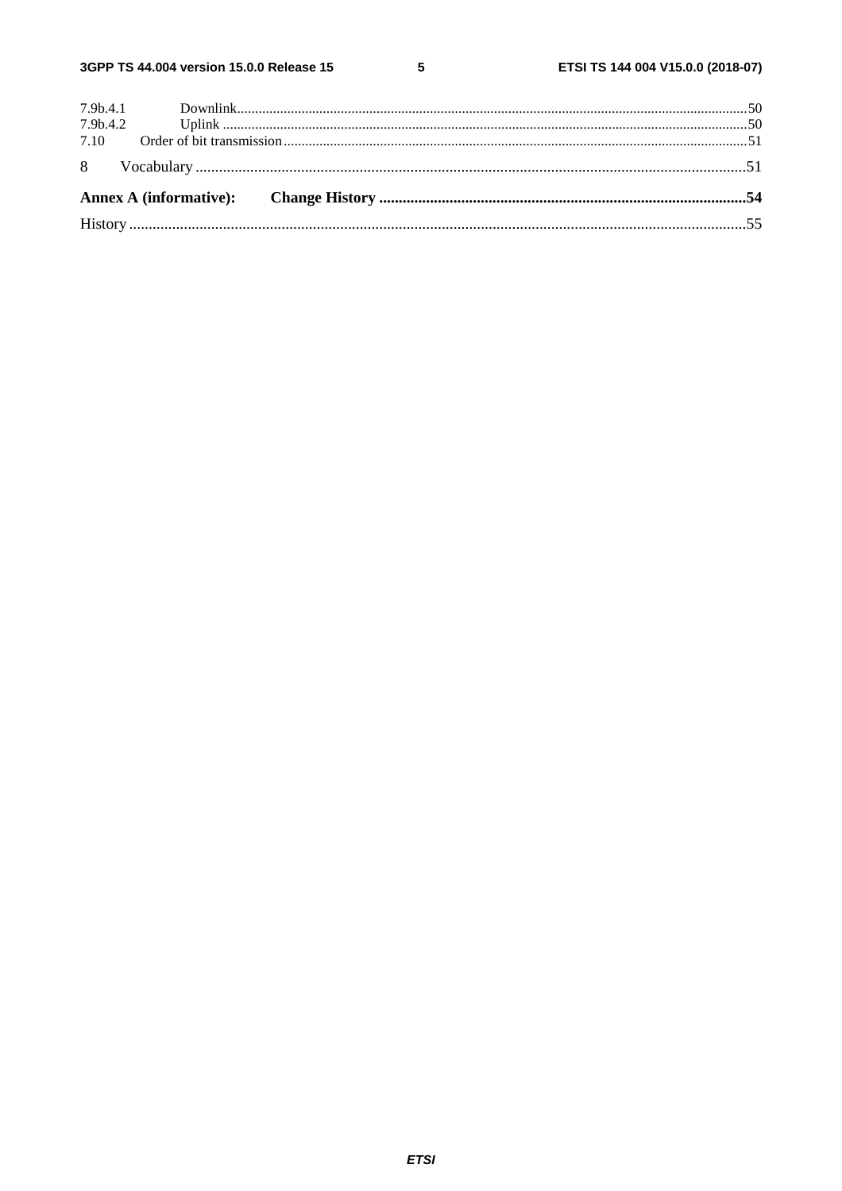7.9b.4.1 Downlink ..........50
7.9b.4.2 Uplink ..........50
7.10 Order of bit transmission ..........51

8 Vocabulary ..........51

**Annex A (informative): Change History ..........54**

History ..........55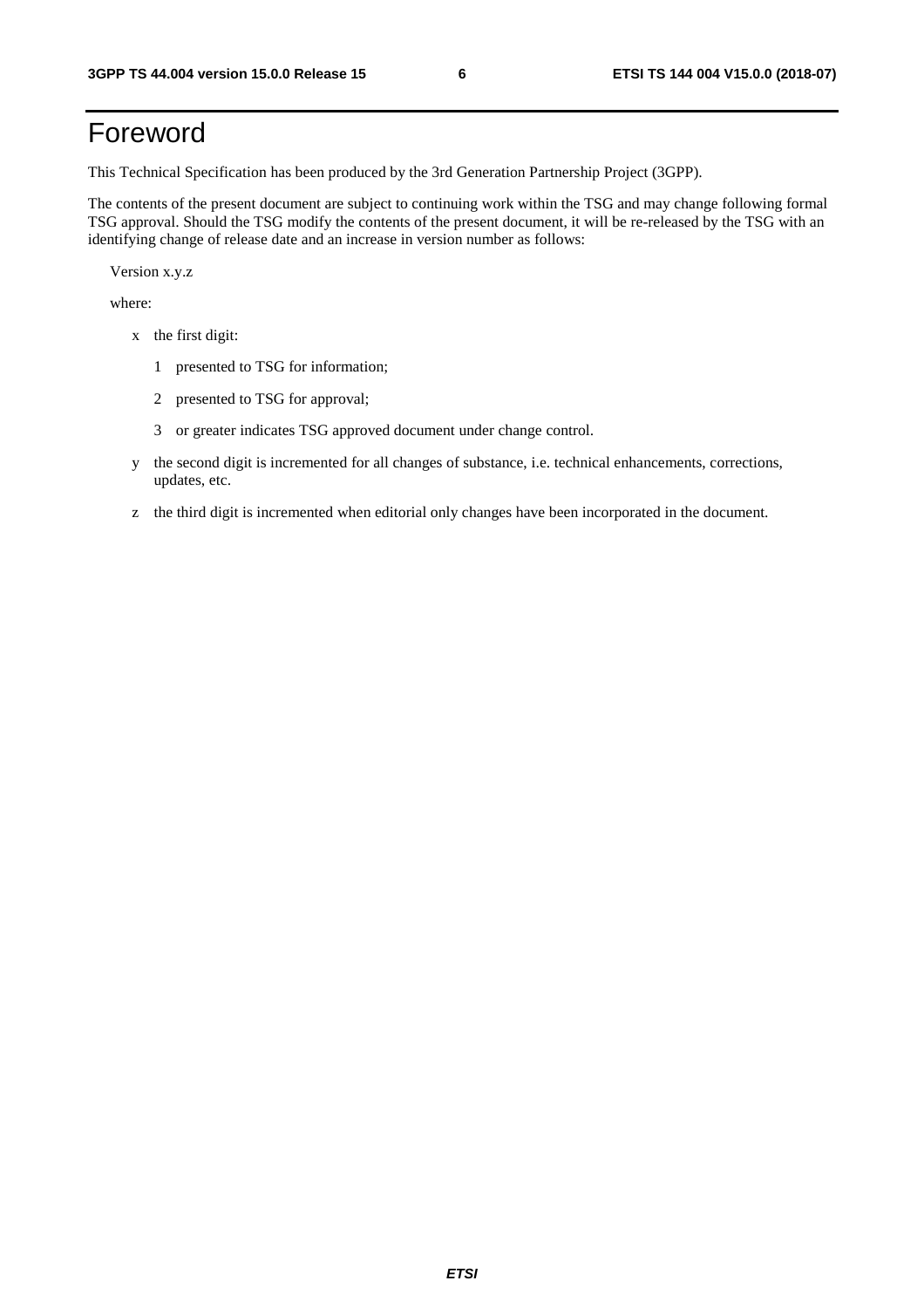# Foreword

This Technical Specification has been produced by the 3rd Generation Partnership Project (3GPP).

The contents of the present document are subject to continuing work within the TSG and may change following formal TSG approval. Should the TSG modify the contents of the present document, it will be re-released by the TSG with an identifying change of release date and an increase in version number as follows:

Version x.y.z

where:

- x the first digit:
  - 1 presented to TSG for information;
  - 2 presented to TSG for approval;
  - 3 or greater indicates TSG approved document under change control.
- y the second digit is incremented for all changes of substance, i.e. technical enhancements, corrections, updates, etc.
- z the third digit is incremented when editorial only changes have been incorporated in the document.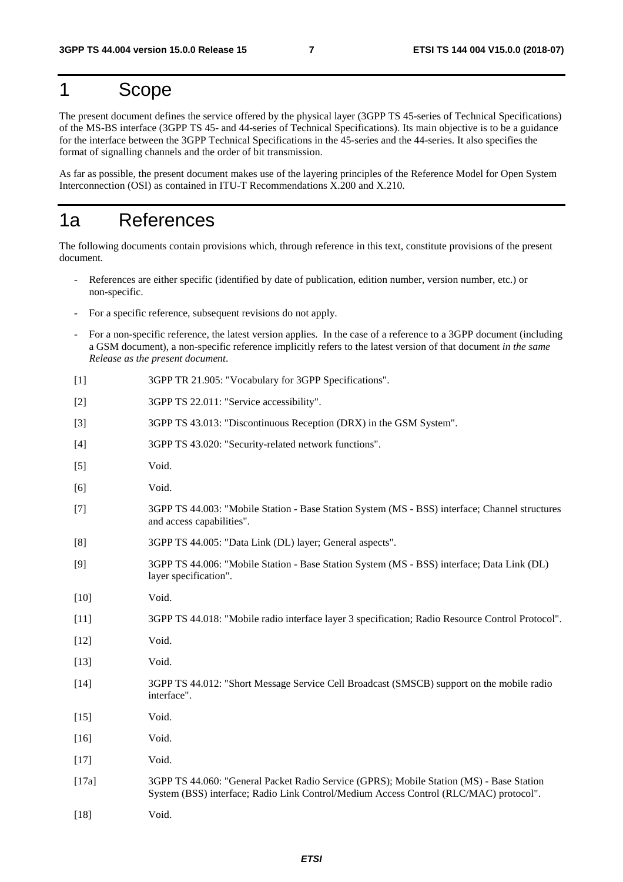# 1 Scope

The present document defines the service offered by the physical layer (3GPP TS 45-series of Technical Specifications) of the MS-BS interface (3GPP TS 45- and 44-series of Technical Specifications). Its main objective is to be a guidance for the interface between the 3GPP Technical Specifications in the 45-series and the 44-series. It also specifies the format of signalling channels and the order of bit transmission.

As far as possible, the present document makes use of the layering principles of the Reference Model for Open System Interconnection (OSI) as contained in ITU-T Recommendations X.200 and X.210.

# 1a References

The following documents contain provisions which, through reference in this text, constitute provisions of the present document.

- References are either specific (identified by date of publication, edition number, version number, etc.) or non-specific.
- For a specific reference, subsequent revisions do not apply.
- For a non-specific reference, the latest version applies. In the case of a reference to a 3GPP document (including a GSM document), a non-specific reference implicitly refers to the latest version of that document *in the same Release as the present document*.

[1] 3GPP TR 21.905: "Vocabulary for 3GPP Specifications".

[2] 3GPP TS 22.011: "Service accessibility".

[3] 3GPP TS 43.013: "Discontinuous Reception (DRX) in the GSM System".

[4] 3GPP TS 43.020: "Security-related network functions".

[5] Void.

[6] Void.

[7] 3GPP TS 44.003: "Mobile Station - Base Station System (MS - BSS) interface; Channel structures and access capabilities".

[8] 3GPP TS 44.005: "Data Link (DL) layer; General aspects".

[9] 3GPP TS 44.006: "Mobile Station - Base Station System (MS - BSS) interface; Data Link (DL) layer specification".

[10] Void.

[11] 3GPP TS 44.018: "Mobile radio interface layer 3 specification; Radio Resource Control Protocol".

[12] Void.

[13] Void.

[14] 3GPP TS 44.012: "Short Message Service Cell Broadcast (SMSCB) support on the mobile radio interface".

[15] Void.

[16] Void.

[17] Void.

[17a] 3GPP TS 44.060: "General Packet Radio Service (GPRS); Mobile Station (MS) - Base Station System (BSS) interface; Radio Link Control/Medium Access Control (RLC/MAC) protocol".

[18] Void.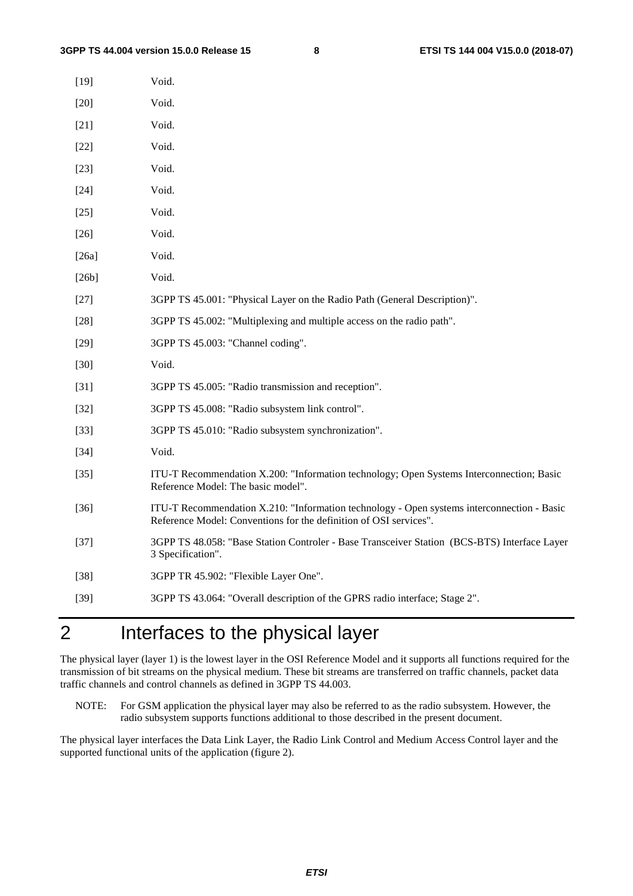[19] Void.

[20] Void.

[21] Void.

[22] Void.

[23] Void.

[24] Void.

[25] Void.

[26] Void.

[26a] Void.

[26b] Void.

[27] 3GPP TS 45.001: "Physical Layer on the Radio Path (General Description)".

[28] 3GPP TS 45.002: "Multiplexing and multiple access on the radio path".

[29] 3GPP TS 45.003: "Channel coding".

[30] Void.

[31] 3GPP TS 45.005: "Radio transmission and reception".

[32] 3GPP TS 45.008: "Radio subsystem link control".

[33] 3GPP TS 45.010: "Radio subsystem synchronization".

[34] Void.

[35] ITU-T Recommendation X.200: "Information technology; Open Systems Interconnection; Basic Reference Model: The basic model".

[36] ITU-T Recommendation X.210: "Information technology - Open systems interconnection - Basic Reference Model: Conventions for the definition of OSI services".

[37] 3GPP TS 48.058: "Base Station Controler - Base Transceiver Station (BCS-BTS) Interface Layer 3 Specification".

[38] 3GPP TR 45.902: "Flexible Layer One".

[39] 3GPP TS 43.064: "Overall description of the GPRS radio interface; Stage 2".

# 2 Interfaces to the physical layer

The physical layer (layer 1) is the lowest layer in the OSI Reference Model and it supports all functions required for the transmission of bit streams on the physical medium. These bit streams are transferred on traffic channels, packet data traffic channels and control channels as defined in 3GPP TS 44.003.

NOTE: For GSM application the physical layer may also be referred to as the radio subsystem. However, the radio subsystem supports functions additional to those described in the present document.

The physical layer interfaces the Data Link Layer, the Radio Link Control and Medium Access Control layer and the supported functional units of the application (figure 2).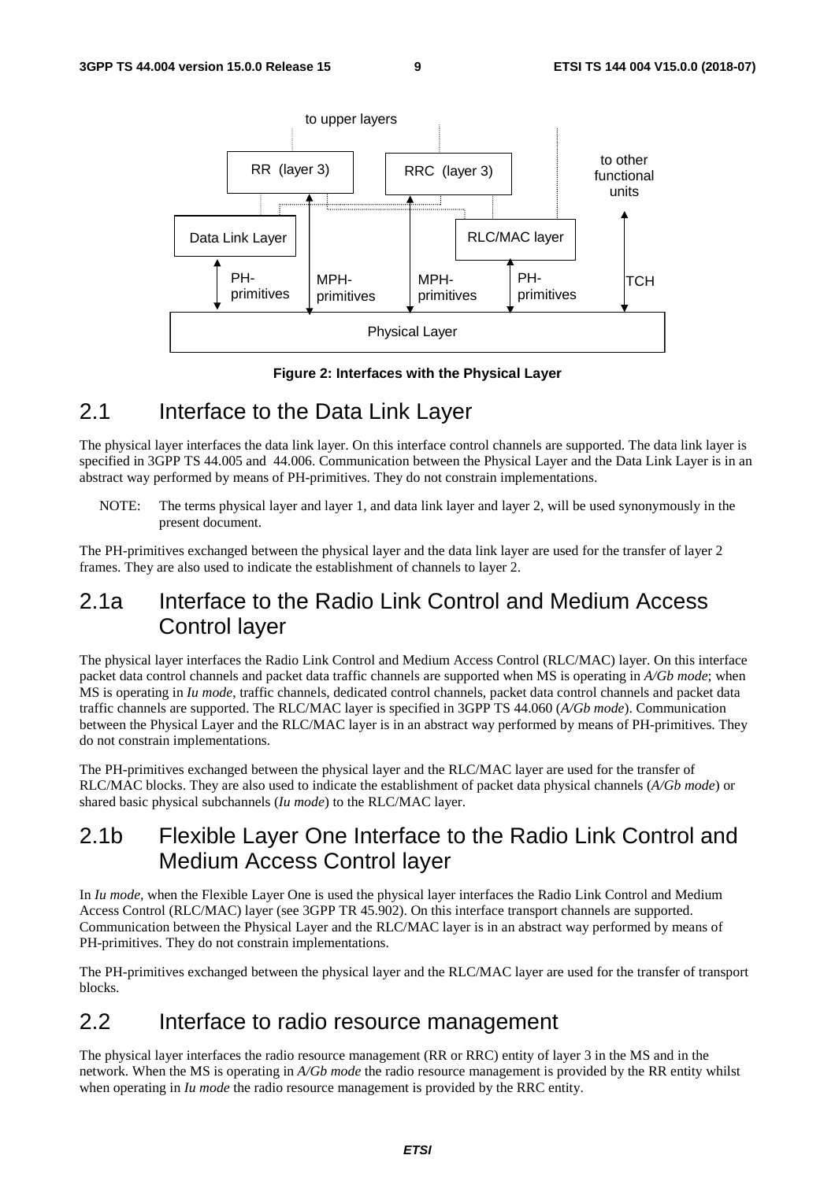**Figure 2: Interfaces with the Physical Layer**

## 2.1 Interface to the Data Link Layer

The physical layer interfaces the data link layer. On this interface control channels are supported. The data link layer is specified in 3GPP TS 44.005 and 44.006. Communication between the Physical Layer and the Data Link Layer is in an abstract way performed by means of PH-primitives. They do not constrain implementations.

NOTE: The terms physical layer and layer 1, and data link layer and layer 2, will be used synonymously in the present document.

The PH-primitives exchanged between the physical layer and the data link layer are used for the transfer of layer 2 frames. They are also used to indicate the establishment of channels to layer 2.

## 2.1a Interface to the Radio Link Control and Medium Access Control layer

The physical layer interfaces the Radio Link Control and Medium Access Control (RLC/MAC) layer. On this interface packet data control channels and packet data traffic channels are supported when MS is operating in *A/Gb mode*; when MS is operating in *Iu mode*, traffic channels, dedicated control channels, packet data control channels and packet data traffic channels are supported. The RLC/MAC layer is specified in 3GPP TS 44.060 (*A/Gb mode*). Communication between the Physical Layer and the RLC/MAC layer is in an abstract way performed by means of PH-primitives. They do not constrain implementations.

The PH-primitives exchanged between the physical layer and the RLC/MAC layer are used for the transfer of RLC/MAC blocks. They are also used to indicate the establishment of packet data physical channels (*A/Gb mode*) or shared basic physical subchannels (*Iu mode*) to the RLC/MAC layer.

## 2.1b Flexible Layer One Interface to the Radio Link Control and Medium Access Control layer

In *Iu mode*, when the Flexible Layer One is used the physical layer interfaces the Radio Link Control and Medium Access Control (RLC/MAC) layer (see 3GPP TR 45.902). On this interface transport channels are supported. Communication between the Physical Layer and the RLC/MAC layer is in an abstract way performed by means of PH-primitives. They do not constrain implementations.

The PH-primitives exchanged between the physical layer and the RLC/MAC layer are used for the transfer of transport blocks.

## 2.2 Interface to radio resource management

The physical layer interfaces the radio resource management (RR or RRC) entity of layer 3 in the MS and in the network. When the MS is operating in *A/Gb mode* the radio resource management is provided by the RR entity whilst when operating in *Iu mode* the radio resource management is provided by the RRC entity.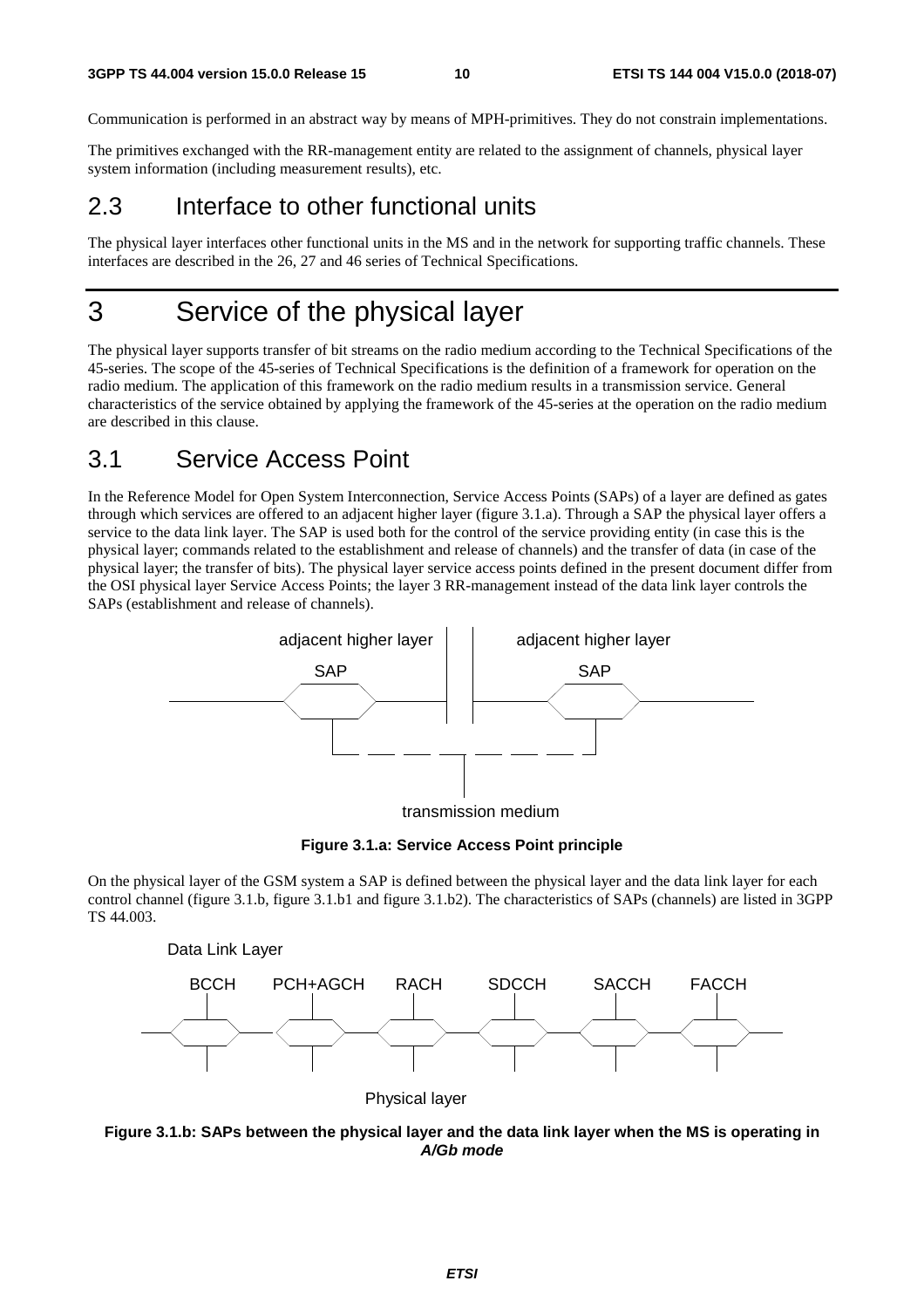Communication is performed in an abstract way by means of MPH-primitives. They do not constrain implementations.

The primitives exchanged with the RR-management entity are related to the assignment of channels, physical layer system information (including measurement results), etc.

## 2.3 Interface to other functional units

The physical layer interfaces other functional units in the MS and in the network for supporting traffic channels. These interfaces are described in the 26, 27 and 46 series of Technical Specifications.

# 3 Service of the physical layer

The physical layer supports transfer of bit streams on the radio medium according to the Technical Specifications of the 45-series. The scope of the 45-series of Technical Specifications is the definition of a framework for operation on the radio medium. The application of this framework on the radio medium results in a transmission service. General characteristics of the service obtained by applying the framework of the 45-series at the operation on the radio medium are described in this clause.

## 3.1 Service Access Point

In the Reference Model for Open System Interconnection, Service Access Points (SAPs) of a layer are defined as gates through which services are offered to an adjacent higher layer (figure 3.1.a). Through a SAP the physical layer offers a service to the data link layer. The SAP is used both for the control of the service providing entity (in case this is the physical layer; commands related to the establishment and release of channels) and the transfer of data (in case of the physical layer; the transfer of bits). The physical layer service access points defined in the present document differ from the OSI physical layer Service Access Points; the layer 3 RR-management instead of the data link layer controls the SAPs (establishment and release of channels).

adjacent higher layer    adjacent higher layer

SAP    SAP

transmission medium

**Figure 3.1.a: Service Access Point principle**

On the physical layer of the GSM system a SAP is defined between the physical layer and the data link layer for each control channel (figure 3.1.b, figure 3.1.b1 and figure 3.1.b2). The characteristics of SAPs (channels) are listed in 3GPP TS 44.003.

Data Link Layer

BCCH    PCH+AGCH    RACH    SDCCH    SACCH    FACCH

Physical layer

**Figure 3.1.b: SAPs between the physical layer and the data link layer when the MS is operating in *A/Gb mode***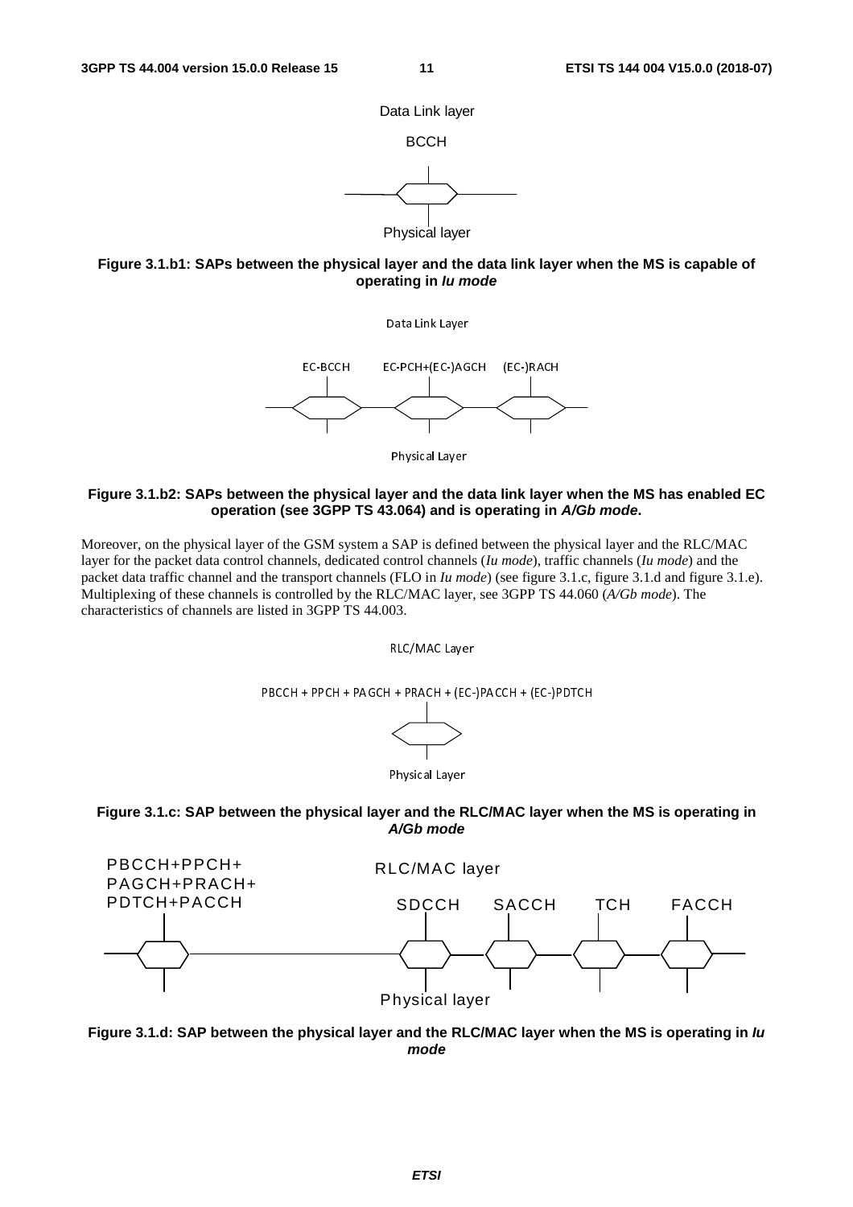Data Link layer

BCCH

Physical layer

**Figure 3.1.b1: SAPs between the physical layer and the data link layer when the MS is capable of operating in *Iu mode***

Data Link Layer

EC-BCCH EC-PCH+(EC-)AGCH (EC-)RACH

Physical Layer

**Figure 3.1.b2: SAPs between the physical layer and the data link layer when the MS has enabled EC operation (see 3GPP TS 43.064) and is operating in *A/Gb mode*.**

Moreover, on the physical layer of the GSM system a SAP is defined between the physical layer and the RLC/MAC layer for the packet data control channels, dedicated control channels (*Iu mode*), traffic channels (*Iu mode*) and the packet data traffic channel and the transport channels (FLO in *Iu mode*) (see figure 3.1.c, figure 3.1.d and figure 3.1.e). Multiplexing of these channels is controlled by the RLC/MAC layer, see 3GPP TS 44.060 (*A/Gb mode*). The characteristics of channels are listed in 3GPP TS 44.003.

RLC/MAC Layer

PBCCH + PPCH + PAGCH + PRACH + (EC-)PACCH + (EC-)PDTCH

Physical Layer

**Figure 3.1.c: SAP between the physical layer and the RLC/MAC layer when the MS is operating in *A/Gb mode***

PBCCH+PPCH+ PAGCH+PRACH+ PDTCH+PACCH

RLC/MAC layer

SDCCH SACCH TCH FACCH

Physical layer

**Figure 3.1.d: SAP between the physical layer and the RLC/MAC layer when the MS is operating in *Iu mode***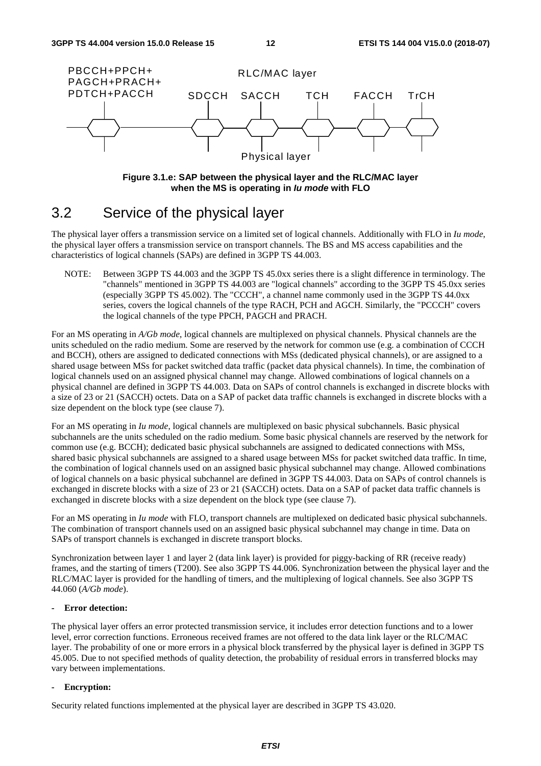PBCCH+PPCH+
PAGCH+PRACH+
PDTCH+PACCH

RLC/MAC layer

SDCCH SACCH TCH FACCH TrCH

Physical layer

**Figure 3.1.e: SAP between the physical layer and the RLC/MAC layer when the MS is operating in *Iu mode* with FLO**

## 3.2 Service of the physical layer

The physical layer offers a transmission service on a limited set of logical channels. Additionally with FLO in *Iu mode*, the physical layer offers a transmission service on transport channels. The BS and MS access capabilities and the characteristics of logical channels (SAPs) are defined in 3GPP TS 44.003.

NOTE: Between 3GPP TS 44.003 and the 3GPP TS 45.0xx series there is a slight difference in terminology. The "channels" mentioned in 3GPP TS 44.003 are "logical channels" according to the 3GPP TS 45.0xx series (especially 3GPP TS 45.002). The "CCCH", a channel name commonly used in the 3GPP TS 44.0xx series, covers the logical channels of the type RACH, PCH and AGCH. Similarly, the "PCCCH" covers the logical channels of the type PPCH, PAGCH and PRACH.

For an MS operating in *A/Gb mode*, logical channels are multiplexed on physical channels. Physical channels are the units scheduled on the radio medium. Some are reserved by the network for common use (e.g. a combination of CCCH and BCCH), others are assigned to dedicated connections with MSs (dedicated physical channels), or are assigned to a shared usage between MSs for packet switched data traffic (packet data physical channels). In time, the combination of logical channels used on an assigned physical channel may change. Allowed combinations of logical channels on a physical channel are defined in 3GPP TS 44.003. Data on SAPs of control channels is exchanged in discrete blocks with a size of 23 or 21 (SACCH) octets. Data on a SAP of packet data traffic channels is exchanged in discrete blocks with a size dependent on the block type (see clause 7).

For an MS operating in *Iu mode*, logical channels are multiplexed on basic physical subchannels. Basic physical subchannels are the units scheduled on the radio medium. Some basic physical channels are reserved by the network for common use (e.g. BCCH); dedicated basic physical subchannels are assigned to dedicated connections with MSs, shared basic physical subchannels are assigned to a shared usage between MSs for packet switched data traffic. In time, the combination of logical channels used on an assigned basic physical subchannel may change. Allowed combinations of logical channels on a basic physical subchannel are defined in 3GPP TS 44.003. Data on SAPs of control channels is exchanged in discrete blocks with a size of 23 or 21 (SACCH) octets. Data on a SAP of packet data traffic channels is exchanged in discrete blocks with a size dependent on the block type (see clause 7).

For an MS operating in *Iu mode* with FLO, transport channels are multiplexed on dedicated basic physical subchannels. The combination of transport channels used on an assigned basic physical subchannel may change in time. Data on SAPs of transport channels is exchanged in discrete transport blocks.

Synchronization between layer 1 and layer 2 (data link layer) is provided for piggy-backing of RR (receive ready) frames, and the starting of timers (T200). See also 3GPP TS 44.006. Synchronization between the physical layer and the RLC/MAC layer is provided for the handling of timers, and the multiplexing of logical channels. See also 3GPP TS 44.060 (*A/Gb mode*).

- **Error detection:**

The physical layer offers an error protected transmission service, it includes error detection functions and to a lower level, error correction functions. Erroneous received frames are not offered to the data link layer or the RLC/MAC layer. The probability of one or more errors in a physical block transferred by the physical layer is defined in 3GPP TS 45.005. Due to not specified methods of quality detection, the probability of residual errors in transferred blocks may vary between implementations.

- **Encryption:**

Security related functions implemented at the physical layer are described in 3GPP TS 43.020.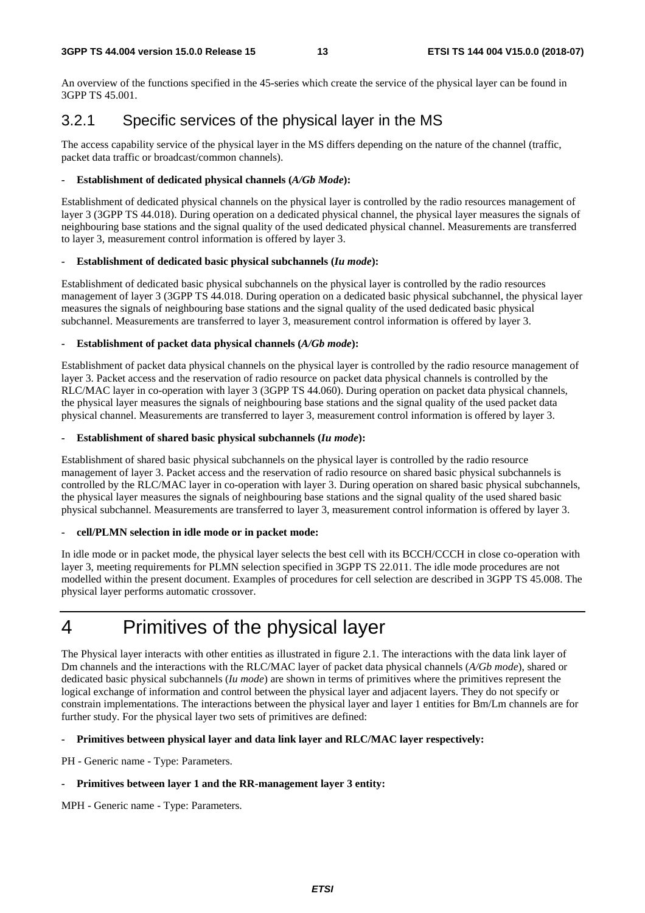An overview of the functions specified in the 45-series which create the service of the physical layer can be found in 3GPP TS 45.001.

### 3.2.1 Specific services of the physical layer in the MS

The access capability service of the physical layer in the MS differs depending on the nature of the channel (traffic, packet data traffic or broadcast/common channels).

- **Establishment of dedicated physical channels (*A/Gb Mode*):**

Establishment of dedicated physical channels on the physical layer is controlled by the radio resources management of layer 3 (3GPP TS 44.018). During operation on a dedicated physical channel, the physical layer measures the signals of neighbouring base stations and the signal quality of the used dedicated physical channel. Measurements are transferred to layer 3, measurement control information is offered by layer 3.

- **Establishment of dedicated basic physical subchannels (*Iu mode*):**

Establishment of dedicated basic physical subchannels on the physical layer is controlled by the radio resources management of layer 3 (3GPP TS 44.018. During operation on a dedicated basic physical subchannel, the physical layer measures the signals of neighbouring base stations and the signal quality of the used dedicated basic physical subchannel. Measurements are transferred to layer 3, measurement control information is offered by layer 3.

- **Establishment of packet data physical channels (*A/Gb mode*):**

Establishment of packet data physical channels on the physical layer is controlled by the radio resource management of layer 3. Packet access and the reservation of radio resource on packet data physical channels is controlled by the RLC/MAC layer in co-operation with layer 3 (3GPP TS 44.060). During operation on packet data physical channels, the physical layer measures the signals of neighbouring base stations and the signal quality of the used packet data physical channel. Measurements are transferred to layer 3, measurement control information is offered by layer 3.

- **Establishment of shared basic physical subchannels (*Iu mode*):**

Establishment of shared basic physical subchannels on the physical layer is controlled by the radio resource management of layer 3. Packet access and the reservation of radio resource on shared basic physical subchannels is controlled by the RLC/MAC layer in co-operation with layer 3. During operation on shared basic physical subchannels, the physical layer measures the signals of neighbouring base stations and the signal quality of the used shared basic physical subchannel. Measurements are transferred to layer 3, measurement control information is offered by layer 3.

- **cell/PLMN selection in idle mode or in packet mode:**

In idle mode or in packet mode, the physical layer selects the best cell with its BCCH/CCCH in close co-operation with layer 3, meeting requirements for PLMN selection specified in 3GPP TS 22.011. The idle mode procedures are not modelled within the present document. Examples of procedures for cell selection are described in 3GPP TS 45.008. The physical layer performs automatic crossover.

# 4 Primitives of the physical layer

The Physical layer interacts with other entities as illustrated in figure 2.1. The interactions with the data link layer of Dm channels and the interactions with the RLC/MAC layer of packet data physical channels (*A/Gb mode*), shared or dedicated basic physical subchannels (*Iu mode*) are shown in terms of primitives where the primitives represent the logical exchange of information and control between the physical layer and adjacent layers. They do not specify or constrain implementations. The interactions between the physical layer and layer 1 entities for Bm/Lm channels are for further study. For the physical layer two sets of primitives are defined:

- **Primitives between physical layer and data link layer and RLC/MAC layer respectively:**

PH - Generic name - Type: Parameters.

- **Primitives between layer 1 and the RR-management layer 3 entity:**

MPH - Generic name - Type: Parameters.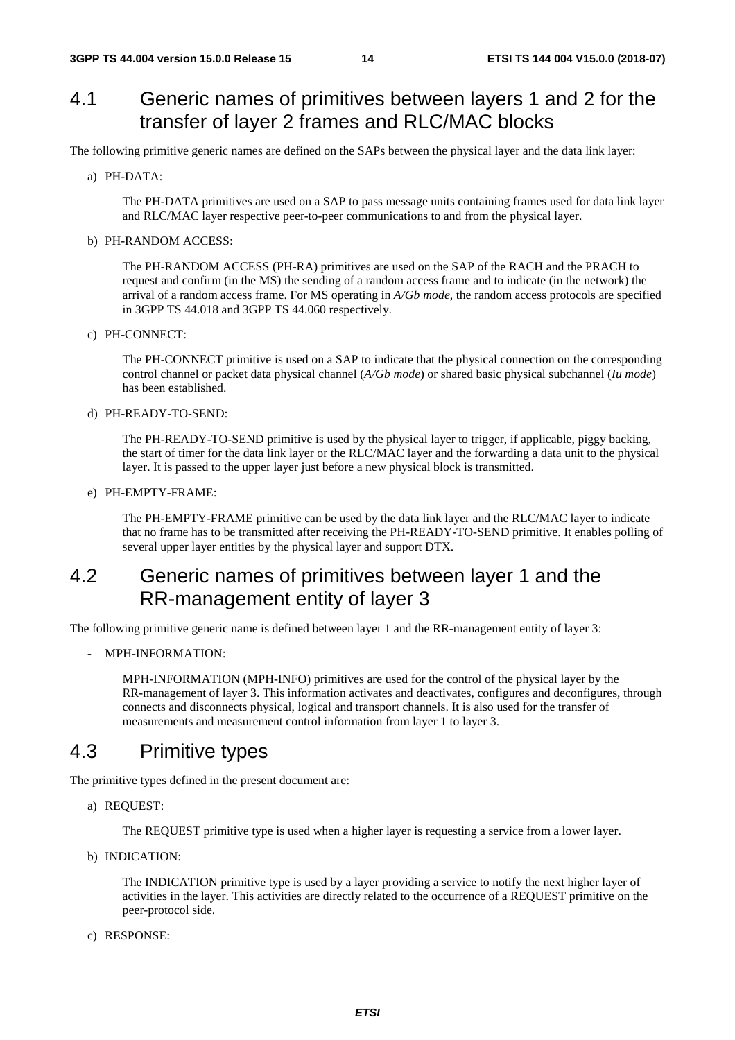## 4.1 Generic names of primitives between layers 1 and 2 for the transfer of layer 2 frames and RLC/MAC blocks

The following primitive generic names are defined on the SAPs between the physical layer and the data link layer:

a) PH-DATA:

The PH-DATA primitives are used on a SAP to pass message units containing frames used for data link layer and RLC/MAC layer respective peer-to-peer communications to and from the physical layer.

b) PH-RANDOM ACCESS:

The PH-RANDOM ACCESS (PH-RA) primitives are used on the SAP of the RACH and the PRACH to request and confirm (in the MS) the sending of a random access frame and to indicate (in the network) the arrival of a random access frame. For MS operating in *A/Gb mode*, the random access protocols are specified in 3GPP TS 44.018 and 3GPP TS 44.060 respectively.

c) PH-CONNECT:

The PH-CONNECT primitive is used on a SAP to indicate that the physical connection on the corresponding control channel or packet data physical channel (*A/Gb mode*) or shared basic physical subchannel (*Iu mode*) has been established.

d) PH-READY-TO-SEND:

The PH-READY-TO-SEND primitive is used by the physical layer to trigger, if applicable, piggy backing, the start of timer for the data link layer or the RLC/MAC layer and the forwarding a data unit to the physical layer. It is passed to the upper layer just before a new physical block is transmitted.

e) PH-EMPTY-FRAME:

The PH-EMPTY-FRAME primitive can be used by the data link layer and the RLC/MAC layer to indicate that no frame has to be transmitted after receiving the PH-READY-TO-SEND primitive. It enables polling of several upper layer entities by the physical layer and support DTX.

## 4.2 Generic names of primitives between layer 1 and the RR-management entity of layer 3

The following primitive generic name is defined between layer 1 and the RR-management entity of layer 3:

- MPH-INFORMATION:

MPH-INFORMATION (MPH-INFO) primitives are used for the control of the physical layer by the RR-management of layer 3. This information activates and deactivates, configures and deconfigures, through connects and disconnects physical, logical and transport channels. It is also used for the transfer of measurements and measurement control information from layer 1 to layer 3.

## 4.3 Primitive types

The primitive types defined in the present document are:

a) REQUEST:

The REQUEST primitive type is used when a higher layer is requesting a service from a lower layer.

b) INDICATION:

The INDICATION primitive type is used by a layer providing a service to notify the next higher layer of activities in the layer. This activities are directly related to the occurrence of a REQUEST primitive on the peer-protocol side.

c) RESPONSE: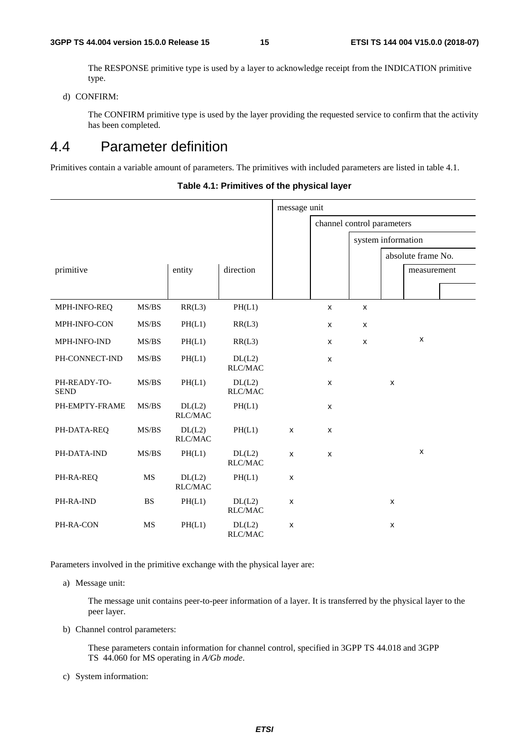The RESPONSE primitive type is used by a layer to acknowledge receipt from the INDICATION primitive type.

d) CONFIRM:

The CONFIRM primitive type is used by the layer providing the requested service to confirm that the activity has been completed.

# 4.4 Parameter definition

Primitives contain a variable amount of parameters. The primitives with included parameters are listed in table 4.1.

**Table 4.1: Primitives of the physical layer**

| primitive | | entity | direction | message unit | channel control parameters | system information | absolute frame No. | measurement |
|---|---|---|---|---|---|---|---|---|
| MPH-INFO-REQ | MS/BS | RR(L3) | PH(L1) | | x | x | | |
| MPH-INFO-CON | MS/BS | PH(L1) | RR(L3) | | x | x | | |
| MPH-INFO-IND | MS/BS | PH(L1) | RR(L3) | | x | x | | x |
| PH-CONNECT-IND | MS/BS | PH(L1) | DL(L2) RLC/MAC | | x | | | |
| PH-READY-TO-SEND | MS/BS | PH(L1) | DL(L2) RLC/MAC | | x | | x | |
| PH-EMPTY-FRAME | MS/BS | DL(L2) RLC/MAC | PH(L1) | | x | | | |
| PH-DATA-REQ | MS/BS | DL(L2) RLC/MAC | PH(L1) | x | x | | | |
| PH-DATA-IND | MS/BS | PH(L1) | DL(L2) RLC/MAC | x | x | | | x |
| PH-RA-REQ | MS | DL(L2) RLC/MAC | PH(L1) | x | | | | |
| PH-RA-IND | BS | PH(L1) | DL(L2) RLC/MAC | x | | | x | |
| PH-RA-CON | MS | PH(L1) | DL(L2) RLC/MAC | x | | | x | |

Parameters involved in the primitive exchange with the physical layer are:

a) Message unit:

The message unit contains peer-to-peer information of a layer. It is transferred by the physical layer to the peer layer.

b) Channel control parameters:

These parameters contain information for channel control, specified in 3GPP TS 44.018 and 3GPP TS 44.060 for MS operating in *A/Gb mode*.

c) System information: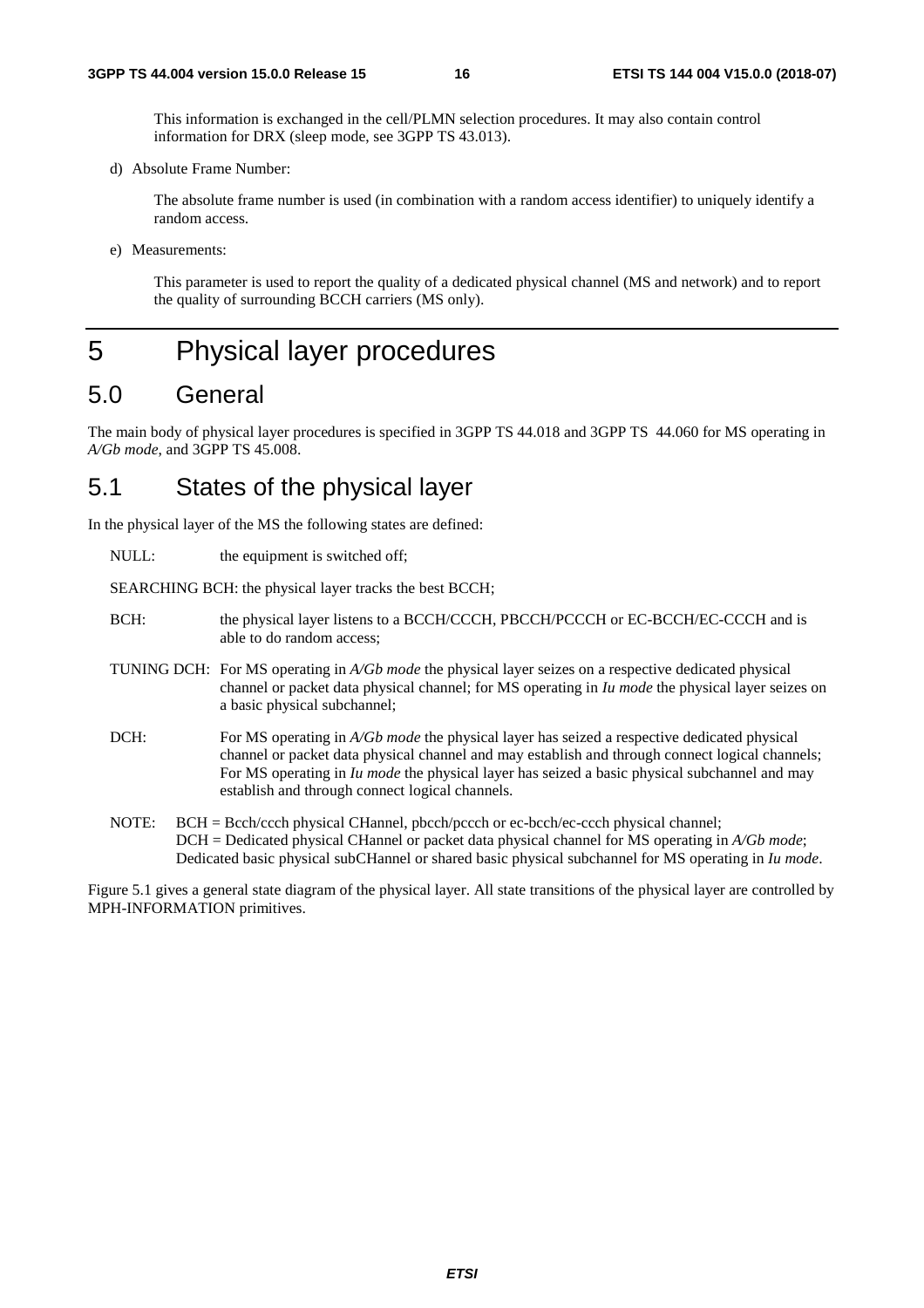This information is exchanged in the cell/PLMN selection procedures. It may also contain control information for DRX (sleep mode, see 3GPP TS 43.013).

d) Absolute Frame Number:

The absolute frame number is used (in combination with a random access identifier) to uniquely identify a random access.

e) Measurements:

This parameter is used to report the quality of a dedicated physical channel (MS and network) and to report the quality of surrounding BCCH carriers (MS only).

# 5 Physical layer procedures

## 5.0 General

The main body of physical layer procedures is specified in 3GPP TS 44.018 and 3GPP TS 44.060 for MS operating in *A/Gb mode*, and 3GPP TS 45.008.

## 5.1 States of the physical layer

In the physical layer of the MS the following states are defined:

NULL: the equipment is switched off;

SEARCHING BCH: the physical layer tracks the best BCCH;

BCH: the physical layer listens to a BCCH/CCCH, PBCCH/PCCCH or EC-BCCH/EC-CCCH and is able to do random access;

TUNING DCH: For MS operating in *A/Gb mode* the physical layer seizes on a respective dedicated physical channel or packet data physical channel; for MS operating in *Iu mode* the physical layer seizes on a basic physical subchannel;

DCH: For MS operating in *A/Gb mode* the physical layer has seized a respective dedicated physical channel or packet data physical channel and may establish and through connect logical channels; For MS operating in *Iu mode* the physical layer has seized a basic physical subchannel and may establish and through connect logical channels.

NOTE: BCH = Bcch/ccch physical CHannel, pbcch/pccch or ec-bcch/ec-ccch physical channel;
DCH = Dedicated physical CHannel or packet data physical channel for MS operating in *A/Gb mode*;
Dedicated basic physical subCHannel or shared basic physical subchannel for MS operating in *Iu mode*.

Figure 5.1 gives a general state diagram of the physical layer. All state transitions of the physical layer are controlled by MPH-INFORMATION primitives.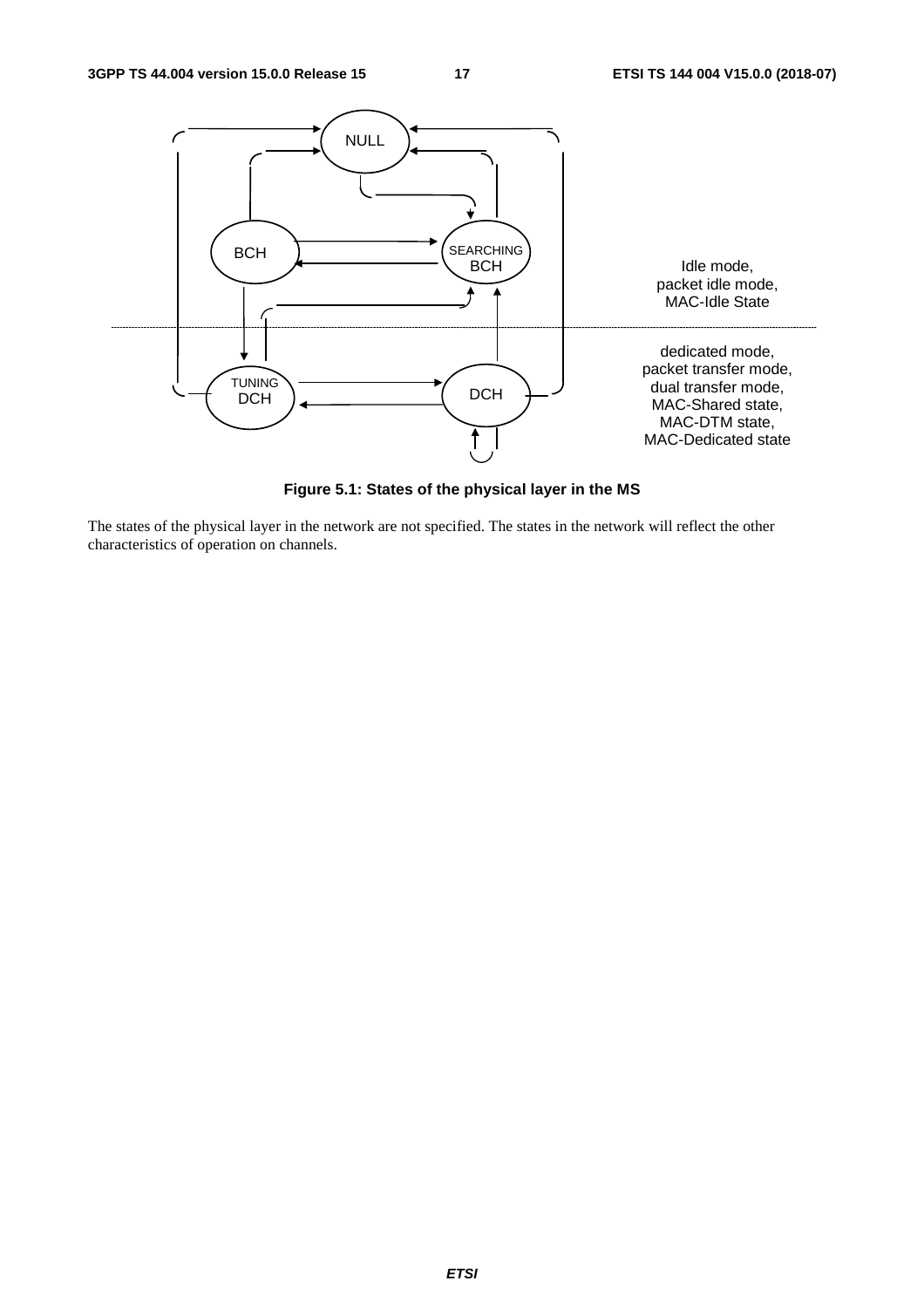Figure 5.1: States of the physical layer in the MS

The states of the physical layer in the network are not specified. The states in the network will reflect the other characteristics of operation on channels.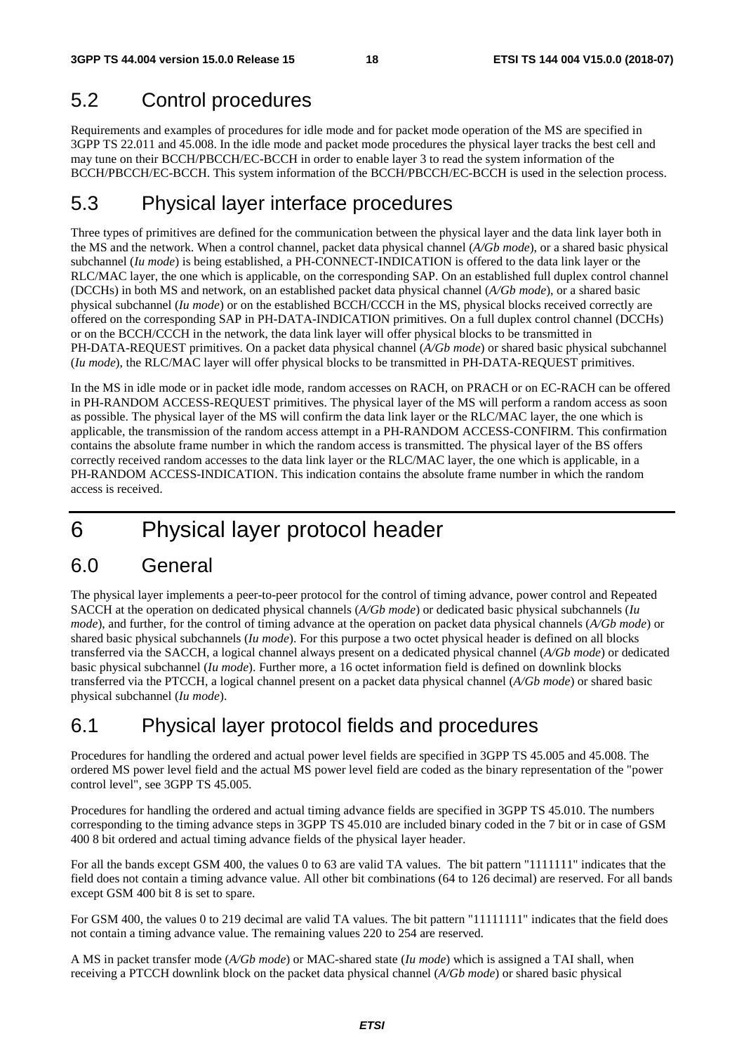## 5.2 Control procedures

Requirements and examples of procedures for idle mode and for packet mode operation of the MS are specified in 3GPP TS 22.011 and 45.008. In the idle mode and packet mode procedures the physical layer tracks the best cell and may tune on their BCCH/PBCCH/EC-BCCH in order to enable layer 3 to read the system information of the BCCH/PBCCH/EC-BCCH. This system information of the BCCH/PBCCH/EC-BCCH is used in the selection process.

## 5.3 Physical layer interface procedures

Three types of primitives are defined for the communication between the physical layer and the data link layer both in the MS and the network. When a control channel, packet data physical channel (*A/Gb mode*), or a shared basic physical subchannel (*Iu mode*) is being established, a PH-CONNECT-INDICATION is offered to the data link layer or the RLC/MAC layer, the one which is applicable, on the corresponding SAP. On an established full duplex control channel (DCCHs) in both MS and network, on an established packet data physical channel (*A/Gb mode*), or a shared basic physical subchannel (*Iu mode*) or on the established BCCH/CCCH in the MS, physical blocks received correctly are offered on the corresponding SAP in PH-DATA-INDICATION primitives. On a full duplex control channel (DCCHs) or on the BCCH/CCCH in the network, the data link layer will offer physical blocks to be transmitted in PH-DATA-REQUEST primitives. On a packet data physical channel (*A/Gb mode*) or shared basic physical subchannel (*Iu mode*), the RLC/MAC layer will offer physical blocks to be transmitted in PH-DATA-REQUEST primitives.

In the MS in idle mode or in packet idle mode, random accesses on RACH, on PRACH or on EC-RACH can be offered in PH-RANDOM ACCESS-REQUEST primitives. The physical layer of the MS will perform a random access as soon as possible. The physical layer of the MS will confirm the data link layer or the RLC/MAC layer, the one which is applicable, the transmission of the random access attempt in a PH-RANDOM ACCESS-CONFIRM. This confirmation contains the absolute frame number in which the random access is transmitted. The physical layer of the BS offers correctly received random accesses to the data link layer or the RLC/MAC layer, the one which is applicable, in a PH-RANDOM ACCESS-INDICATION. This indication contains the absolute frame number in which the random access is received.

# 6 Physical layer protocol header

## 6.0 General

The physical layer implements a peer-to-peer protocol for the control of timing advance, power control and Repeated SACCH at the operation on dedicated physical channels (*A/Gb mode*) or dedicated basic physical subchannels (*Iu mode*), and further, for the control of timing advance at the operation on packet data physical channels (*A/Gb mode*) or shared basic physical subchannels (*Iu mode*). For this purpose a two octet physical header is defined on all blocks transferred via the SACCH, a logical channel always present on a dedicated physical channel (*A/Gb mode*) or dedicated basic physical subchannel (*Iu mode*). Further more, a 16 octet information field is defined on downlink blocks transferred via the PTCCH, a logical channel present on a packet data physical channel (*A/Gb mode*) or shared basic physical subchannel (*Iu mode*).

## 6.1 Physical layer protocol fields and procedures

Procedures for handling the ordered and actual power level fields are specified in 3GPP TS 45.005 and 45.008. The ordered MS power level field and the actual MS power level field are coded as the binary representation of the "power control level", see 3GPP TS 45.005.

Procedures for handling the ordered and actual timing advance fields are specified in 3GPP TS 45.010. The numbers corresponding to the timing advance steps in 3GPP TS 45.010 are included binary coded in the 7 bit or in case of GSM 400 8 bit ordered and actual timing advance fields of the physical layer header.

For all the bands except GSM 400, the values 0 to 63 are valid TA values. The bit pattern "1111111" indicates that the field does not contain a timing advance value. All other bit combinations (64 to 126 decimal) are reserved. For all bands except GSM 400 bit 8 is set to spare.

For GSM 400, the values 0 to 219 decimal are valid TA values. The bit pattern "11111111" indicates that the field does not contain a timing advance value. The remaining values 220 to 254 are reserved.

A MS in packet transfer mode (*A/Gb mode*) or MAC-shared state (*Iu mode*) which is assigned a TAI shall, when receiving a PTCCH downlink block on the packet data physical channel (*A/Gb mode*) or shared basic physical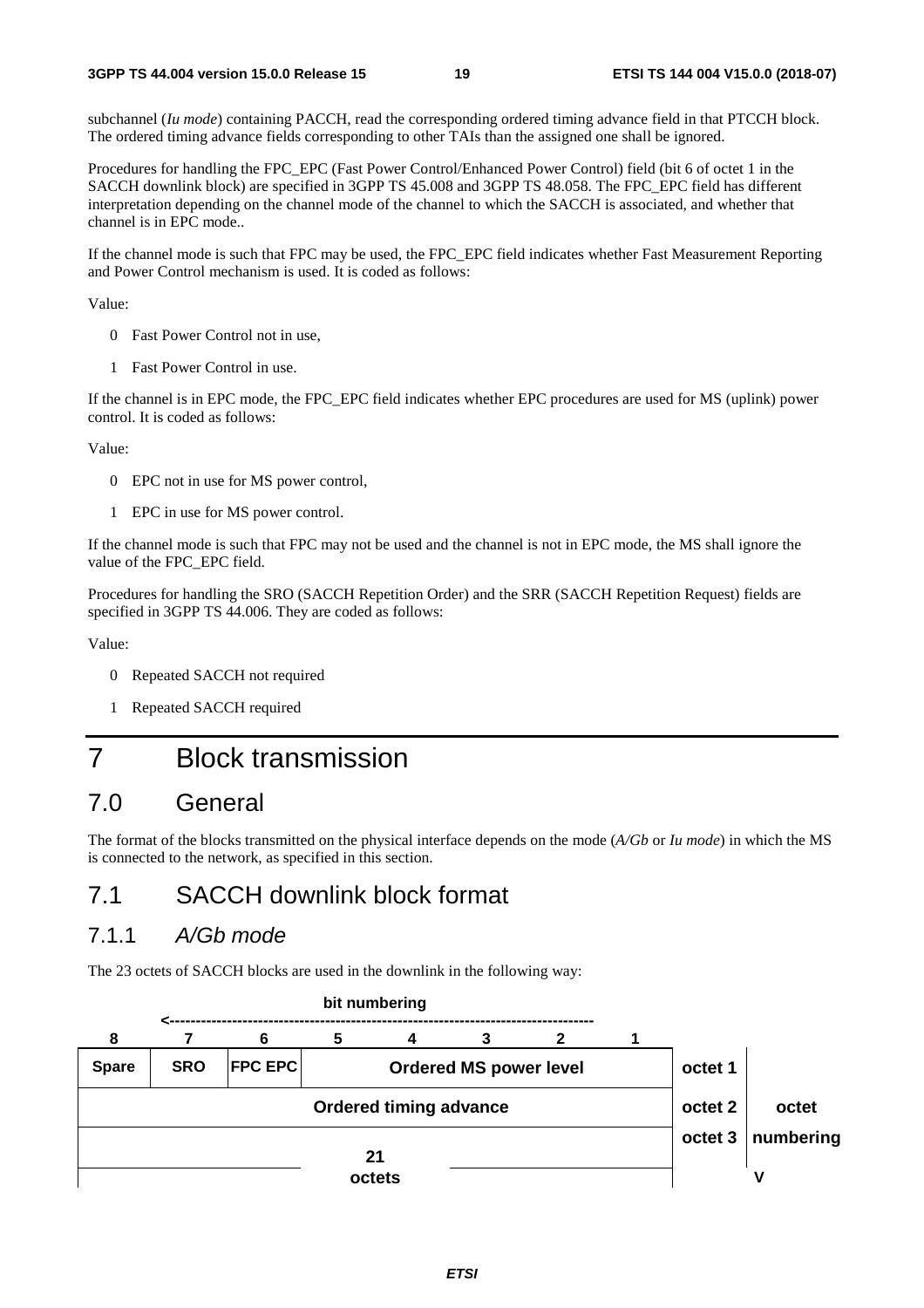subchannel (*Iu mode*) containing PACCH, read the corresponding ordered timing advance field in that PTCCH block. The ordered timing advance fields corresponding to other TAIs than the assigned one shall be ignored.

Procedures for handling the FPC_EPC (Fast Power Control/Enhanced Power Control) field (bit 6 of octet 1 in the SACCH downlink block) are specified in 3GPP TS 45.008 and 3GPP TS 48.058. The FPC_EPC field has different interpretation depending on the channel mode of the channel to which the SACCH is associated, and whether that channel is in EPC mode..

If the channel mode is such that FPC may be used, the FPC_EPC field indicates whether Fast Measurement Reporting and Power Control mechanism is used. It is coded as follows:

Value:

- 0 Fast Power Control not in use,
- 1 Fast Power Control in use.

If the channel is in EPC mode, the FPC_EPC field indicates whether EPC procedures are used for MS (uplink) power control. It is coded as follows:

Value:

- 0 EPC not in use for MS power control,
- 1 EPC in use for MS power control.

If the channel mode is such that FPC may not be used and the channel is not in EPC mode, the MS shall ignore the value of the FPC_EPC field.

Procedures for handling the SRO (SACCH Repetition Order) and the SRR (SACCH Repetition Request) fields are specified in 3GPP TS 44.006. They are coded as follows:

Value:

- 0 Repeated SACCH not required
- 1 Repeated SACCH required

# 7 Block transmission

## 7.0 General

The format of the blocks transmitted on the physical interface depends on the mode (*A/Gb* or *Iu mode*) in which the MS is connected to the network, as specified in this section.

## 7.1 SACCH downlink block format

### 7.1.1 *A/Gb mode*

The 23 octets of SACCH blocks are used in the downlink in the following way:

bit numbering <----

| 8 | 7 | 6 | 5 | 4 | 3 | 2 | 1 | | |
|---|---|---|---|---|---|---|---|---|---|
| Spare | SRO | FPC EPC | Ordered MS power level | | | | | octet 1 | |
| Ordered timing advance | | | | | | | | octet 2 | octet |
| 21 octets | | | | | | | | octet 3 | numbering |
| | | | | | | | | | V |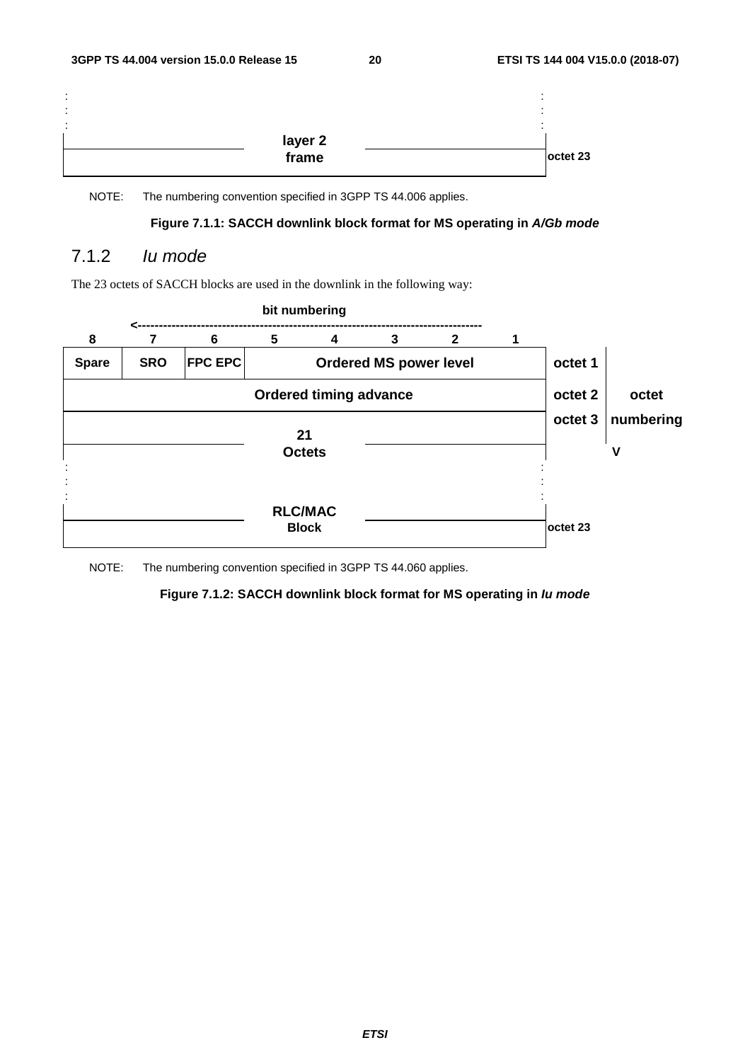| | | | | | | | | |
|---|---|---|---|---|---|---|---|---|
| : | | | | | | | : | |
| : | | | | | | | : | |
| : | | | | | | | : | |
| | | | layer 2 frame | | | | | octet 23 |

NOTE: The numbering convention specified in 3GPP TS 44.006 applies.

**Figure 7.1.1: SACCH downlink block format for MS operating in *A/Gb mode***

### 7.1.2 *Iu mode*

The 23 octets of SACCH blocks are used in the downlink in the following way:

**bit numbering**

| 8 | 7 | 6 | 5 | 4 | 3 | 2 | 1 | | |
|---|---|---|---|---|---|---|---|---|---|
| Spare | SRO | FPC EPC | Ordered MS power level | | | | | octet 1 | |
| Ordered timing advance | | | | | | | | octet 2 | octet numbering |
| 21 Octets | | | | | | | | octet 3 | V |
| : | | | | | | | : | | |
| RLC/MAC Block | | | | | | | | octet 23 | |

NOTE: The numbering convention specified in 3GPP TS 44.060 applies.

**Figure 7.1.2: SACCH downlink block format for MS operating in *Iu mode***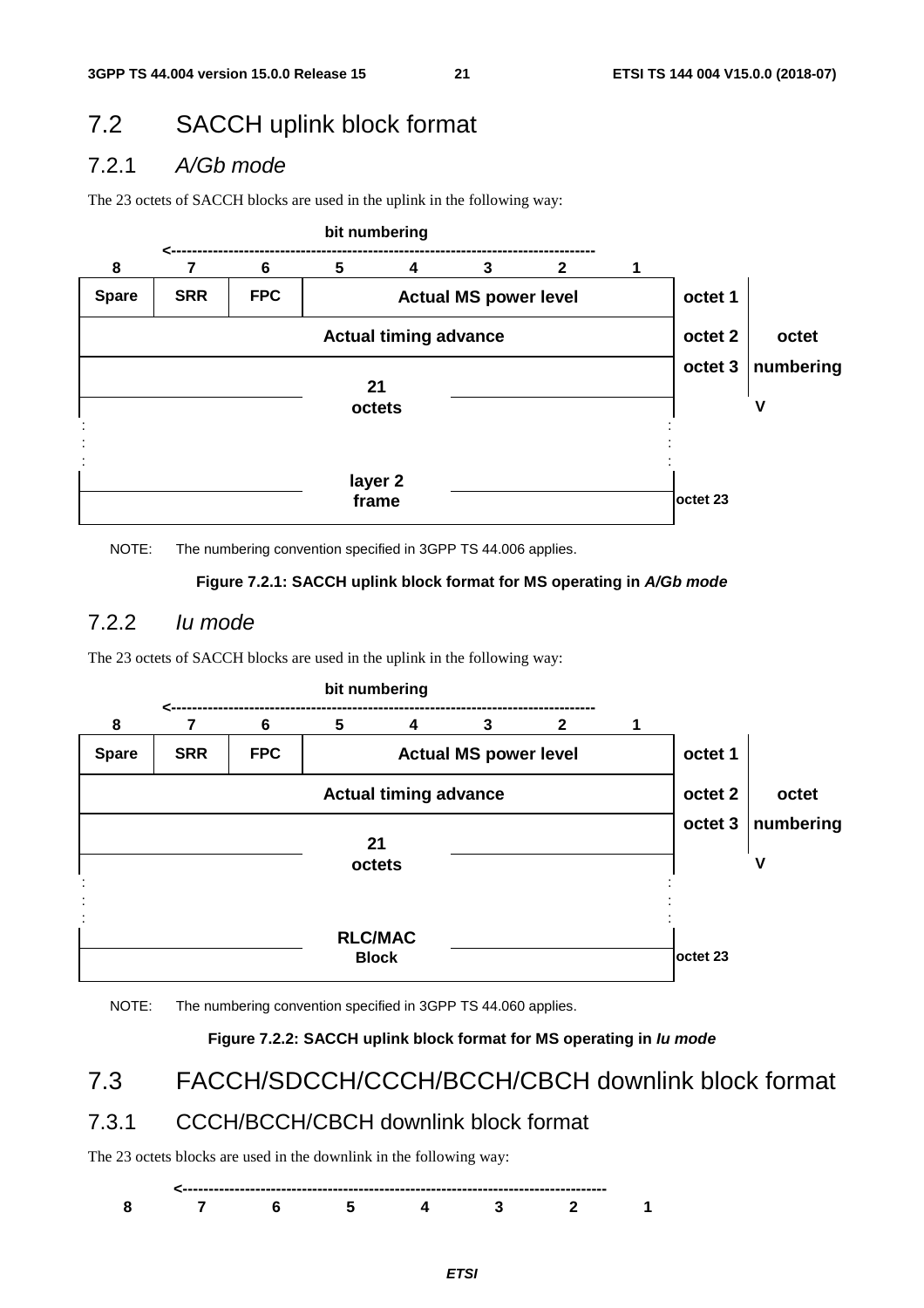## 7.2 SACCH uplink block format

### 7.2.1 *A/Gb mode*

The 23 octets of SACCH blocks are used in the uplink in the following way:

| 8 | 7 | 6 | 5 | 4 | 3 | 2 | 1 | |
|---|---|---|---|---|---|---|---|---|
| Spare | SRR | FPC | Actual MS power level | | | | | octet 1 |
| Actual timing advance | | | | | | | | octet 2 |
| 21 octets layer 2 frame | | | | | | | | octet 3 ... octet 23 |

NOTE: The numbering convention specified in 3GPP TS 44.006 applies.

**Figure 7.2.1: SACCH uplink block format for MS operating in *A/Gb mode***

### 7.2.2 *Iu mode*

The 23 octets of SACCH blocks are used in the uplink in the following way:

| 8 | 7 | 6 | 5 | 4 | 3 | 2 | 1 | |
|---|---|---|---|---|---|---|---|---|
| Spare | SRR | FPC | Actual MS power level | | | | | octet 1 |
| Actual timing advance | | | | | | | | octet 2 |
| 21 octets RLC/MAC Block | | | | | | | | octet 3 ... octet 23 |

NOTE: The numbering convention specified in 3GPP TS 44.060 applies.

**Figure 7.2.2: SACCH uplink block format for MS operating in *Iu mode***

## 7.3 FACCH/SDCCH/CCCH/BCCH/CBCH downlink block format

### 7.3.1 CCCH/BCCH/CBCH downlink block format

The 23 octets blocks are used in the downlink in the following way:

| 8 | 7 | 6 | 5 | 4 | 3 | 2 | 1 |
|---|---|---|---|---|---|---|---|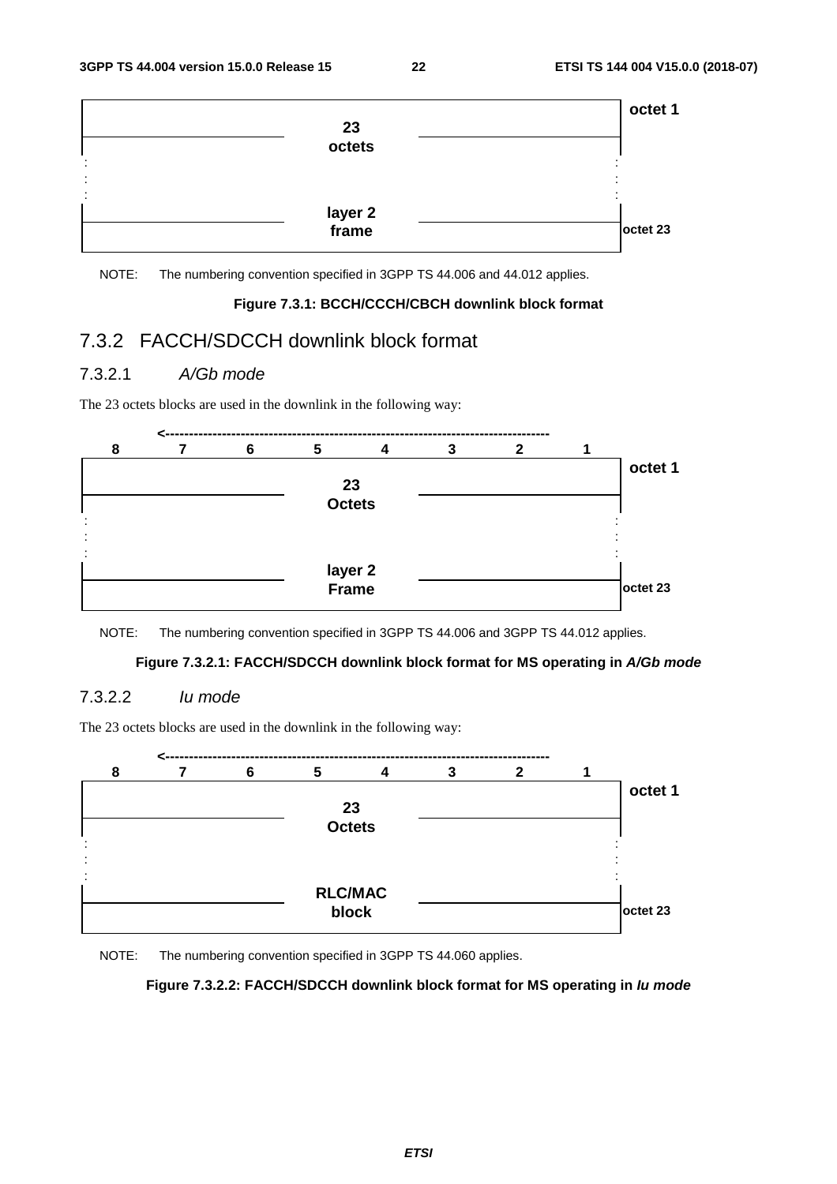| | octet 1 |
|---|---|
| 23 octets | |
| : | |
| layer 2 frame | octet 23 |

NOTE: The numbering convention specified in 3GPP TS 44.006 and 44.012 applies.

**Figure 7.3.1: BCCH/CCCH/CBCH downlink block format**

## 7.3.2 FACCH/SDCCH downlink block format

### 7.3.2.1 *A/Gb mode*

The 23 octets blocks are used in the downlink in the following way:

| 8 | 7 | 6 | 5 | 4 | 3 | 2 | 1 | |
|---|---|---|---|---|---|---|---|---|
| 23 Octets | | | | | | | | octet 1 |
| : | | | | | | | | |
| layer 2 Frame | | | | | | | | octet 23 |

NOTE: The numbering convention specified in 3GPP TS 44.006 and 3GPP TS 44.012 applies.

**Figure 7.3.2.1: FACCH/SDCCH downlink block format for MS operating in *A/Gb mode***

### 7.3.2.2 *Iu mode*

The 23 octets blocks are used in the downlink in the following way:

| 8 | 7 | 6 | 5 | 4 | 3 | 2 | 1 | |
|---|---|---|---|---|---|---|---|---|
| 23 Octets | | | | | | | | octet 1 |
| : | | | | | | | | |
| RLC/MAC block | | | | | | | | octet 23 |

NOTE: The numbering convention specified in 3GPP TS 44.060 applies.

**Figure 7.3.2.2: FACCH/SDCCH downlink block format for MS operating in *Iu mode***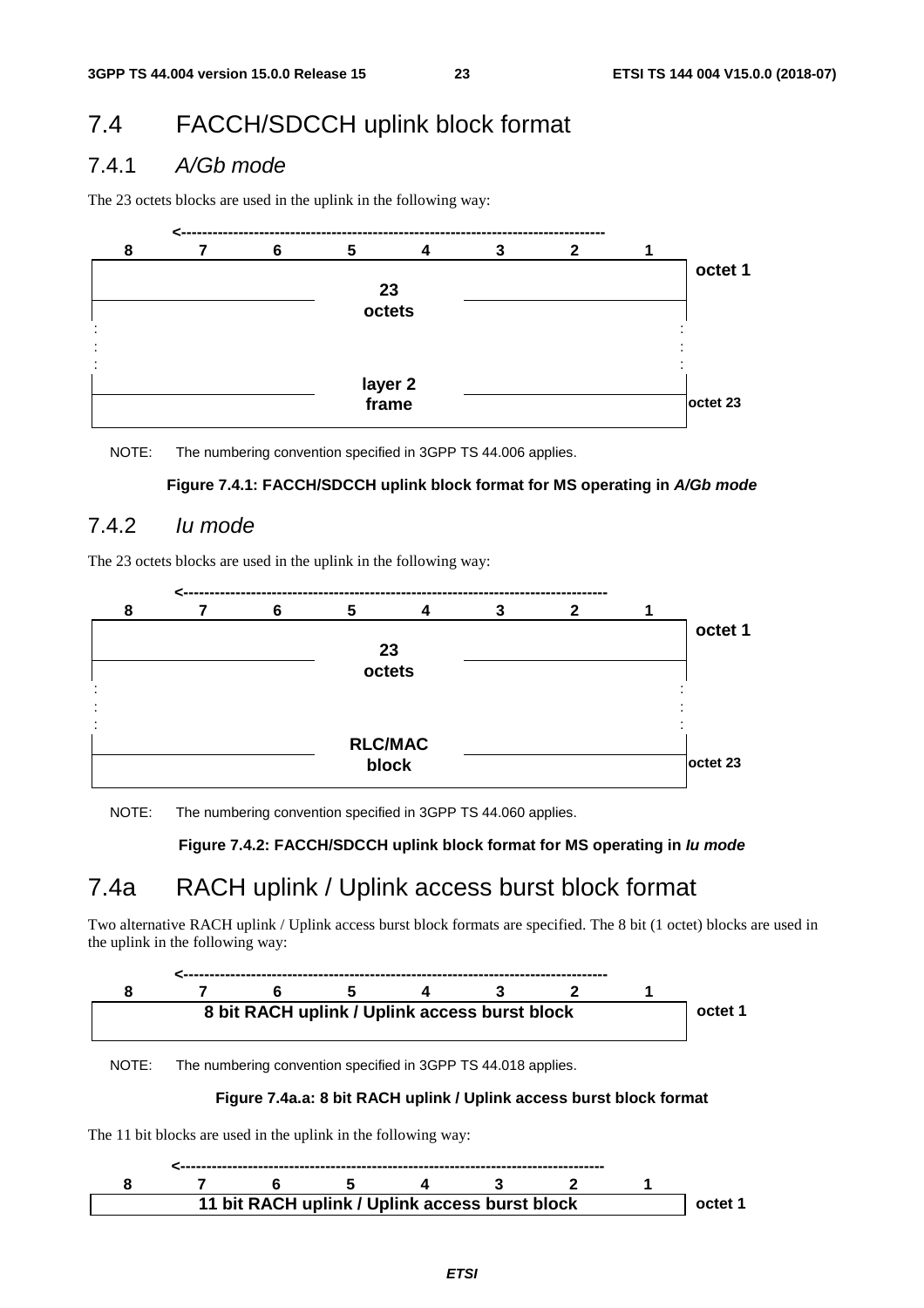## 7.4 FACCH/SDCCH uplink block format

### 7.4.1 *A/Gb mode*

The 23 octets blocks are used in the uplink in the following way:

| 8 | 7 | 6 | 5 | 4 | 3 | 2 | 1 | |
|---|---|---|---|---|---|---|---|---|
| 23 octets | | | | | | | | octet 1 |
| : | | | | | | | | : |
| layer 2 frame | | | | | | | | octet 23 |

NOTE: The numbering convention specified in 3GPP TS 44.006 applies.

**Figure 7.4.1: FACCH/SDCCH uplink block format for MS operating in *A/Gb mode***

### 7.4.2 *Iu mode*

The 23 octets blocks are used in the uplink in the following way:

| 8 | 7 | 6 | 5 | 4 | 3 | 2 | 1 | |
|---|---|---|---|---|---|---|---|---|
| 23 octets | | | | | | | | octet 1 |
| : | | | | | | | | : |
| RLC/MAC block | | | | | | | | octet 23 |

NOTE: The numbering convention specified in 3GPP TS 44.060 applies.

**Figure 7.4.2: FACCH/SDCCH uplink block format for MS operating in *Iu mode***

## 7.4a RACH uplink / Uplink access burst block format

Two alternative RACH uplink / Uplink access burst block formats are specified. The 8 bit (1 octet) blocks are used in the uplink in the following way:

| 8 | 7 | 6 | 5 | 4 | 3 | 2 | 1 | |
|---|---|---|---|---|---|---|---|---|
| 8 bit RACH uplink / Uplink access burst block | | | | | | | | octet 1 |

NOTE: The numbering convention specified in 3GPP TS 44.018 applies.

**Figure 7.4a.a: 8 bit RACH uplink / Uplink access burst block format**

The 11 bit blocks are used in the uplink in the following way:

| 8 | 7 | 6 | 5 | 4 | 3 | 2 | 1 | |
|---|---|---|---|---|---|---|---|---|
| 11 bit RACH uplink / Uplink access burst block | | | | | | | | octet 1 |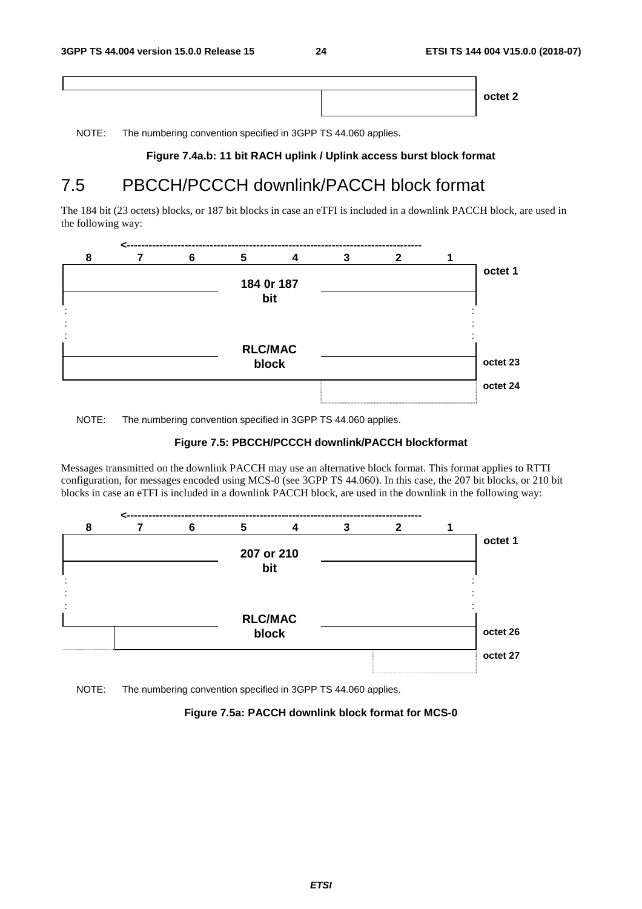| | octet 2 |
|---|---|

NOTE: The numbering convention specified in 3GPP TS 44.060 applies.

**Figure 7.4a.b: 11 bit RACH uplink / Uplink access burst block format**

# 7.5 PBCCH/PCCCH downlink/PACCH block format

The 184 bit (23 octets) blocks, or 187 bit blocks in case an eTFI is included in a downlink PACCH block, are used in the following way:

| 8 | 7 | 6 | 5 | 4 | 3 | 2 | 1 | |
|---|---|---|---|---|---|---|---|---|
| | | | 184 0r 187 bit | | | | | octet 1 |
| : | | | | | | | : | |
| : | | | | | | | : | |
| : | | | | | | | : | |
| | | | RLC/MAC block | | | | | octet 23 |
| | | | | | | | | octet 24 |

NOTE: The numbering convention specified in 3GPP TS 44.060 applies.

**Figure 7.5: PBCCH/PCCCH downlink/PACCH blockformat**

Messages transmitted on the downlink PACCH may use an alternative block format. This format applies to RTTI configuration, for messages encoded using MCS-0 (see 3GPP TS 44.060). In this case, the 207 bit blocks, or 210 bit blocks in case an eTFI is included in a downlink PACCH block, are used in the downlink in the following way:

| 8 | 7 | 6 | 5 | 4 | 3 | 2 | 1 | |
|---|---|---|---|---|---|---|---|---|
| | | | 207 or 210 bit | | | | | octet 1 |
| : | | | | | | | : | |
| : | | | | | | | : | |
| : | | | | | | | : | |
| | | | RLC/MAC block | | | | | octet 26 |
| | | | | | | | | octet 27 |

NOTE: The numbering convention specified in 3GPP TS 44.060 applies.

**Figure 7.5a: PACCH downlink block format for MCS-0**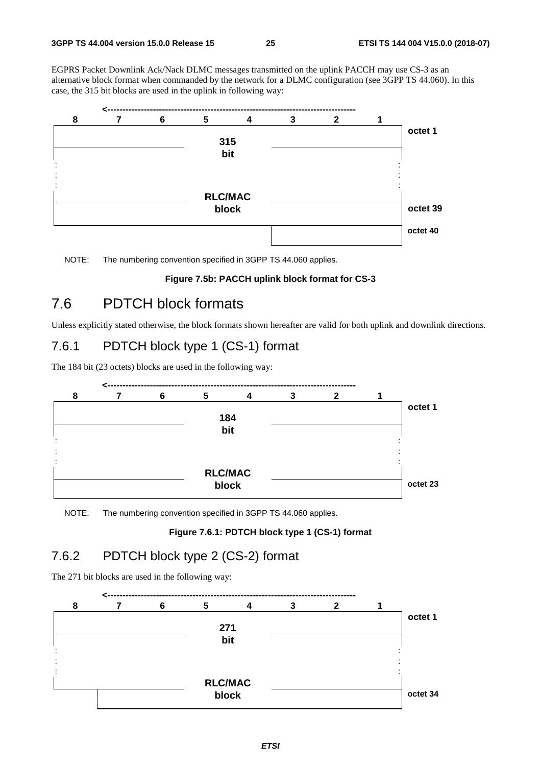EGPRS Packet Downlink Ack/Nack DLMC messages transmitted on the uplink PACCH may use CS-3 as an alternative block format when commanded by the network for a DLMC configuration (see 3GPP TS 44.060). In this case, the 315 bit blocks are used in the uplink in following way:

| 8 | 7 | 6 | 5 | 4 | 3 | 2 | 1 | |
|---|---|---|---|---|---|---|---|---|
| 315 bit RLC/MAC block | | | | | | | | octet 1 |
| : | | | | | | | | : |
| | | | | | | | | octet 39 |
| | | | | | | | | octet 40 |

NOTE: The numbering convention specified in 3GPP TS 44.060 applies.

**Figure 7.5b: PACCH uplink block format for CS-3**

## 7.6 PDTCH block formats

Unless explicitly stated otherwise, the block formats shown hereafter are valid for both uplink and downlink directions.

### 7.6.1 PDTCH block type 1 (CS-1) format

The 184 bit (23 octets) blocks are used in the following way:

| 8 | 7 | 6 | 5 | 4 | 3 | 2 | 1 | |
|---|---|---|---|---|---|---|---|---|
| 184 bit RLC/MAC block | | | | | | | | octet 1 |
| : | | | | | | | | : |
| | | | | | | | | octet 23 |

NOTE: The numbering convention specified in 3GPP TS 44.060 applies.

**Figure 7.6.1: PDTCH block type 1 (CS-1) format**

### 7.6.2 PDTCH block type 2 (CS-2) format

The 271 bit blocks are used in the following way:

| 8 | 7 | 6 | 5 | 4 | 3 | 2 | 1 | |
|---|---|---|---|---|---|---|---|---|
| 271 bit RLC/MAC block | | | | | | | | octet 1 |
| : | | | | | | | | : |
| | | | | | | | | octet 34 |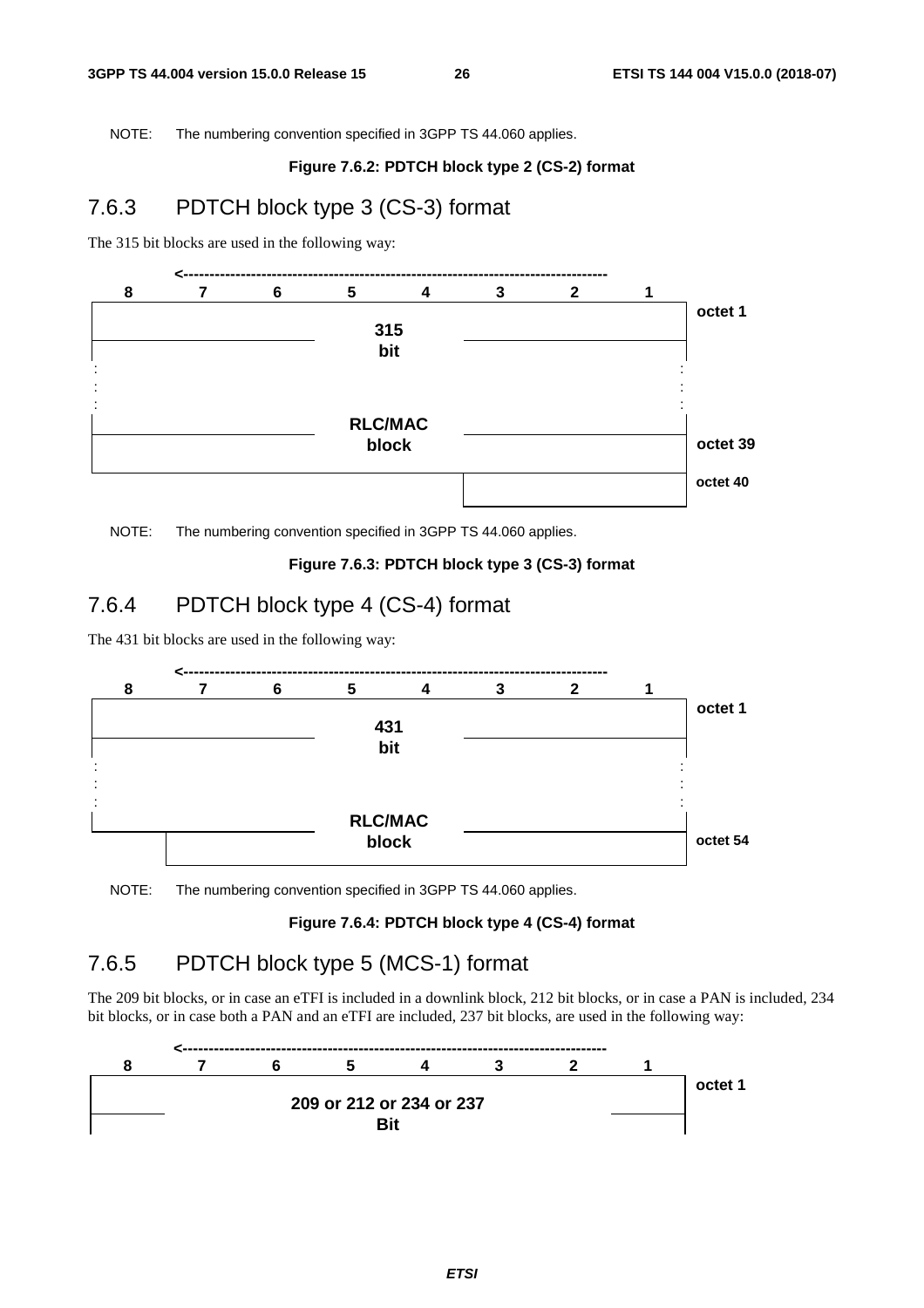NOTE: The numbering convention specified in 3GPP TS 44.060 applies.

**Figure 7.6.2: PDTCH block type 2 (CS-2) format**

## 7.6.3 PDTCH block type 3 (CS-3) format

The 315 bit blocks are used in the following way:

| 8 | 7 | 6 | 5 | 4 | 3 | 2 | 1 | |
|---|---|---|---|---|---|---|---|---|
| 315 bit RLC/MAC block | | | | | | | | octet 1 |
| : | | | | | | | | : |
| | | | | | | | | octet 39 |
| | | | | | | | | octet 40 |

NOTE: The numbering convention specified in 3GPP TS 44.060 applies.

**Figure 7.6.3: PDTCH block type 3 (CS-3) format**

## 7.6.4 PDTCH block type 4 (CS-4) format

The 431 bit blocks are used in the following way:

| 8 | 7 | 6 | 5 | 4 | 3 | 2 | 1 | |
|---|---|---|---|---|---|---|---|---|
| 431 bit RLC/MAC block | | | | | | | | octet 1 |
| : | | | | | | | | : |
| | | | | | | | | octet 54 |

NOTE: The numbering convention specified in 3GPP TS 44.060 applies.

**Figure 7.6.4: PDTCH block type 4 (CS-4) format**

## 7.6.5 PDTCH block type 5 (MCS-1) format

The 209 bit blocks, or in case an eTFI is included in a downlink block, 212 bit blocks, or in case a PAN is included, 234 bit blocks, or in case both a PAN and an eTFI are included, 237 bit blocks, are used in the following way:

| 8 | 7 | 6 | 5 | 4 | 3 | 2 | 1 | |
|---|---|---|---|---|---|---|---|---|
| 209 or 212 or 234 or 237 Bit | | | | | | | | octet 1 |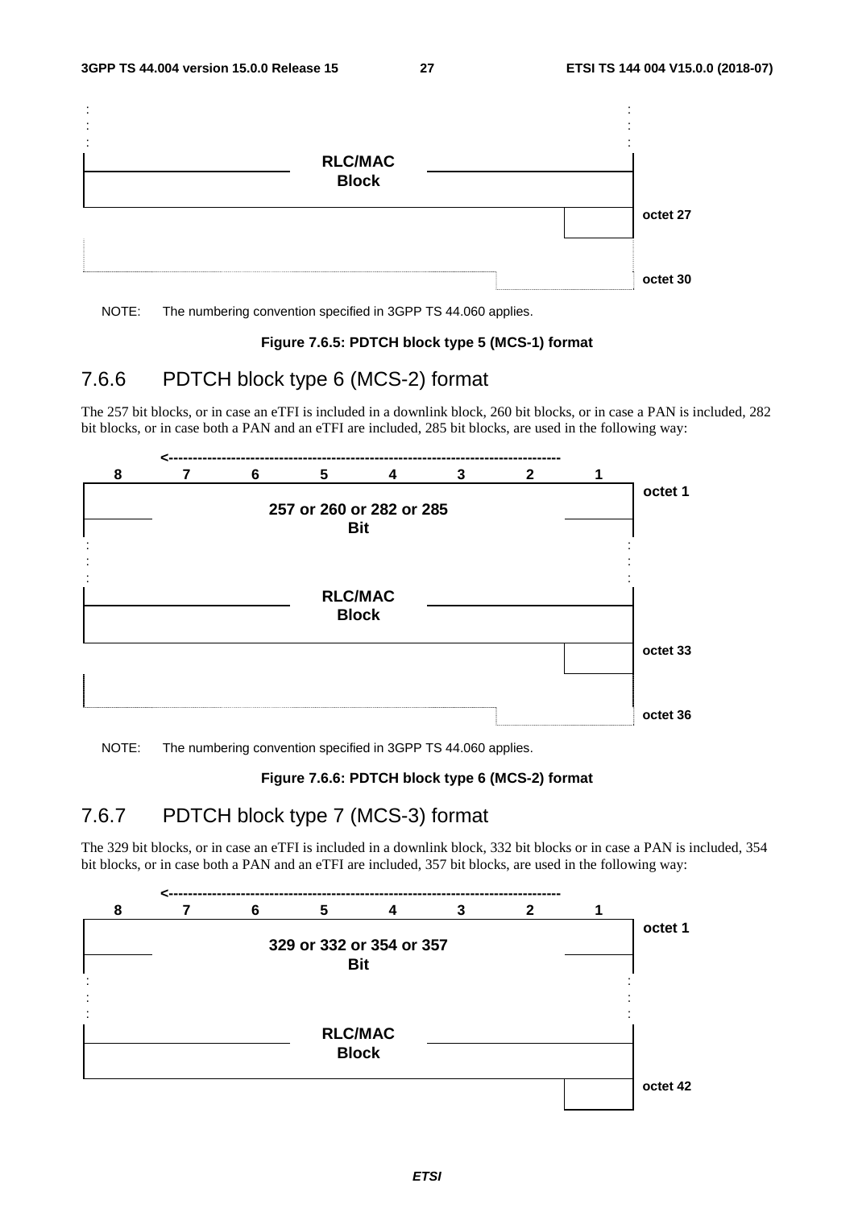NOTE: The numbering convention specified in 3GPP TS 44.060 applies.

**Figure 7.6.5: PDTCH block type 5 (MCS-1) format**

## 7.6.6 PDTCH block type 6 (MCS-2) format

The 257 bit blocks, or in case an eTFI is included in a downlink block, 260 bit blocks, or in case a PAN is included, 282 bit blocks, or in case both a PAN and an eTFI are included, 285 bit blocks, are used in the following way:

| 8 | 7 | 6 | 5 | 4 | 3 | 2 | 1 | |
|---|---|---|---|---|---|---|---|---|
| 257 or 260 or 282 or 285 Bit | | | | | | | | octet 1 |
| : | | | | | | | | |
| RLC/MAC Block | | | | | | | | |
| | | | | | | | | octet 33 |
| | | | | | | | | octet 36 |

NOTE: The numbering convention specified in 3GPP TS 44.060 applies.

**Figure 7.6.6: PDTCH block type 6 (MCS-2) format**

## 7.6.7 PDTCH block type 7 (MCS-3) format

The 329 bit blocks, or in case an eTFI is included in a downlink block, 332 bit blocks or in case a PAN is included, 354 bit blocks, or in case both a PAN and an eTFI are included, 357 bit blocks, are used in the following way:

| 8 | 7 | 6 | 5 | 4 | 3 | 2 | 1 | |
|---|---|---|---|---|---|---|---|---|
| 329 or 332 or 354 or 357 Bit | | | | | | | | octet 1 |
| : | | | | | | | | |
| RLC/MAC Block | | | | | | | | |
| | | | | | | | | octet 42 |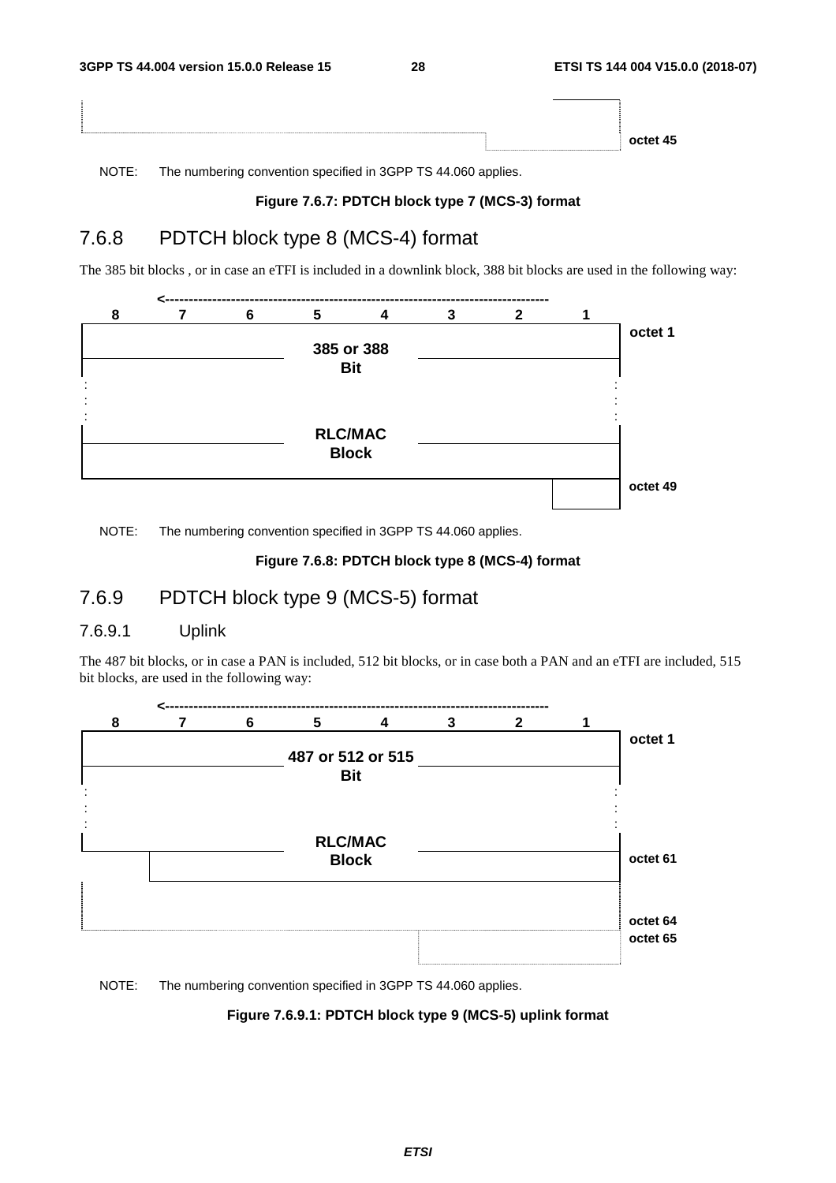octet 45

NOTE: The numbering convention specified in 3GPP TS 44.060 applies.

**Figure 7.6.7: PDTCH block type 7 (MCS-3) format**

## 7.6.8 PDTCH block type 8 (MCS-4) format

The 385 bit blocks , or in case an eTFI is included in a downlink block, 388 bit blocks are used in the following way:

| 8 | 7 | 6 | 5 | 4 | 3 | 2 | 1 | |
|---|---|---|---|---|---|---|---|---|
| 385 or 388 Bit | | | | | | | | octet 1 |
| : | | | | | | | | |
| RLC/MAC Block | | | | | | | | |
| | | | | | | | | octet 49 |

NOTE: The numbering convention specified in 3GPP TS 44.060 applies.

**Figure 7.6.8: PDTCH block type 8 (MCS-4) format**

## 7.6.9 PDTCH block type 9 (MCS-5) format

### 7.6.9.1 Uplink

The 487 bit blocks, or in case a PAN is included, 512 bit blocks, or in case both a PAN and an eTFI are included, 515 bit blocks, are used in the following way:

| 8 | 7 | 6 | 5 | 4 | 3 | 2 | 1 | |
|---|---|---|---|---|---|---|---|---|
| 487 or 512 or 515 Bit | | | | | | | | octet 1 |
| : | | | | | | | | |
| RLC/MAC Block | | | | | | | | octet 61 |
| | | | | | | | | octet 64 |
| | | | | | | | | octet 65 |

NOTE: The numbering convention specified in 3GPP TS 44.060 applies.

**Figure 7.6.9.1: PDTCH block type 9 (MCS-5) uplink format**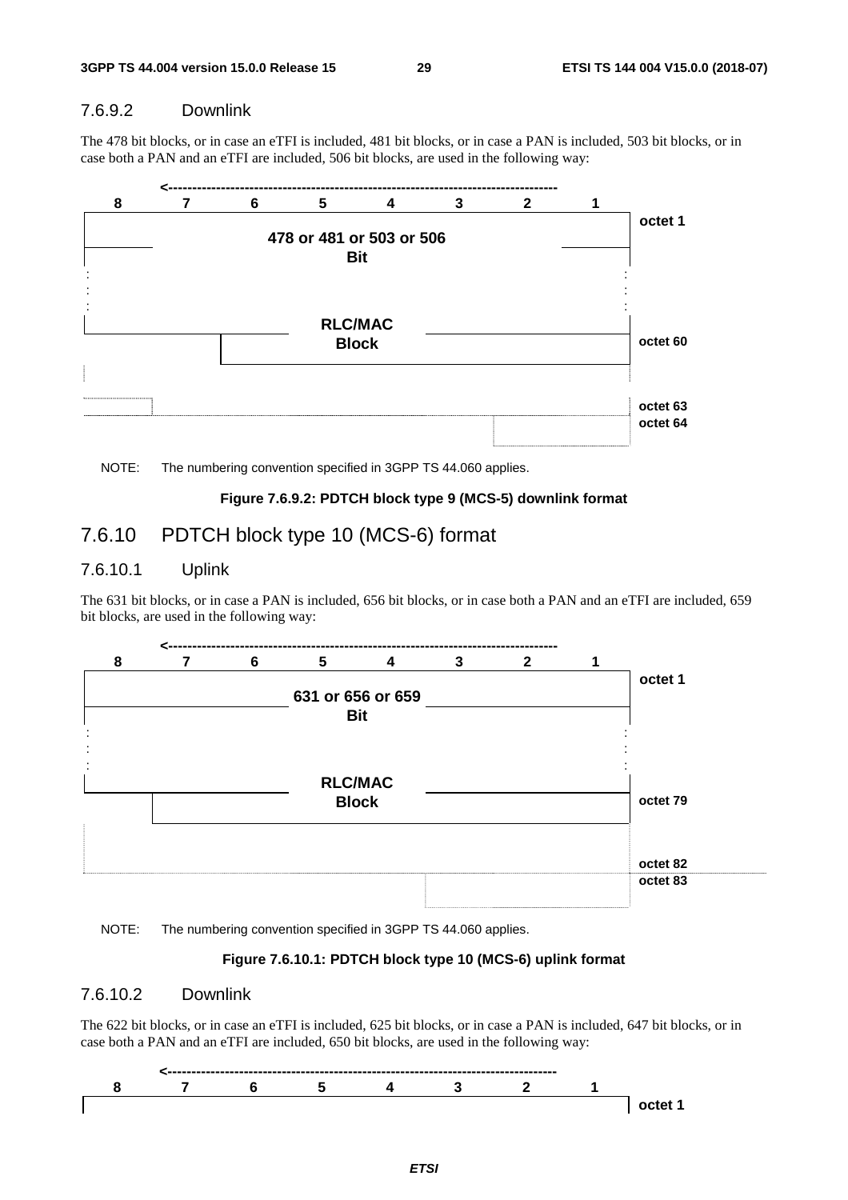#### 7.6.9.2 Downlink

The 478 bit blocks, or in case an eTFI is included, 481 bit blocks, or in case a PAN is included, 503 bit blocks, or in case both a PAN and an eTFI are included, 506 bit blocks, are used in the following way:

| 8 | 7 | 6 | 5 | 4 | 3 | 2 | 1 | |
|---|---|---|---|---|---|---|---|---|
| 478 or 481 or 503 or 506 Bit | | | | | | | | octet 1 |
| : | | | | | | | : | |
| RLC/MAC Block | | | | | | | | octet 60 |
| | | | | | | | | octet 63 |
| | | | | | | | | octet 64 |

NOTE: The numbering convention specified in 3GPP TS 44.060 applies.

**Figure 7.6.9.2: PDTCH block type 9 (MCS-5) downlink format**

### 7.6.10 PDTCH block type 10 (MCS-6) format

#### 7.6.10.1 Uplink

The 631 bit blocks, or in case a PAN is included, 656 bit blocks, or in case both a PAN and an eTFI are included, 659 bit blocks, are used in the following way:

| 8 | 7 | 6 | 5 | 4 | 3 | 2 | 1 | |
|---|---|---|---|---|---|---|---|---|
| 631 or 656 or 659 Bit | | | | | | | | octet 1 |
| : | | | | | | | : | |
| RLC/MAC Block | | | | | | | | octet 79 |
| | | | | | | | | octet 82 |
| | | | | | | | | octet 83 |

NOTE: The numbering convention specified in 3GPP TS 44.060 applies.

**Figure 7.6.10.1: PDTCH block type 10 (MCS-6) uplink format**

#### 7.6.10.2 Downlink

The 622 bit blocks, or in case an eTFI is included, 625 bit blocks, or in case a PAN is included, 647 bit blocks, or in case both a PAN and an eTFI are included, 650 bit blocks, are used in the following way:

| 8 | 7 | 6 | 5 | 4 | 3 | 2 | 1 | |
|---|---|---|---|---|---|---|---|---|
| | | | | | | | | octet 1 |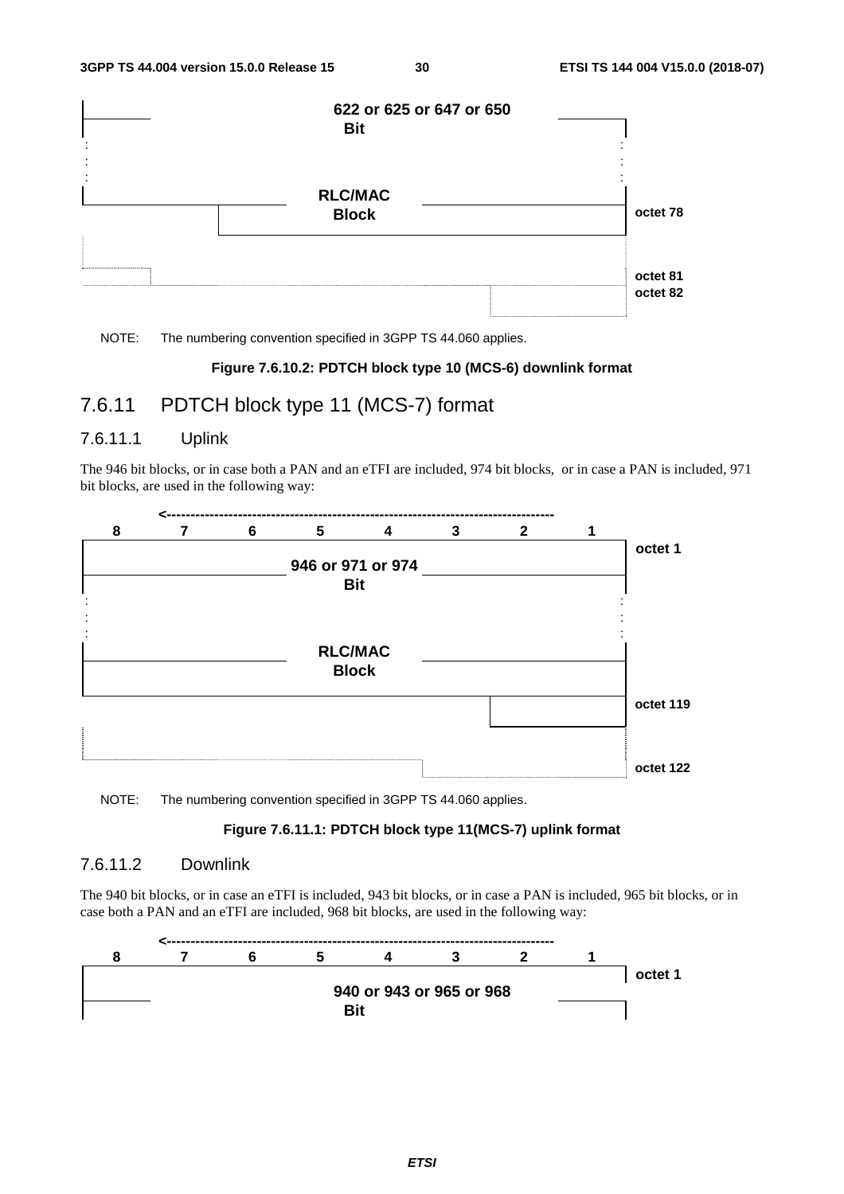| | | | | | | | | |
|---|---|---|---|---|---|---|---|---|
| 622 or 625 or 647 or 650 Bit | | | | | | | | |
| : | | | | | | | : | |
| RLC/MAC Block | | | | | | | | octet 78 |
| | | | | | | | | octet 81 |
| | | | | | | | | octet 82 |

NOTE: The numbering convention specified in 3GPP TS 44.060 applies.

**Figure 7.6.10.2: PDTCH block type 10 (MCS-6) downlink format**

## 7.6.11 PDTCH block type 11 (MCS-7) format

### 7.6.11.1 Uplink

The 946 bit blocks, or in case both a PAN and an eTFI are included, 974 bit blocks, or in case a PAN is included, 971 bit blocks, are used in the following way:

| 8 | 7 | 6 | 5 | 4 | 3 | 2 | 1 | |
|---|---|---|---|---|---|---|---|---|
| 946 or 971 or 974 Bit | | | | | | | | octet 1 |
| : | | | | | | | : | |
| RLC/MAC Block | | | | | | | | |
| | | | | | | | | octet 119 |
| | | | | | | | | octet 122 |

NOTE: The numbering convention specified in 3GPP TS 44.060 applies.

**Figure 7.6.11.1: PDTCH block type 11(MCS-7) uplink format**

### 7.6.11.2 Downlink

The 940 bit blocks, or in case an eTFI is included, 943 bit blocks, or in case a PAN is included, 965 bit blocks, or in case both a PAN and an eTFI are included, 968 bit blocks, are used in the following way:

| 8 | 7 | 6 | 5 | 4 | 3 | 2 | 1 | |
|---|---|---|---|---|---|---|---|---|
| 940 or 943 or 965 or 968 Bit | | | | | | | | octet 1 |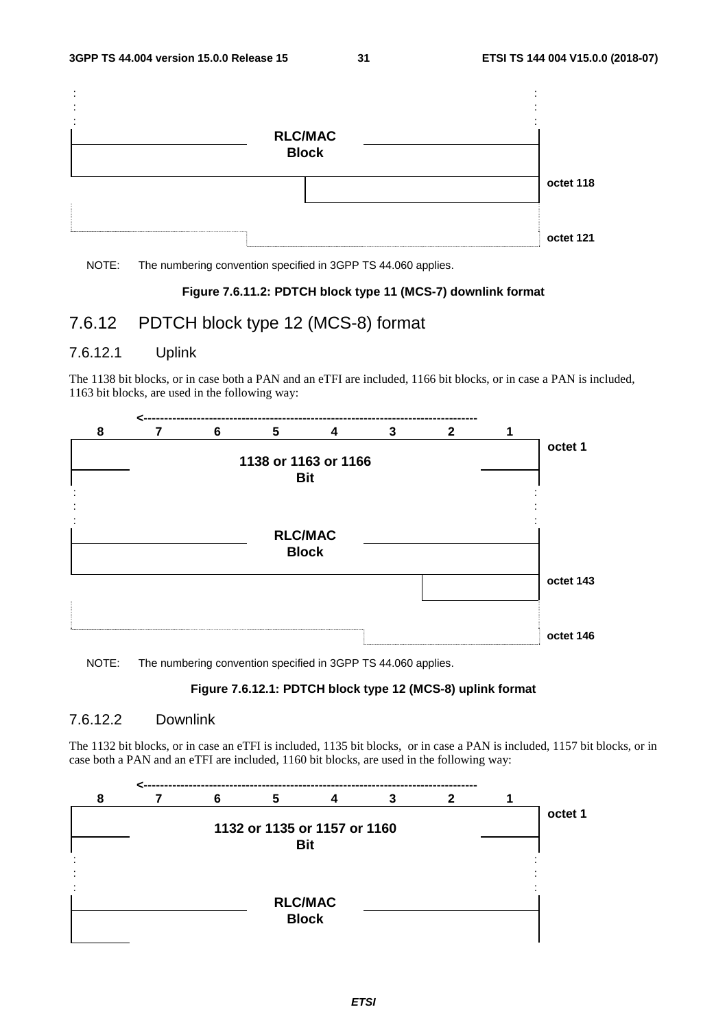| | | | | | | | | |
|---|---|---|---|---|---|---|---|---|
| : | | | | | | | : | |
| RLC/MAC Block | | | | | | | | |
| | | | | | | | | octet 118 |
| | | | | | | | | octet 121 |

NOTE: The numbering convention specified in 3GPP TS 44.060 applies.

**Figure 7.6.11.2: PDTCH block type 11 (MCS-7) downlink format**

## 7.6.12 PDTCH block type 12 (MCS-8) format

### 7.6.12.1 Uplink

The 1138 bit blocks, or in case both a PAN and an eTFI are included, 1166 bit blocks, or in case a PAN is included, 1163 bit blocks, are used in the following way:

| 8 | 7 | 6 | 5 | 4 | 3 | 2 | 1 | |
|---|---|---|---|---|---|---|---|---|
| 1138 or 1163 or 1166 Bit | | | | | | | | octet 1 |
| : | | | | | | | : | |
| RLC/MAC Block | | | | | | | | |
| | | | | | | | | octet 143 |
| | | | | | | | | octet 146 |

NOTE: The numbering convention specified in 3GPP TS 44.060 applies.

**Figure 7.6.12.1: PDTCH block type 12 (MCS-8) uplink format**

### 7.6.12.2 Downlink

The 1132 bit blocks, or in case an eTFI is included, 1135 bit blocks, or in case a PAN is included, 1157 bit blocks, or in case both a PAN and an eTFI are included, 1160 bit blocks, are used in the following way:

| 8 | 7 | 6 | 5 | 4 | 3 | 2 | 1 | |
|---|---|---|---|---|---|---|---|---|
| 1132 or 1135 or 1157 or 1160 Bit | | | | | | | | octet 1 |
| : | | | | | | | : | |
| RLC/MAC Block | | | | | | | | |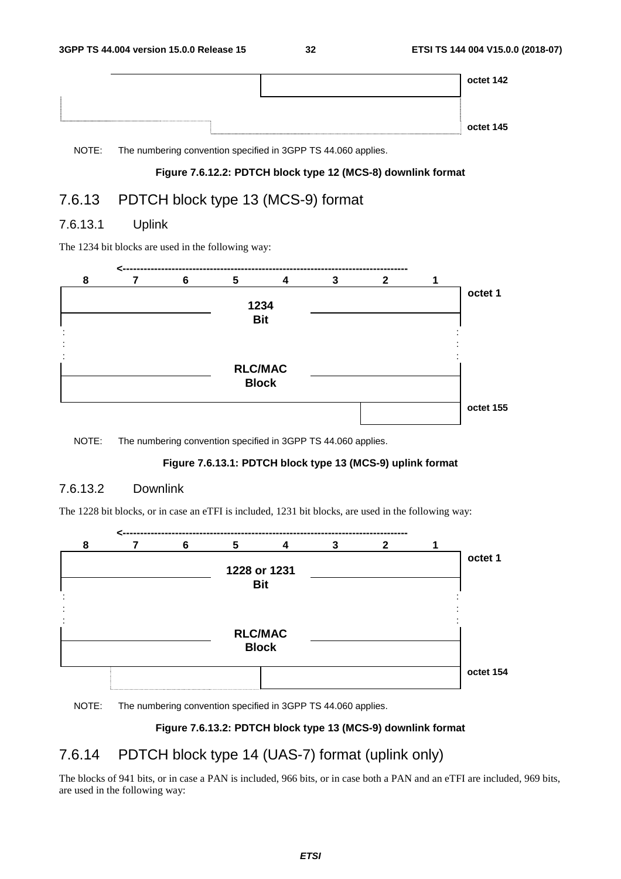| | octet 142 |
|---|---|
| | octet 145 |

NOTE: The numbering convention specified in 3GPP TS 44.060 applies.

**Figure 7.6.12.2: PDTCH block type 12 (MCS-8) downlink format**

## 7.6.13 PDTCH block type 13 (MCS-9) format

### 7.6.13.1 Uplink

The 1234 bit blocks are used in the following way:

| 8 | 7 | 6 | 5 | 4 | 3 | 2 | 1 | |
|---|---|---|---|---|---|---|---|---|
| 1234 Bit | | | | | | | | octet 1 |
| : | | | | | | | | |
| RLC/MAC Block | | | | | | | | |
| | | | | | | | | octet 155 |

NOTE: The numbering convention specified in 3GPP TS 44.060 applies.

**Figure 7.6.13.1: PDTCH block type 13 (MCS-9) uplink format**

### 7.6.13.2 Downlink

The 1228 bit blocks, or in case an eTFI is included, 1231 bit blocks, are used in the following way:

| 8 | 7 | 6 | 5 | 4 | 3 | 2 | 1 | |
|---|---|---|---|---|---|---|---|---|
| 1228 or 1231 Bit | | | | | | | | octet 1 |
| : | | | | | | | | |
| RLC/MAC Block | | | | | | | | |
| | | | | | | | | octet 154 |

NOTE: The numbering convention specified in 3GPP TS 44.060 applies.

**Figure 7.6.13.2: PDTCH block type 13 (MCS-9) downlink format**

## 7.6.14 PDTCH block type 14 (UAS-7) format (uplink only)

The blocks of 941 bits, or in case a PAN is included, 966 bits, or in case both a PAN and an eTFI are included, 969 bits, are used in the following way: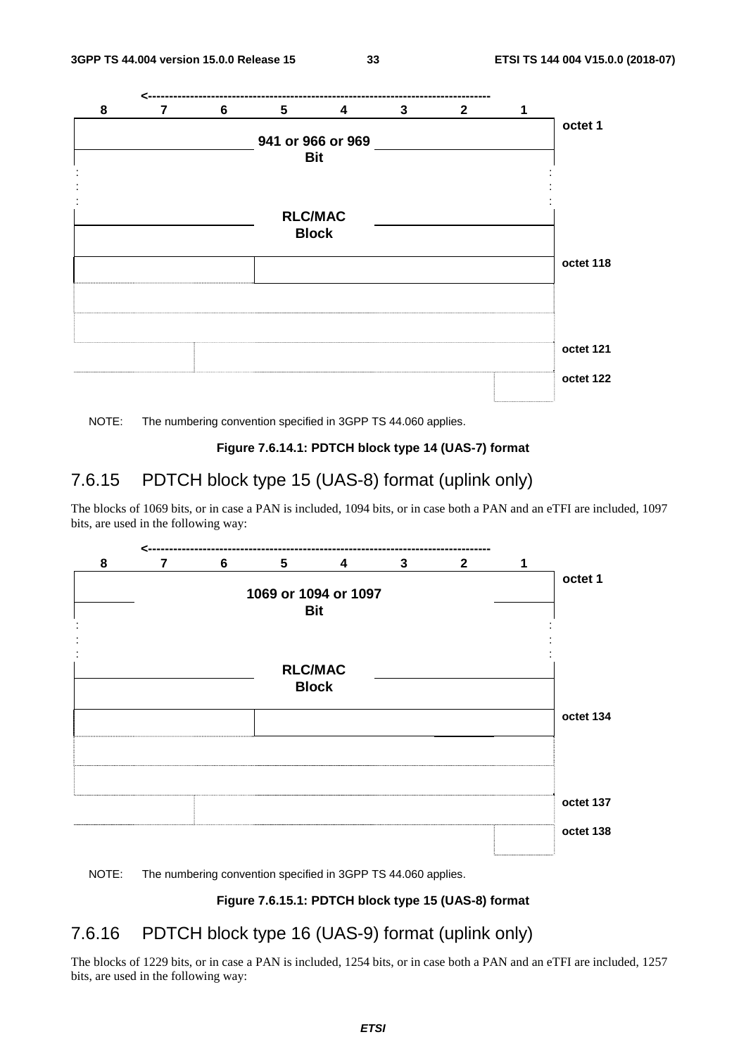| 8 | 7 | 6 | 5 | 4 | 3 | 2 | 1 | |
|---|---|---|---|---|---|---|---|---|
| 941 or 966 or 969 Bit | | | | | | | | octet 1 |
| : | | | | | | | : | |
| RLC/MAC Block | | | | | | | | |
| | | | | | | | | octet 118 |
| | | | | | | | | |
| | | | | | | | | |
| | | | | | | | | octet 121 |
| | | | | | | | | octet 122 |

NOTE: The numbering convention specified in 3GPP TS 44.060 applies.

**Figure 7.6.14.1: PDTCH block type 14 (UAS-7) format**

### 7.6.15 PDTCH block type 15 (UAS-8) format (uplink only)

The blocks of 1069 bits, or in case a PAN is included, 1094 bits, or in case both a PAN and an eTFI are included, 1097 bits, are used in the following way:

| 8 | 7 | 6 | 5 | 4 | 3 | 2 | 1 | |
|---|---|---|---|---|---|---|---|---|
| 1069 or 1094 or 1097 Bit | | | | | | | | octet 1 |
| : | | | | | | | : | |
| RLC/MAC Block | | | | | | | | |
| | | | | | | | | octet 134 |
| | | | | | | | | |
| | | | | | | | | |
| | | | | | | | | octet 137 |
| | | | | | | | | octet 138 |

NOTE: The numbering convention specified in 3GPP TS 44.060 applies.

**Figure 7.6.15.1: PDTCH block type 15 (UAS-8) format**

### 7.6.16 PDTCH block type 16 (UAS-9) format (uplink only)

The blocks of 1229 bits, or in case a PAN is included, 1254 bits, or in case both a PAN and an eTFI are included, 1257 bits, are used in the following way: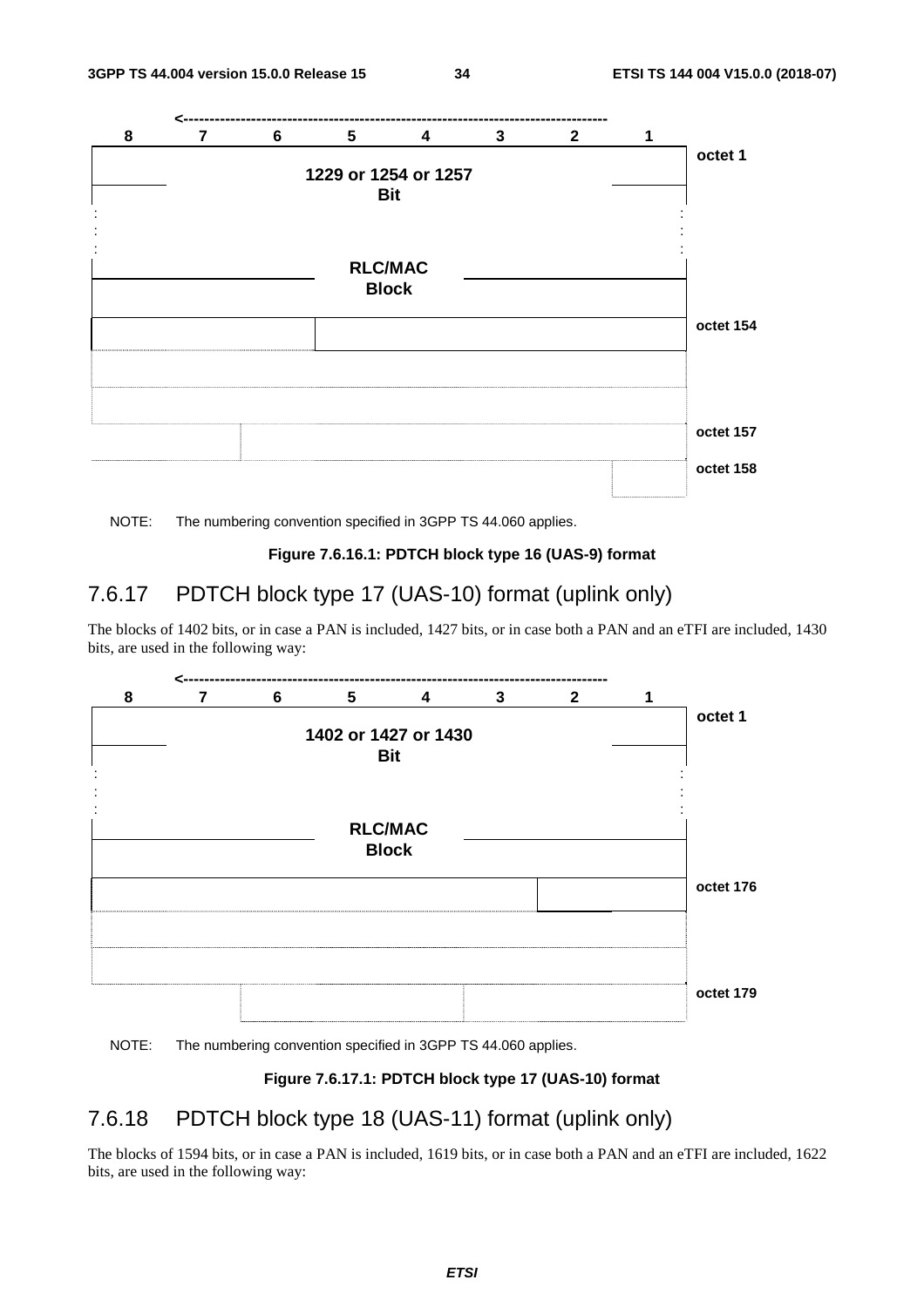| 8 | 7 | 6 | 5 | 4 | 3 | 2 | 1 | |
|---|---|---|---|---|---|---|---|---|
| 1229 or 1254 or 1257 Bit | | | | | | | | octet 1 |
| : | | | | | | | : | |
| RLC/MAC Block | | | | | | | | |
| | | | | | | | | octet 154 |
| | | | | | | | | |
| | | | | | | | | |
| | | | | | | | | octet 157 |
| | | | | | | | | octet 158 |

NOTE: The numbering convention specified in 3GPP TS 44.060 applies.

**Figure 7.6.16.1: PDTCH block type 16 (UAS-9) format**

### 7.6.17 PDTCH block type 17 (UAS-10) format (uplink only)

The blocks of 1402 bits, or in case a PAN is included, 1427 bits, or in case both a PAN and an eTFI are included, 1430 bits, are used in the following way:

| 8 | 7 | 6 | 5 | 4 | 3 | 2 | 1 | |
|---|---|---|---|---|---|---|---|---|
| 1402 or 1427 or 1430 Bit | | | | | | | | octet 1 |
| : | | | | | | | : | |
| RLC/MAC Block | | | | | | | | |
| | | | | | | | | octet 176 |
| | | | | | | | | |
| | | | | | | | | |
| | | | | | | | | octet 179 |

NOTE: The numbering convention specified in 3GPP TS 44.060 applies.

**Figure 7.6.17.1: PDTCH block type 17 (UAS-10) format**

### 7.6.18 PDTCH block type 18 (UAS-11) format (uplink only)

The blocks of 1594 bits, or in case a PAN is included, 1619 bits, or in case both a PAN and an eTFI are included, 1622 bits, are used in the following way: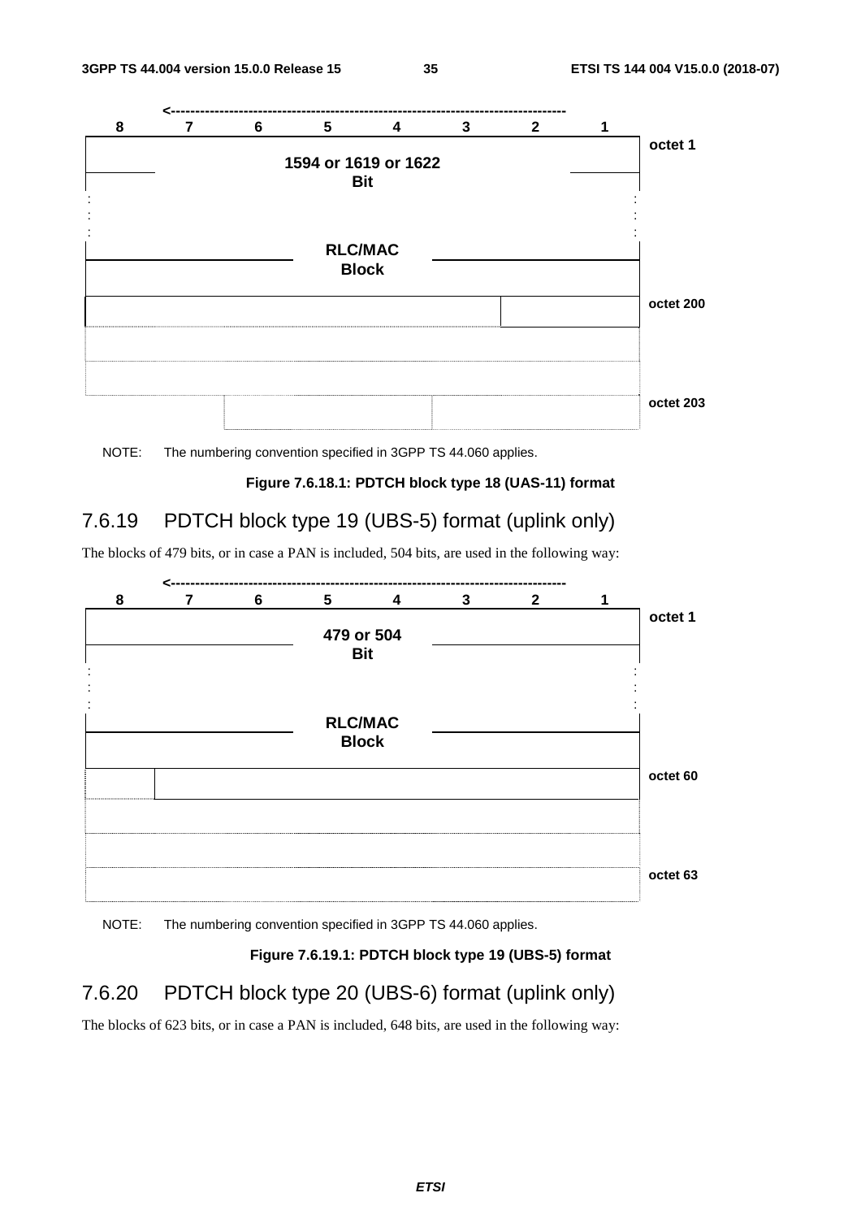| 8 | 7 | 6 | 5 | 4 | 3 | 2 | 1 | |
|---|---|---|---|---|---|---|---|---|
| 1594 or 1619 or 1622 Bit | | | | | | | | octet 1 |
| : | | | | | | | : | |
| RLC/MAC Block | | | | | | | | |
| | | | | | | | | octet 200 |
| | | | | | | | | |
| | | | | | | | | |
| | | | | | | | | octet 203 |

NOTE: The numbering convention specified in 3GPP TS 44.060 applies.

**Figure 7.6.18.1: PDTCH block type 18 (UAS-11) format**

## 7.6.19 PDTCH block type 19 (UBS-5) format (uplink only)

The blocks of 479 bits, or in case a PAN is included, 504 bits, are used in the following way:

| 8 | 7 | 6 | 5 | 4 | 3 | 2 | 1 | |
|---|---|---|---|---|---|---|---|---|
| 479 or 504 Bit | | | | | | | | octet 1 |
| : | | | | | | | : | |
| RLC/MAC Block | | | | | | | | |
| | | | | | | | | octet 60 |
| | | | | | | | | |
| | | | | | | | | |
| | | | | | | | | octet 63 |

NOTE: The numbering convention specified in 3GPP TS 44.060 applies.

**Figure 7.6.19.1: PDTCH block type 19 (UBS-5) format**

## 7.6.20 PDTCH block type 20 (UBS-6) format (uplink only)

The blocks of 623 bits, or in case a PAN is included, 648 bits, are used in the following way: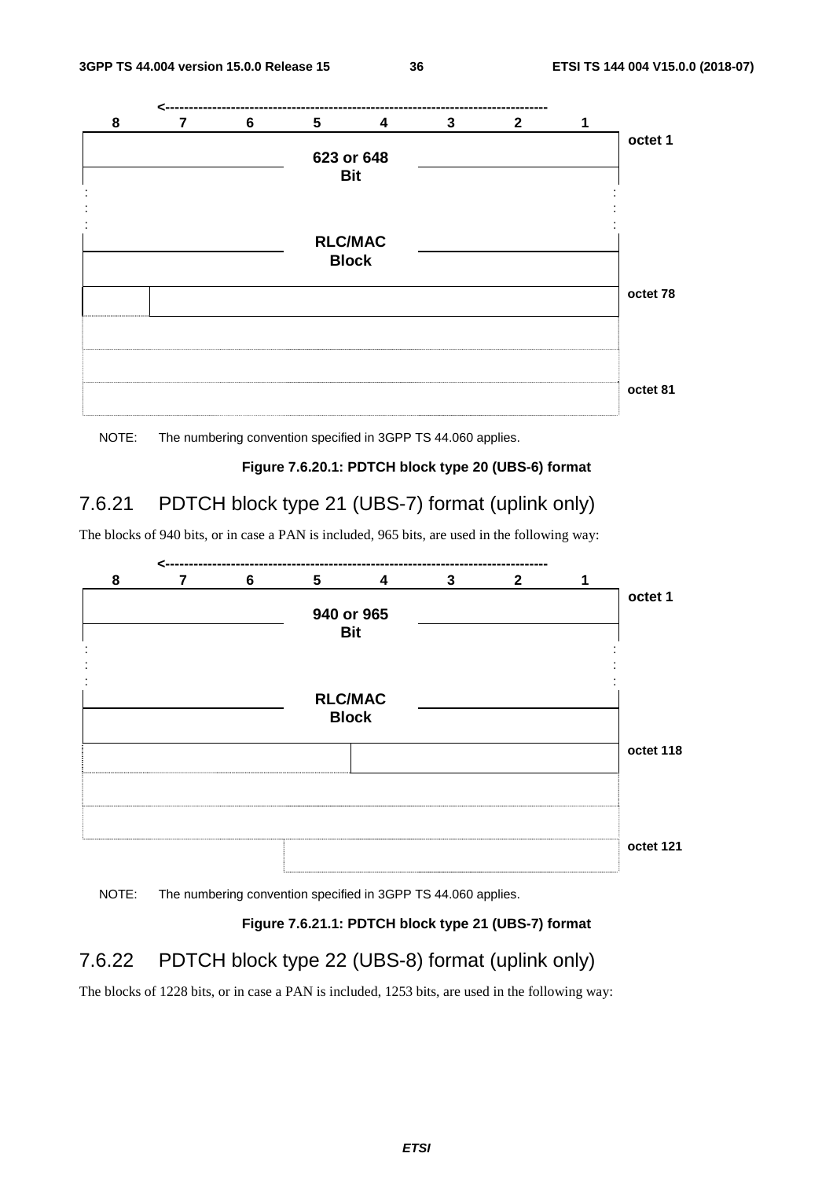| 8 | 7 | 6 | 5 | 4 | 3 | 2 | 1 | |
|---|---|---|---|---|---|---|---|---|
| 623 or 648 Bit | | | | | | | | octet 1 |
| : | | | | | | | : | |
| RLC/MAC Block | | | | | | | | |
| | | | | | | | | octet 78 |
| | | | | | | | | |
| | | | | | | | | |
| | | | | | | | | octet 81 |

NOTE: The numbering convention specified in 3GPP TS 44.060 applies.

**Figure 7.6.20.1: PDTCH block type 20 (UBS-6) format**

### 7.6.21 PDTCH block type 21 (UBS-7) format (uplink only)

The blocks of 940 bits, or in case a PAN is included, 965 bits, are used in the following way:

| 8 | 7 | 6 | 5 | 4 | 3 | 2 | 1 | |
|---|---|---|---|---|---|---|---|---|
| 940 or 965 Bit | | | | | | | | octet 1 |
| : | | | | | | | : | |
| RLC/MAC Block | | | | | | | | |
| | | | | | | | | octet 118 |
| | | | | | | | | |
| | | | | | | | | |
| | | | | | | | | octet 121 |

NOTE: The numbering convention specified in 3GPP TS 44.060 applies.

**Figure 7.6.21.1: PDTCH block type 21 (UBS-7) format**

### 7.6.22 PDTCH block type 22 (UBS-8) format (uplink only)

The blocks of 1228 bits, or in case a PAN is included, 1253 bits, are used in the following way: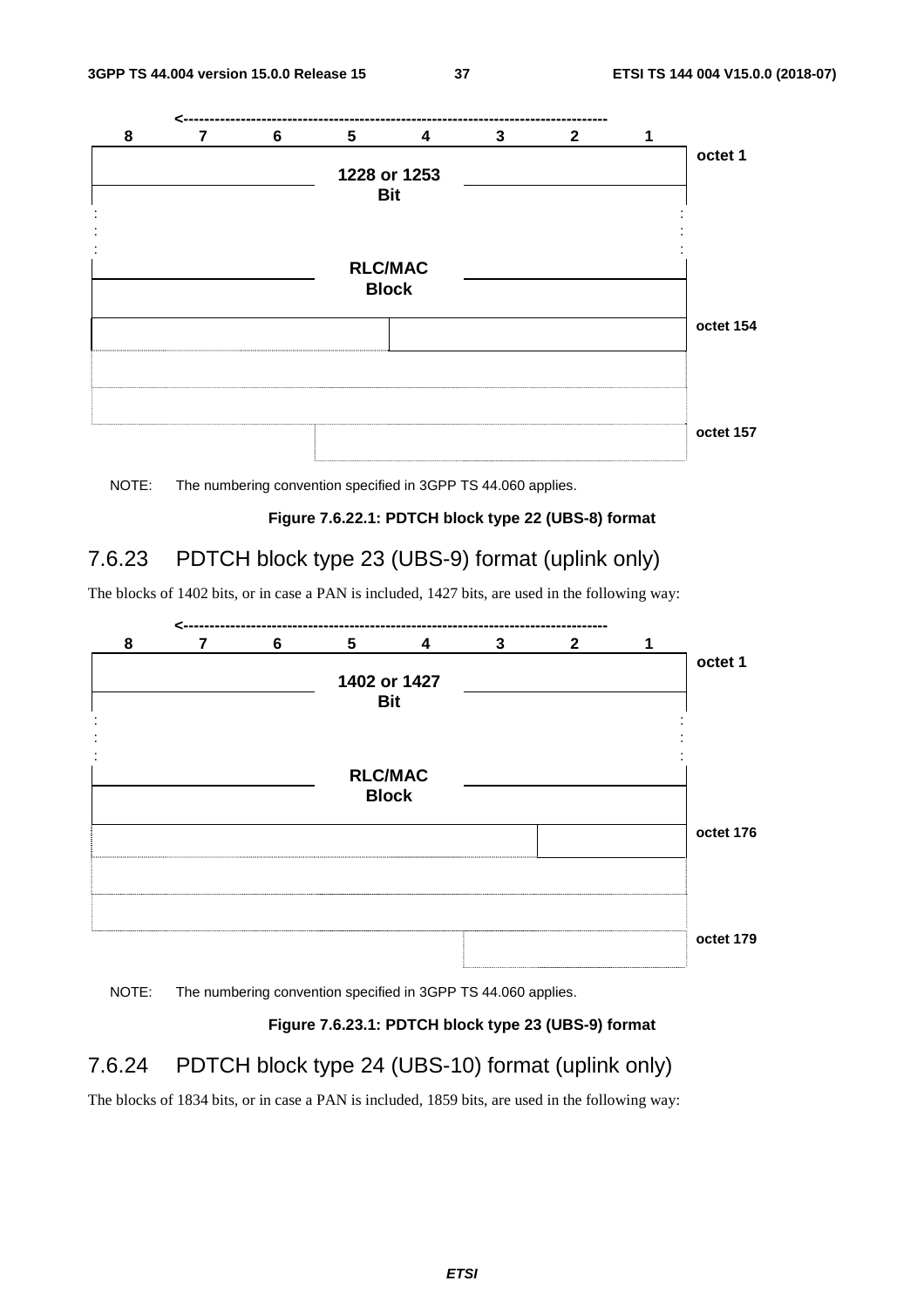| 8 | 7 | 6 | 5 | 4 | 3 | 2 | 1 | |
|---|---|---|---|---|---|---|---|---|
| 1228 or 1253 Bit | | | | | | | | octet 1 |
| : | | | | | | | : | |
| RLC/MAC Block | | | | | | | | |
| | | | | | | | | octet 154 |
| | | | | | | | | |
| | | | | | | | | |
| | | | | | | | | octet 157 |

NOTE: The numbering convention specified in 3GPP TS 44.060 applies.

**Figure 7.6.22.1: PDTCH block type 22 (UBS-8) format**

### 7.6.23 PDTCH block type 23 (UBS-9) format (uplink only)

The blocks of 1402 bits, or in case a PAN is included, 1427 bits, are used in the following way:

| 8 | 7 | 6 | 5 | 4 | 3 | 2 | 1 | |
|---|---|---|---|---|---|---|---|---|
| 1402 or 1427 Bit | | | | | | | | octet 1 |
| : | | | | | | | : | |
| RLC/MAC Block | | | | | | | | |
| | | | | | | | | octet 176 |
| | | | | | | | | |
| | | | | | | | | |
| | | | | | | | | octet 179 |

NOTE: The numbering convention specified in 3GPP TS 44.060 applies.

**Figure 7.6.23.1: PDTCH block type 23 (UBS-9) format**

### 7.6.24 PDTCH block type 24 (UBS-10) format (uplink only)

The blocks of 1834 bits, or in case a PAN is included, 1859 bits, are used in the following way: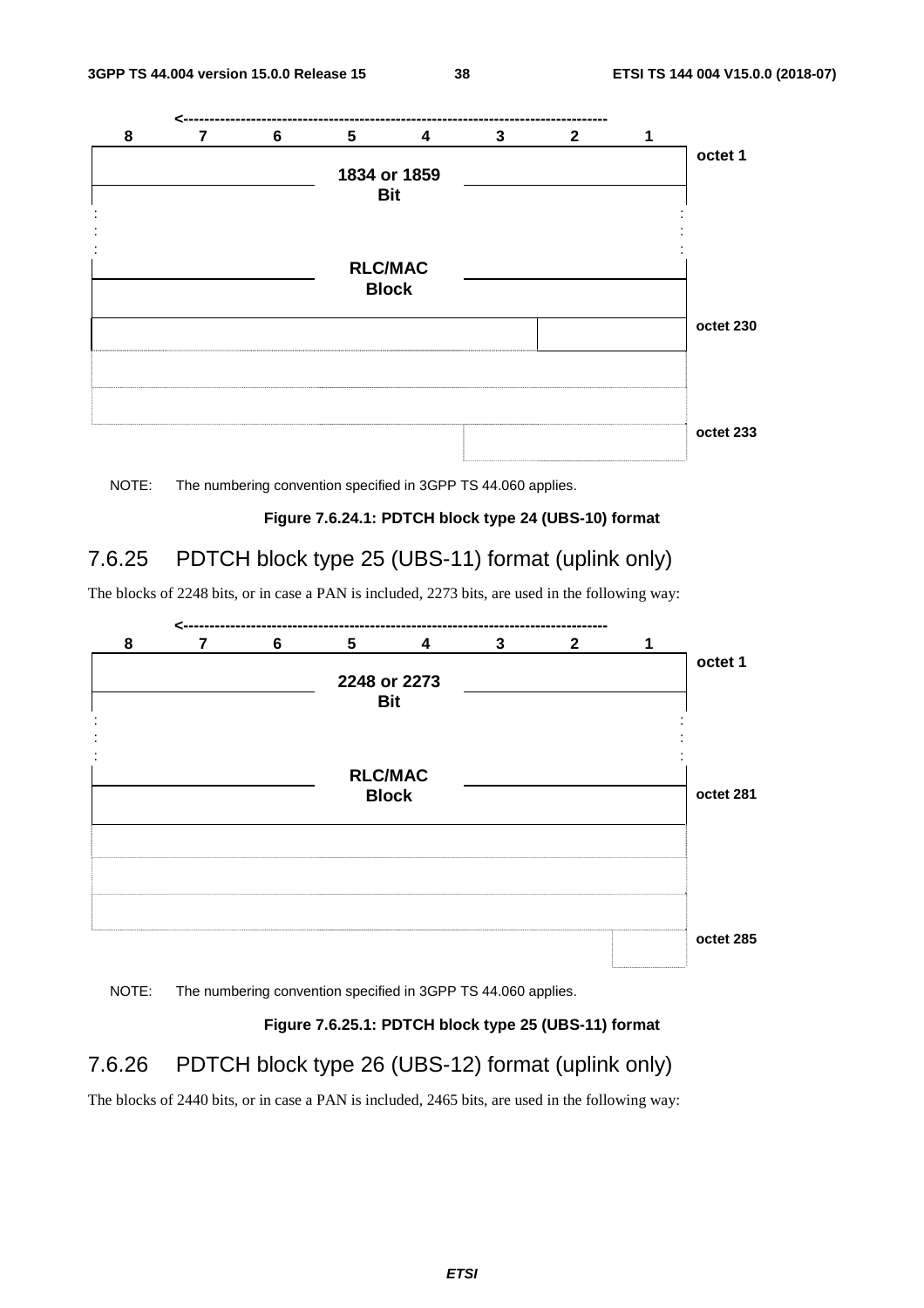| 8 | 7 | 6 | 5 | 4 | 3 | 2 | 1 | |
|---|---|---|---|---|---|---|---|---|
| 1834 or 1859 Bit | | | | | | | | octet 1 |
| : | | | | | | | : | |
| RLC/MAC Block | | | | | | | | |
| | | | | | | | | octet 230 |
| | | | | | | | | |
| | | | | | | | | |
| | | | | | | | | octet 233 |

NOTE: The numbering convention specified in 3GPP TS 44.060 applies.

**Figure 7.6.24.1: PDTCH block type 24 (UBS-10) format**

### 7.6.25 PDTCH block type 25 (UBS-11) format (uplink only)

The blocks of 2248 bits, or in case a PAN is included, 2273 bits, are used in the following way:

| 8 | 7 | 6 | 5 | 4 | 3 | 2 | 1 | |
|---|---|---|---|---|---|---|---|---|
| 2248 or 2273 Bit | | | | | | | | octet 1 |
| : | | | | | | | : | |
| RLC/MAC Block | | | | | | | | octet 281 |
| | | | | | | | | |
| | | | | | | | | |
| | | | | | | | | |
| | | | | | | | | octet 285 |

NOTE: The numbering convention specified in 3GPP TS 44.060 applies.

**Figure 7.6.25.1: PDTCH block type 25 (UBS-11) format**

### 7.6.26 PDTCH block type 26 (UBS-12) format (uplink only)

The blocks of 2440 bits, or in case a PAN is included, 2465 bits, are used in the following way: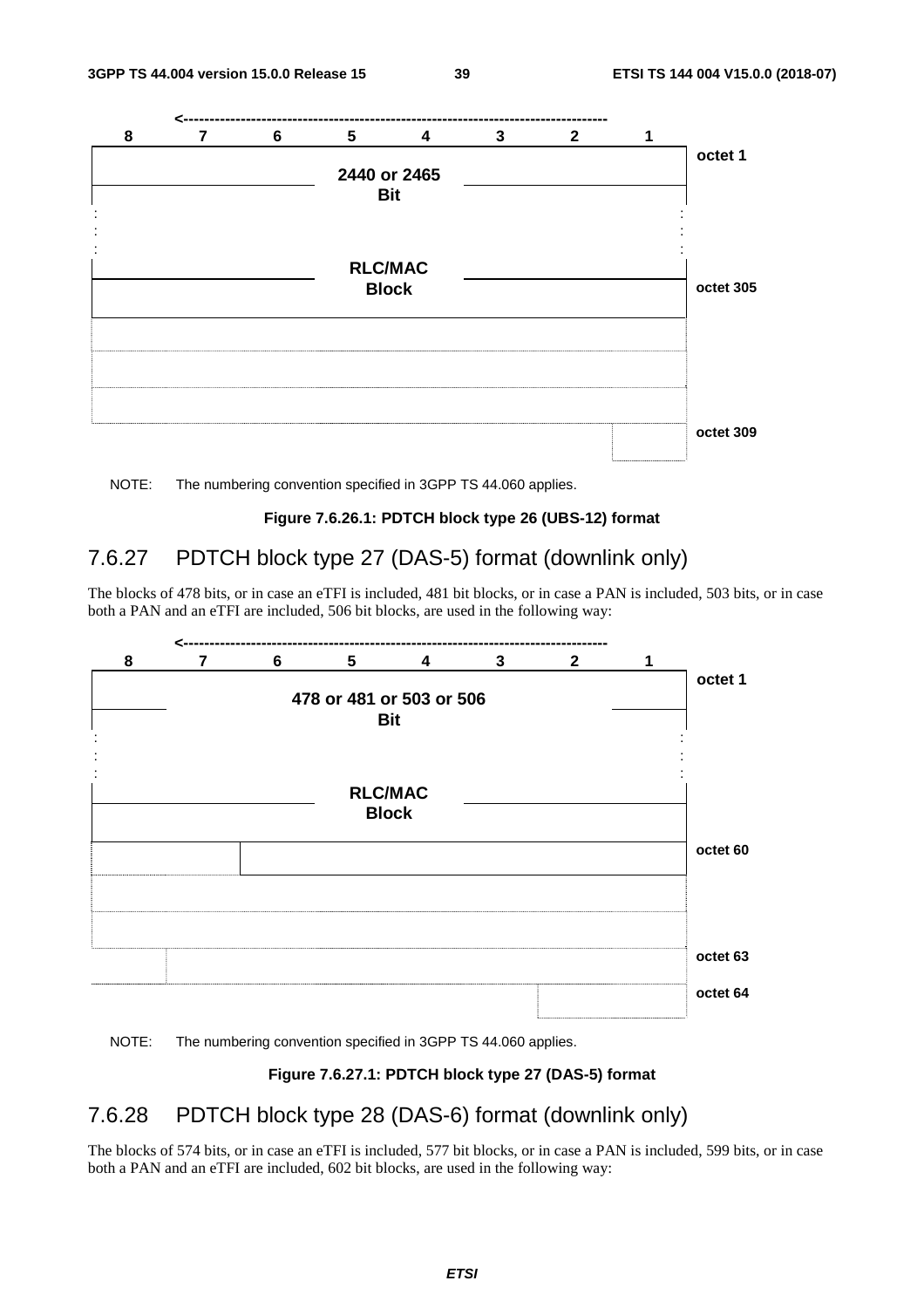| 8 | 7 | 6 | 5 | 4 | 3 | 2 | 1 | |
|---|---|---|---|---|---|---|---|---|
| 2440 or 2465 Bit | | | | | | | | octet 1 |
| : | | | | | | | : | |
| RLC/MAC Block | | | | | | | | octet 305 |
| | | | | | | | | |
| | | | | | | | | octet 309 |

NOTE: The numbering convention specified in 3GPP TS 44.060 applies.

**Figure 7.6.26.1: PDTCH block type 26 (UBS-12) format**

## 7.6.27 PDTCH block type 27 (DAS-5) format (downlink only)

The blocks of 478 bits, or in case an eTFI is included, 481 bit blocks, or in case a PAN is included, 503 bits, or in case both a PAN and an eTFI are included, 506 bit blocks, are used in the following way:

| 8 | 7 | 6 | 5 | 4 | 3 | 2 | 1 | |
|---|---|---|---|---|---|---|---|---|
| 478 or 481 or 503 or 506 Bit | | | | | | | | octet 1 |
| : | | | | | | | : | |
| RLC/MAC Block | | | | | | | | |
| | | | | | | | | octet 60 |
| | | | | | | | | |
| | | | | | | | | octet 63 |
| | | | | | | | | octet 64 |

NOTE: The numbering convention specified in 3GPP TS 44.060 applies.

**Figure 7.6.27.1: PDTCH block type 27 (DAS-5) format**

## 7.6.28 PDTCH block type 28 (DAS-6) format (downlink only)

The blocks of 574 bits, or in case an eTFI is included, 577 bit blocks, or in case a PAN is included, 599 bits, or in case both a PAN and an eTFI are included, 602 bit blocks, are used in the following way: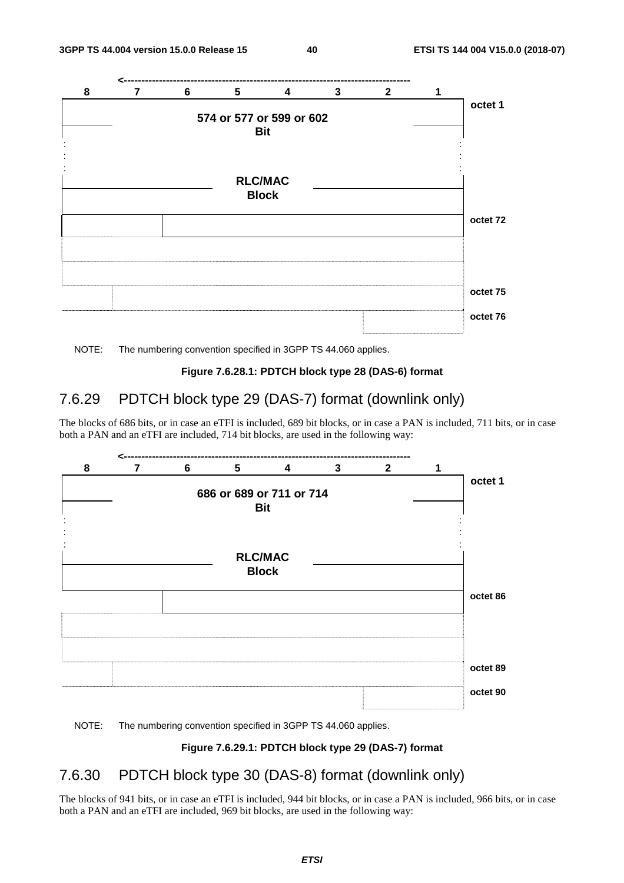| 8 | 7 | 6 | 5 | 4 | 3 | 2 | 1 | |
|---|---|---|---|---|---|---|---|---|
| 574 or 577 or 599 or 602 Bit | | | | | | | | octet 1 |
| : | | | | | | | : | |
| RLC/MAC Block | | | | | | | | |
| | | | | | | | | octet 72 |
| | | | | | | | | |
| | | | | | | | | |
| | | | | | | | | octet 75 |
| | | | | | | | | octet 76 |

NOTE: The numbering convention specified in 3GPP TS 44.060 applies.

**Figure 7.6.28.1: PDTCH block type 28 (DAS-6) format**

### 7.6.29 PDTCH block type 29 (DAS-7) format (downlink only)

The blocks of 686 bits, or in case an eTFI is included, 689 bit blocks, or in case a PAN is included, 711 bits, or in case both a PAN and an eTFI are included, 714 bit blocks, are used in the following way:

| 8 | 7 | 6 | 5 | 4 | 3 | 2 | 1 | |
|---|---|---|---|---|---|---|---|---|
| 686 or 689 or 711 or 714 Bit | | | | | | | | octet 1 |
| : | | | | | | | : | |
| RLC/MAC Block | | | | | | | | |
| | | | | | | | | octet 86 |
| | | | | | | | | |
| | | | | | | | | |
| | | | | | | | | octet 89 |
| | | | | | | | | octet 90 |

NOTE: The numbering convention specified in 3GPP TS 44.060 applies.

**Figure 7.6.29.1: PDTCH block type 29 (DAS-7) format**

### 7.6.30 PDTCH block type 30 (DAS-8) format (downlink only)

The blocks of 941 bits, or in case an eTFI is included, 944 bit blocks, or in case a PAN is included, 966 bits, or in case both a PAN and an eTFI are included, 969 bit blocks, are used in the following way: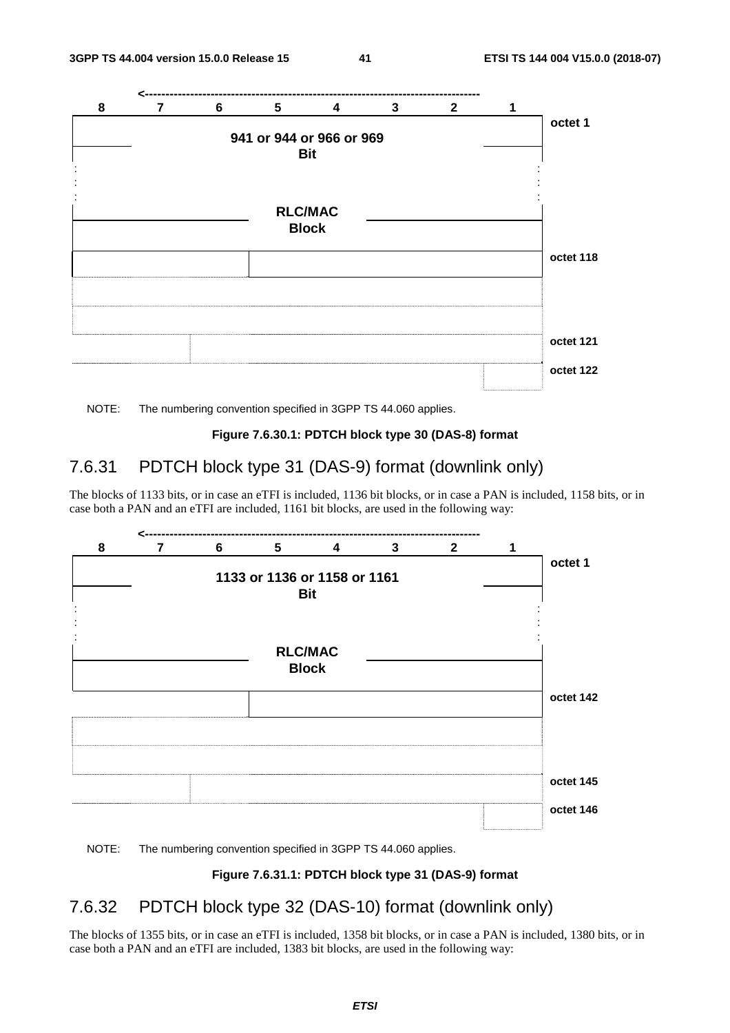| 8 | 7 | 6 | 5 | 4 | 3 | 2 | 1 | |
|---|---|---|---|---|---|---|---|---|
| 941 or 944 or 966 or 969 Bit | | | | | | | | octet 1 |
| : | | | | | | | : | |
| RLC/MAC Block | | | | | | | | |
| | | | | | | | | octet 118 |
| | | | | | | | | |
| | | | | | | | | |
| | | | | | | | | octet 121 |
| | | | | | | | | octet 122 |

NOTE: The numbering convention specified in 3GPP TS 44.060 applies.

**Figure 7.6.30.1: PDTCH block type 30 (DAS-8) format**

### 7.6.31 PDTCH block type 31 (DAS-9) format (downlink only)

The blocks of 1133 bits, or in case an eTFI is included, 1136 bit blocks, or in case a PAN is included, 1158 bits, or in case both a PAN and an eTFI are included, 1161 bit blocks, are used in the following way:

| 8 | 7 | 6 | 5 | 4 | 3 | 2 | 1 | |
|---|---|---|---|---|---|---|---|---|
| 1133 or 1136 or 1158 or 1161 Bit | | | | | | | | octet 1 |
| : | | | | | | | : | |
| RLC/MAC Block | | | | | | | | |
| | | | | | | | | octet 142 |
| | | | | | | | | |
| | | | | | | | | |
| | | | | | | | | octet 145 |
| | | | | | | | | octet 146 |

NOTE: The numbering convention specified in 3GPP TS 44.060 applies.

**Figure 7.6.31.1: PDTCH block type 31 (DAS-9) format**

### 7.6.32 PDTCH block type 32 (DAS-10) format (downlink only)

The blocks of 1355 bits, or in case an eTFI is included, 1358 bit blocks, or in case a PAN is included, 1380 bits, or in case both a PAN and an eTFI are included, 1383 bit blocks, are used in the following way: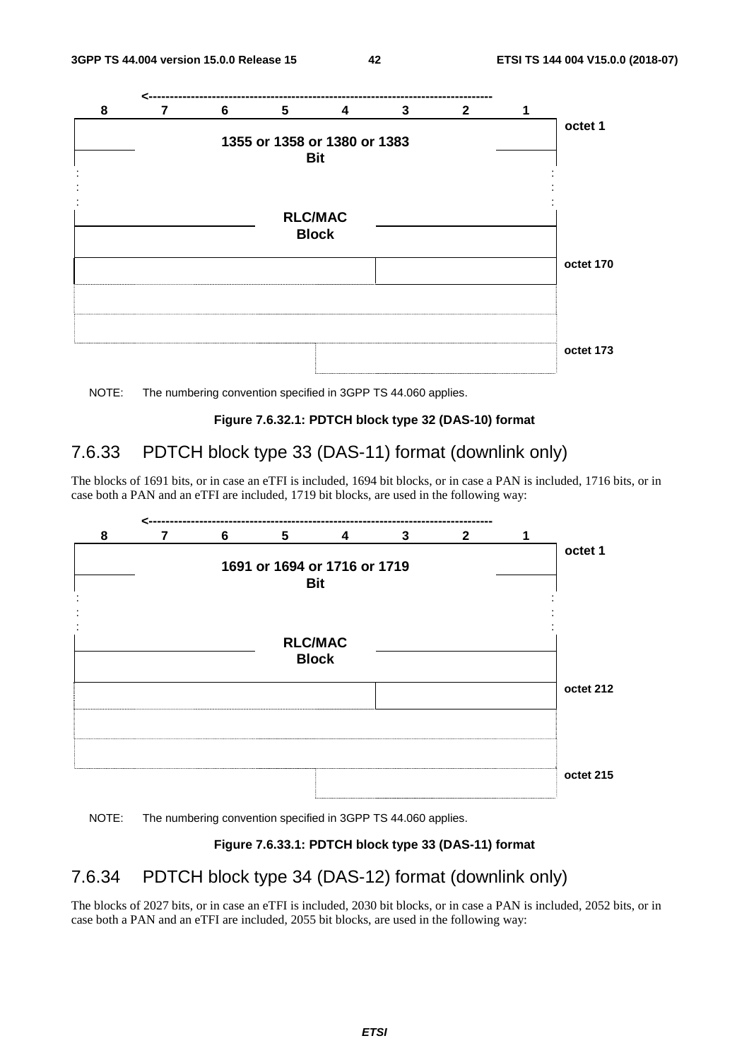| 8 | 7 | 6 | 5 | 4 | 3 | 2 | 1 | |
|---|---|---|---|---|---|---|---|---|
| 1355 or 1358 or 1380 or 1383 Bit | | | | | | | | octet 1 |
| : | | | | | | | : | |
| RLC/MAC Block | | | | | | | | |
| | | | | | | | | octet 170 |
| | | | | | | | | |
| | | | | | | | | octet 173 |

NOTE: The numbering convention specified in 3GPP TS 44.060 applies.

**Figure 7.6.32.1: PDTCH block type 32 (DAS-10) format**

### 7.6.33 PDTCH block type 33 (DAS-11) format (downlink only)

The blocks of 1691 bits, or in case an eTFI is included, 1694 bit blocks, or in case a PAN is included, 1716 bits, or in case both a PAN and an eTFI are included, 1719 bit blocks, are used in the following way:

| 8 | 7 | 6 | 5 | 4 | 3 | 2 | 1 | |
|---|---|---|---|---|---|---|---|---|
| 1691 or 1694 or 1716 or 1719 Bit | | | | | | | | octet 1 |
| : | | | | | | | : | |
| RLC/MAC Block | | | | | | | | |
| | | | | | | | | octet 212 |
| | | | | | | | | |
| | | | | | | | | octet 215 |

NOTE: The numbering convention specified in 3GPP TS 44.060 applies.

**Figure 7.6.33.1: PDTCH block type 33 (DAS-11) format**

### 7.6.34 PDTCH block type 34 (DAS-12) format (downlink only)

The blocks of 2027 bits, or in case an eTFI is included, 2030 bit blocks, or in case a PAN is included, 2052 bits, or in case both a PAN and an eTFI are included, 2055 bit blocks, are used in the following way: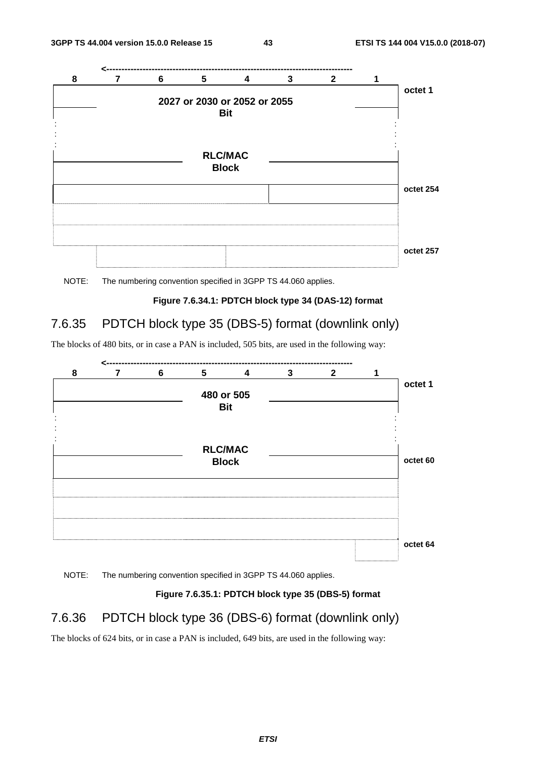| 8 | 7 | 6 | 5 | 4 | 3 | 2 | 1 | |
|---|---|---|---|---|---|---|---|---|
| 2027 or 2030 or 2052 or 2055 Bit | | | | | | | | octet 1 |
| : | | | | | | | : | |
| RLC/MAC Block | | | | | | | | |
| | | | | | | | | octet 254 |
| | | | | | | | | |
| | | | | | | | | |
| | | | | | | | | octet 257 |

NOTE: The numbering convention specified in 3GPP TS 44.060 applies.

**Figure 7.6.34.1: PDTCH block type 34 (DAS-12) format**

### 7.6.35 PDTCH block type 35 (DBS-5) format (downlink only)

The blocks of 480 bits, or in case a PAN is included, 505 bits, are used in the following way:

| 8 | 7 | 6 | 5 | 4 | 3 | 2 | 1 | |
|---|---|---|---|---|---|---|---|---|
| 480 or 505 Bit | | | | | | | | octet 1 |
| : | | | | | | | : | |
| RLC/MAC Block | | | | | | | | octet 60 |
| | | | | | | | | |
| | | | | | | | | |
| | | | | | | | | |
| | | | | | | | | octet 64 |

NOTE: The numbering convention specified in 3GPP TS 44.060 applies.

**Figure 7.6.35.1: PDTCH block type 35 (DBS-5) format**

### 7.6.36 PDTCH block type 36 (DBS-6) format (downlink only)

The blocks of 624 bits, or in case a PAN is included, 649 bits, are used in the following way: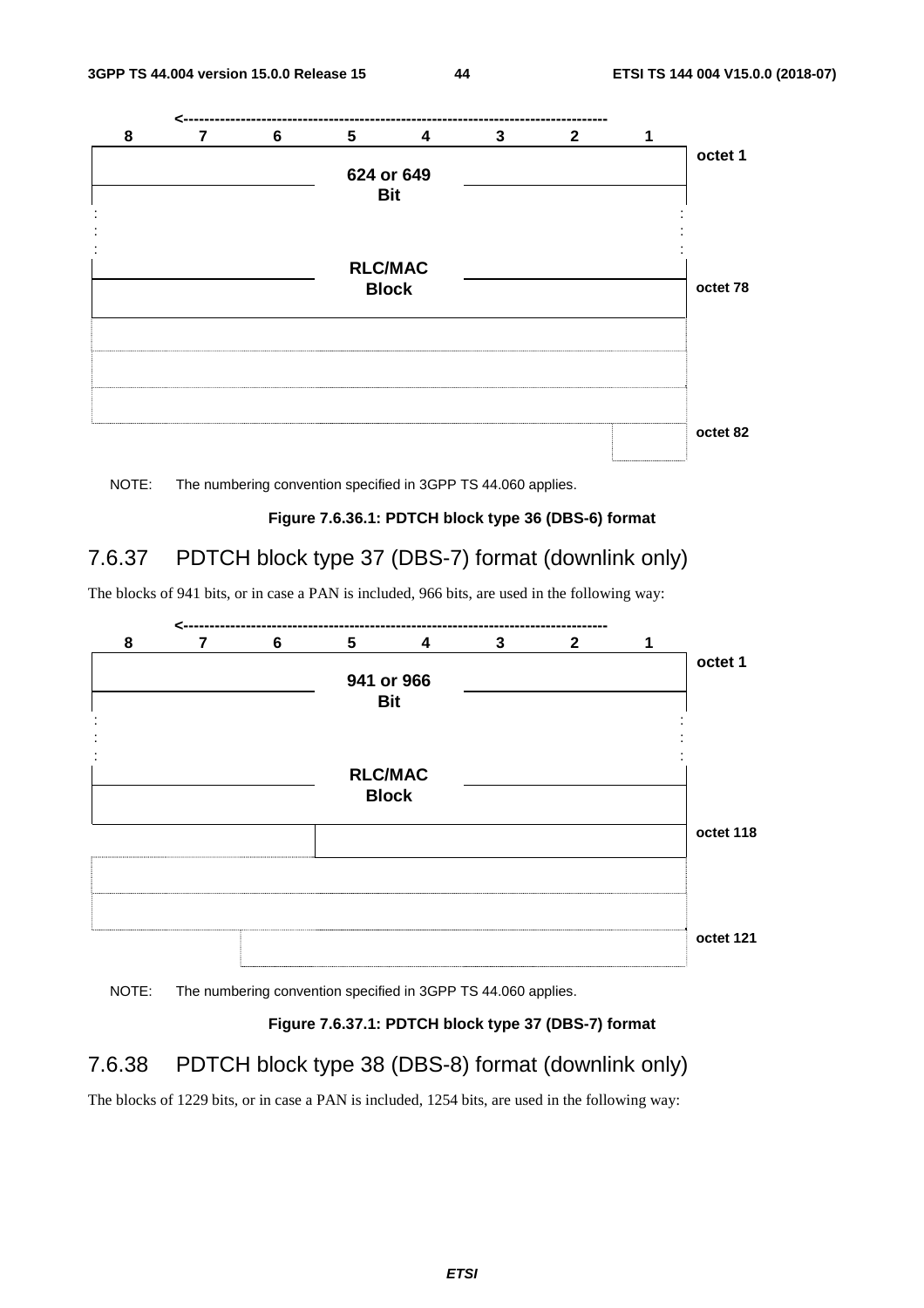| 8 | 7 | 6 | 5 | 4 | 3 | 2 | 1 | |
|---|---|---|---|---|---|---|---|---|
| | | | 624 or 649 Bit | | | | | octet 1 |
| : | | | | | | | : | |
| | | | RLC/MAC Block | | | | | octet 78 |
| | | | | | | | | |
| | | | | | | | | octet 82 |

NOTE: The numbering convention specified in 3GPP TS 44.060 applies.

**Figure 7.6.36.1: PDTCH block type 36 (DBS-6) format**

### 7.6.37 PDTCH block type 37 (DBS-7) format (downlink only)

The blocks of 941 bits, or in case a PAN is included, 966 bits, are used in the following way:

| 8 | 7 | 6 | 5 | 4 | 3 | 2 | 1 | |
|---|---|---|---|---|---|---|---|---|
| | | | 941 or 966 Bit | | | | | octet 1 |
| : | | | | | | | : | |
| | | | RLC/MAC Block | | | | | |
| | | | | | | | | octet 118 |
| | | | | | | | | |
| | | | | | | | | octet 121 |

NOTE: The numbering convention specified in 3GPP TS 44.060 applies.

**Figure 7.6.37.1: PDTCH block type 37 (DBS-7) format**

### 7.6.38 PDTCH block type 38 (DBS-8) format (downlink only)

The blocks of 1229 bits, or in case a PAN is included, 1254 bits, are used in the following way: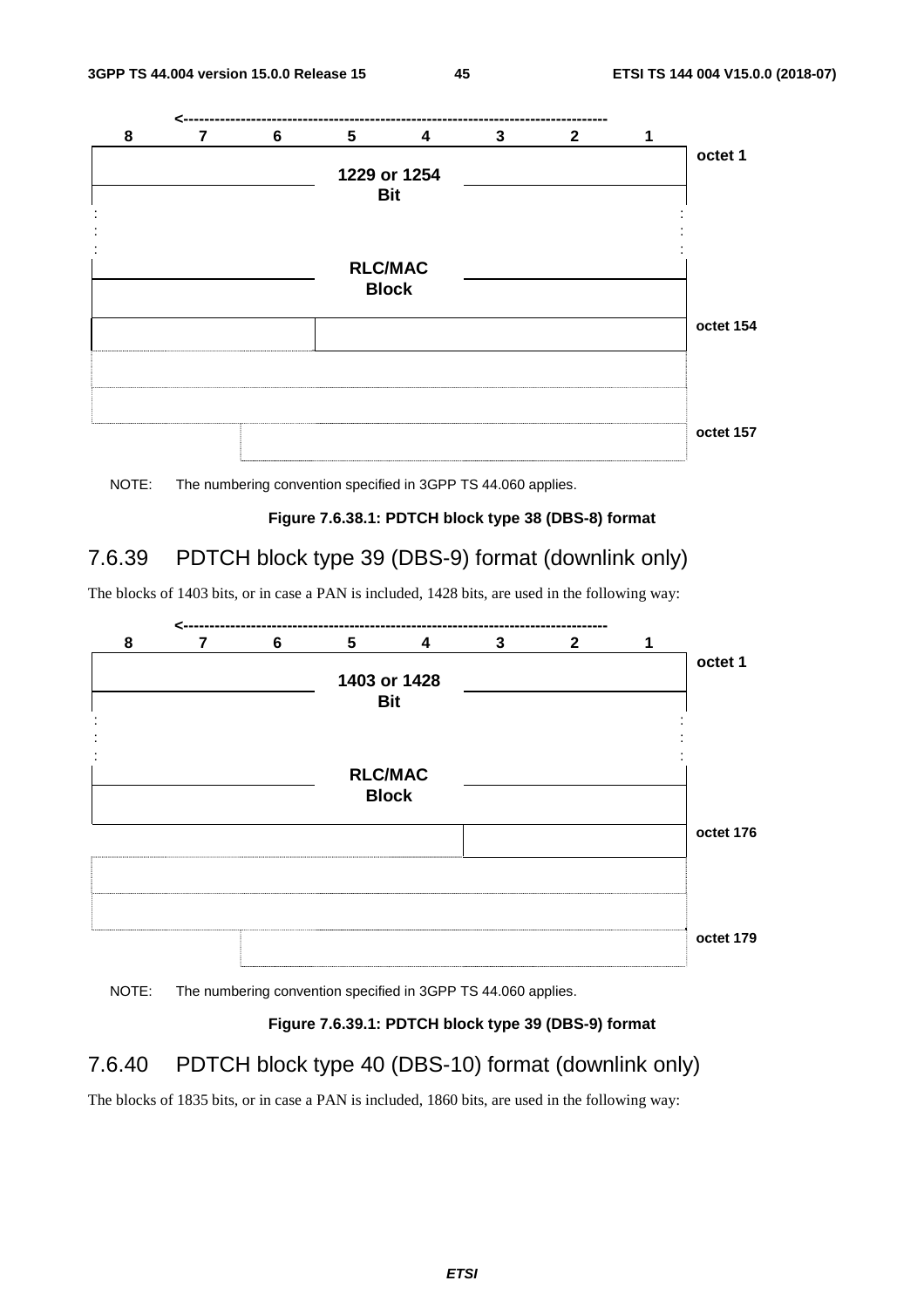| 8 | 7 | 6 | 5 | 4 | 3 | 2 | 1 | |
|---|---|---|---|---|---|---|---|---|
| 1229 or 1254 Bit RLC/MAC Block | | | | | | | | octet 1 |
| : | | | | | | | : | |
| | | | | | | | | octet 154 |
| | | | | | | | | |
| | | | | | | | | octet 157 |

NOTE: The numbering convention specified in 3GPP TS 44.060 applies.

**Figure 7.6.38.1: PDTCH block type 38 (DBS-8) format**

## 7.6.39 PDTCH block type 39 (DBS-9) format (downlink only)

The blocks of 1403 bits, or in case a PAN is included, 1428 bits, are used in the following way:

| 8 | 7 | 6 | 5 | 4 | 3 | 2 | 1 | |
|---|---|---|---|---|---|---|---|---|
| 1403 or 1428 Bit RLC/MAC Block | | | | | | | | octet 1 |
| : | | | | | | | : | |
| | | | | | | | | octet 176 |
| | | | | | | | | |
| | | | | | | | | octet 179 |

NOTE: The numbering convention specified in 3GPP TS 44.060 applies.

**Figure 7.6.39.1: PDTCH block type 39 (DBS-9) format**

## 7.6.40 PDTCH block type 40 (DBS-10) format (downlink only)

The blocks of 1835 bits, or in case a PAN is included, 1860 bits, are used in the following way: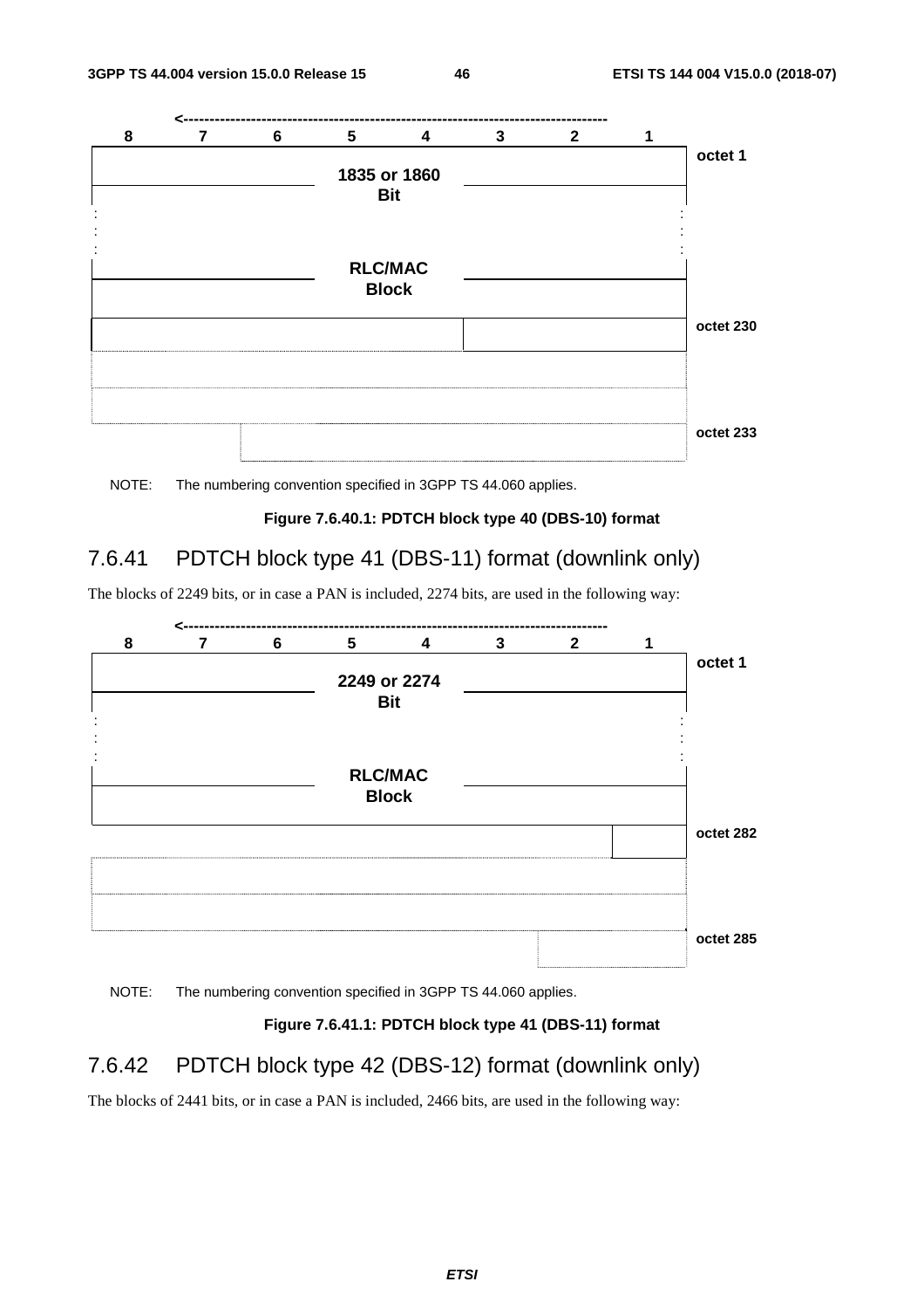| 8 | 7 | 6 | 5 | 4 | 3 | 2 | 1 | |
|---|---|---|---|---|---|---|---|---|
| | | | 1835 or 1860 Bit | | | | | octet 1 |
| : | | | | | | | : | |
| | | | RLC/MAC Block | | | | | |
| | | | | | | | | octet 230 |
| | | | | | | | | |
| | | | | | | | | |
| | | | | | | | | octet 233 |

NOTE: The numbering convention specified in 3GPP TS 44.060 applies.

**Figure 7.6.40.1: PDTCH block type 40 (DBS-10) format**

## 7.6.41 PDTCH block type 41 (DBS-11) format (downlink only)

The blocks of 2249 bits, or in case a PAN is included, 2274 bits, are used in the following way:

| 8 | 7 | 6 | 5 | 4 | 3 | 2 | 1 | |
|---|---|---|---|---|---|---|---|---|
| | | | 2249 or 2274 Bit | | | | | octet 1 |
| : | | | | | | | : | |
| | | | RLC/MAC Block | | | | | |
| | | | | | | | | octet 282 |
| | | | | | | | | |
| | | | | | | | | |
| | | | | | | | | octet 285 |

NOTE: The numbering convention specified in 3GPP TS 44.060 applies.

**Figure 7.6.41.1: PDTCH block type 41 (DBS-11) format**

## 7.6.42 PDTCH block type 42 (DBS-12) format (downlink only)

The blocks of 2441 bits, or in case a PAN is included, 2466 bits, are used in the following way: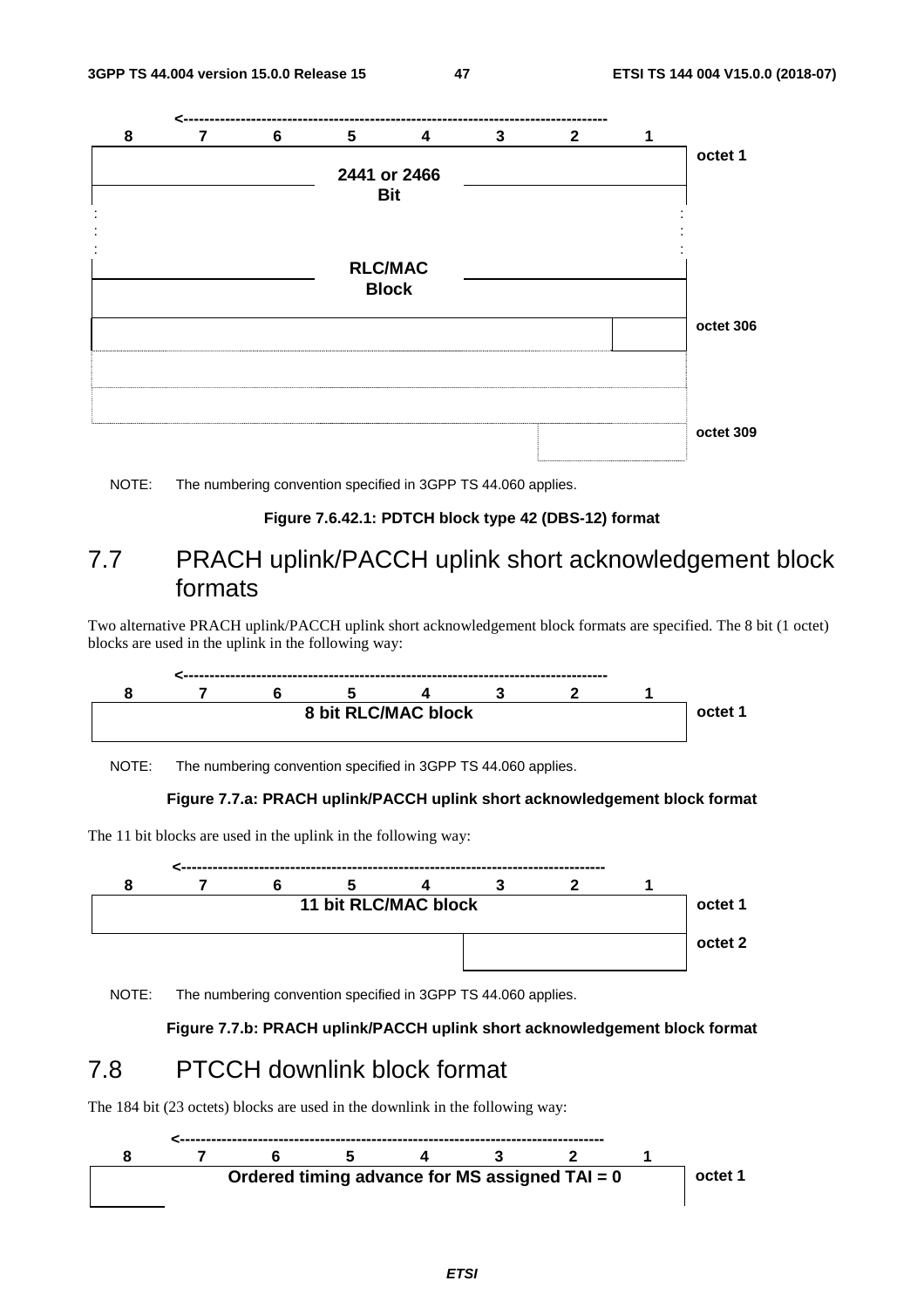| 8 | 7 | 6 | 5 | 4 | 3 | 2 | 1 | |
|---|---|---|---|---|---|---|---|---|
| 2441 or 2466 Bit | | | | | | | | octet 1 |
| : | | | | | | | : | |
| RLC/MAC Block | | | | | | | | |
| | | | | | | | | octet 306 |
| | | | | | | | | |
| | | | | | | | | octet 309 |

NOTE: The numbering convention specified in 3GPP TS 44.060 applies.

**Figure 7.6.42.1: PDTCH block type 42 (DBS-12) format**

## 7.7 PRACH uplink/PACCH uplink short acknowledgement block formats

Two alternative PRACH uplink/PACCH uplink short acknowledgement block formats are specified. The 8 bit (1 octet) blocks are used in the uplink in the following way:

| 8 | 7 | 6 | 5 | 4 | 3 | 2 | 1 | |
|---|---|---|---|---|---|---|---|---|
| 8 bit RLC/MAC block | | | | | | | | octet 1 |

NOTE: The numbering convention specified in 3GPP TS 44.060 applies.

**Figure 7.7.a: PRACH uplink/PACCH uplink short acknowledgement block format**

The 11 bit blocks are used in the uplink in the following way:

| 8 | 7 | 6 | 5 | 4 | 3 | 2 | 1 | |
|---|---|---|---|---|---|---|---|---|
| 11 bit RLC/MAC block | | | | | | | | octet 1 |
| | | | | | | | | octet 2 |

NOTE: The numbering convention specified in 3GPP TS 44.060 applies.

**Figure 7.7.b: PRACH uplink/PACCH uplink short acknowledgement block format**

## 7.8 PTCCH downlink block format

The 184 bit (23 octets) blocks are used in the downlink in the following way:

| 8 | 7 | 6 | 5 | 4 | 3 | 2 | 1 | |
|---|---|---|---|---|---|---|---|---|
| Ordered timing advance for MS assigned TAI = 0 | | | | | | | | octet 1 |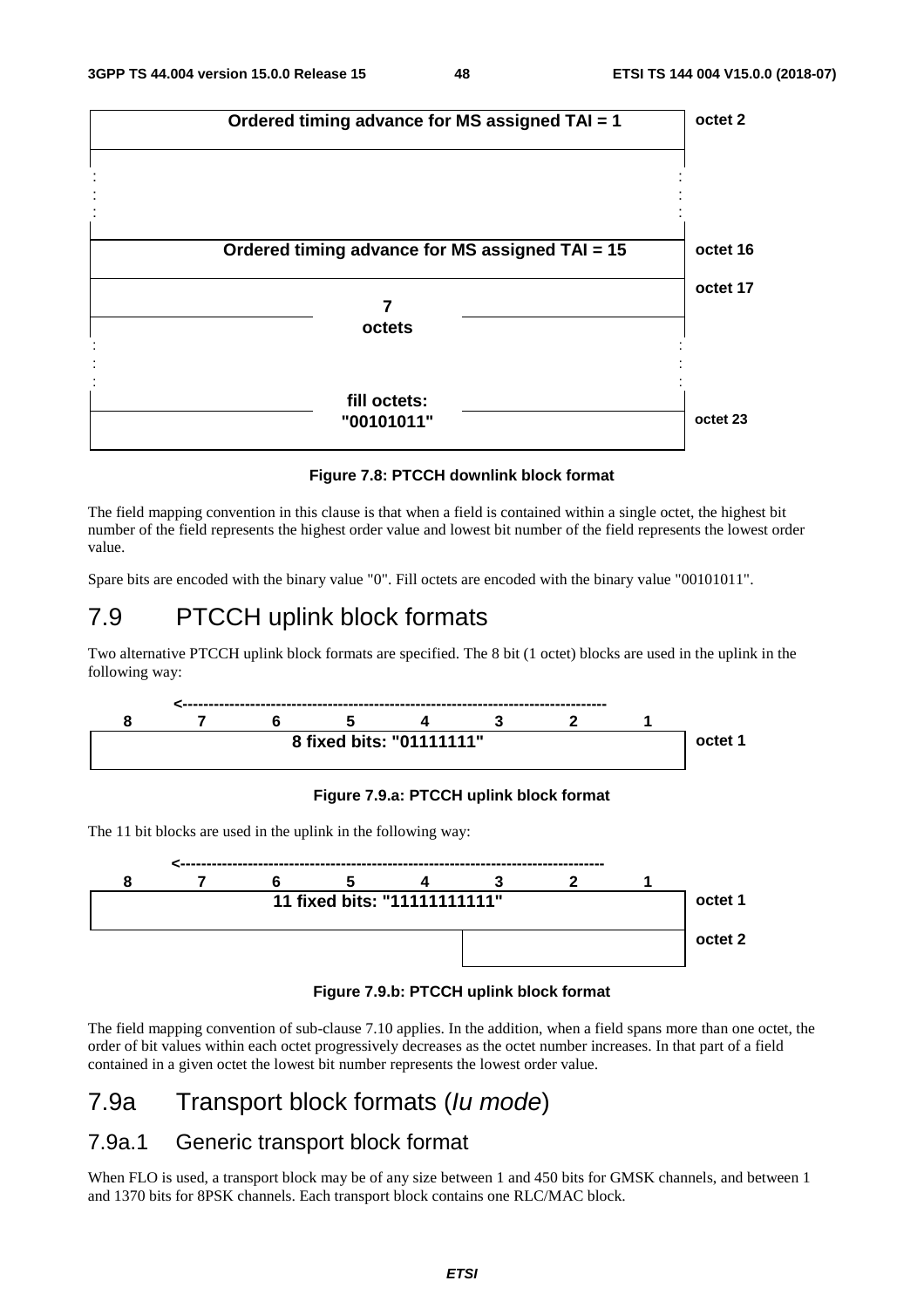| | |
|---|---|
| Ordered timing advance for MS assigned TAI = 1 | octet 2 |
| : | |
| Ordered timing advance for MS assigned TAI = 15 | octet 16 |
| 7 octets | octet 17 |
| : | |
| fill octets: "00101011" | octet 23 |

**Figure 7.8: PTCCH downlink block format**

The field mapping convention in this clause is that when a field is contained within a single octet, the highest bit number of the field represents the highest order value and lowest bit number of the field represents the lowest order value.

Spare bits are encoded with the binary value "0". Fill octets are encoded with the binary value "00101011".

# 7.9 PTCCH uplink block formats

Two alternative PTCCH uplink block formats are specified. The 8 bit (1 octet) blocks are used in the uplink in the following way:

| 8 | 7 | 6 | 5 | 4 | 3 | 2 | 1 | |
|---|---|---|---|---|---|---|---|---|
| 8 fixed bits: "01111111" | | | | | | | | octet 1 |

**Figure 7.9.a: PTCCH uplink block format**

The 11 bit blocks are used in the uplink in the following way:

| 8 | 7 | 6 | 5 | 4 | 3 | 2 | 1 | |
|---|---|---|---|---|---|---|---|---|
| 11 fixed bits: "11111111111" | | | | | | | | octet 1 |
| | | | | | | | | octet 2 |

**Figure 7.9.b: PTCCH uplink block format**

The field mapping convention of sub-clause 7.10 applies. In the addition, when a field spans more than one octet, the order of bit values within each octet progressively decreases as the octet number increases. In that part of a field contained in a given octet the lowest bit number represents the lowest order value.

# 7.9a Transport block formats (*Iu mode*)

## 7.9a.1 Generic transport block format

When FLO is used, a transport block may be of any size between 1 and 450 bits for GMSK channels, and between 1 and 1370 bits for 8PSK channels. Each transport block contains one RLC/MAC block.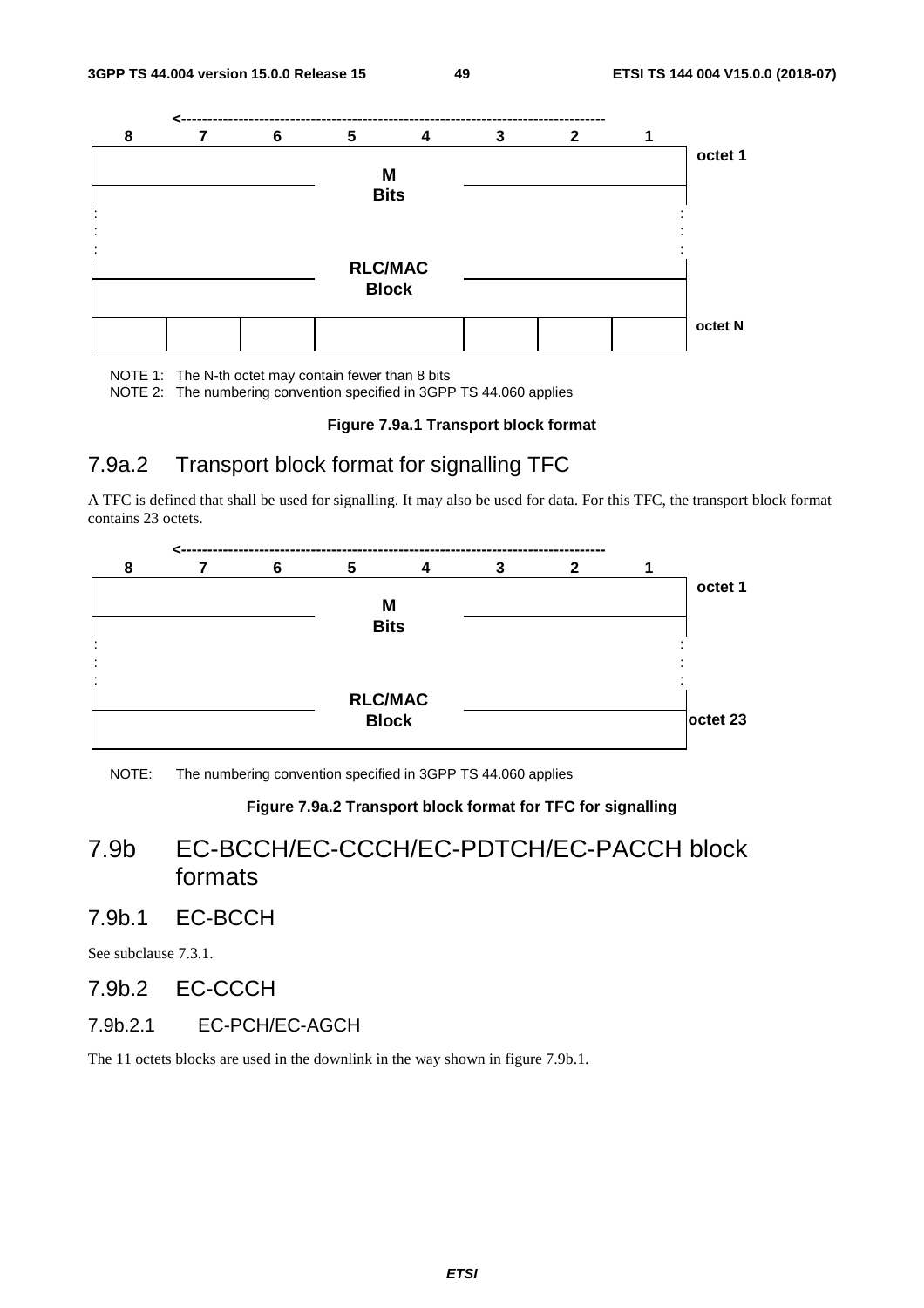| 8 | 7 | 6 | 5 | 4 | 3 | 2 | 1 | |
|---|---|---|---|---|---|---|---|---|
| | | | M Bits | | | | | octet 1 |
| : | | | | | | | : | |
| | | | RLC/MAC Block | | | | | |
| | | | | | | | | octet N |

NOTE 1: The N-th octet may contain fewer than 8 bits

NOTE 2: The numbering convention specified in 3GPP TS 44.060 applies

**Figure 7.9a.1 Transport block format**

## 7.9a.2 Transport block format for signalling TFC

A TFC is defined that shall be used for signalling. It may also be used for data. For this TFC, the transport block format contains 23 octets.

| 8 | 7 | 6 | 5 | 4 | 3 | 2 | 1 | |
|---|---|---|---|---|---|---|---|---|
| | | | M Bits | | | | | octet 1 |
| : | | | | | | | : | |
| | | | RLC/MAC Block | | | | | octet 23 |

NOTE: The numbering convention specified in 3GPP TS 44.060 applies

**Figure 7.9a.2 Transport block format for TFC for signalling**

# 7.9b EC-BCCH/EC-CCCH/EC-PDTCH/EC-PACCH block formats

## 7.9b.1 EC-BCCH

See subclause 7.3.1.

## 7.9b.2 EC-CCCH

### 7.9b.2.1 EC-PCH/EC-AGCH

The 11 octets blocks are used in the downlink in the way shown in figure 7.9b.1.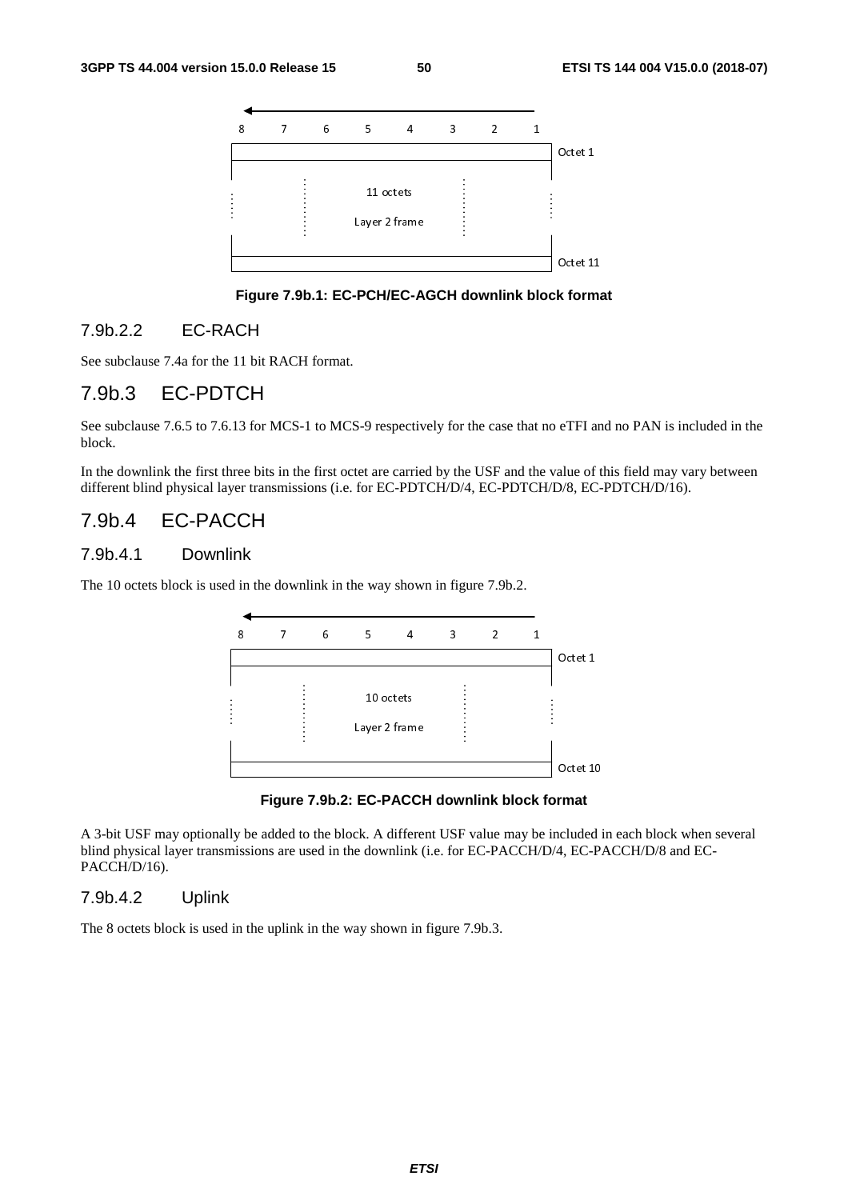| 8 | 7 | 6 | 5 | 4 | 3 | 2 | 1 | |
|---|---|---|---|---|---|---|---|---|
| | | | | | | | | Octet 1 |
| 11 octets Layer 2 frame | | | | | | | | |
| | | | | | | | | Octet 11 |

**Figure 7.9b.1: EC-PCH/EC-AGCH downlink block format**

### 7.9b.2.2 EC-RACH

See subclause 7.4a for the 11 bit RACH format.

## 7.9b.3 EC-PDTCH

See subclause 7.6.5 to 7.6.13 for MCS-1 to MCS-9 respectively for the case that no eTFI and no PAN is included in the block.

In the downlink the first three bits in the first octet are carried by the USF and the value of this field may vary between different blind physical layer transmissions (i.e. for EC-PDTCH/D/4, EC-PDTCH/D/8, EC-PDTCH/D/16).

## 7.9b.4 EC-PACCH

### 7.9b.4.1 Downlink

The 10 octets block is used in the downlink in the way shown in figure 7.9b.2.

| 8 | 7 | 6 | 5 | 4 | 3 | 2 | 1 | |
|---|---|---|---|---|---|---|---|---|
| | | | | | | | | Octet 1 |
| 10 octets Layer 2 frame | | | | | | | | |
| | | | | | | | | Octet 10 |

**Figure 7.9b.2: EC-PACCH downlink block format**

A 3-bit USF may optionally be added to the block. A different USF value may be included in each block when several blind physical layer transmissions are used in the downlink (i.e. for EC-PACCH/D/4, EC-PACCH/D/8 and EC-PACCH/D/16).

### 7.9b.4.2 Uplink

The 8 octets block is used in the uplink in the way shown in figure 7.9b.3.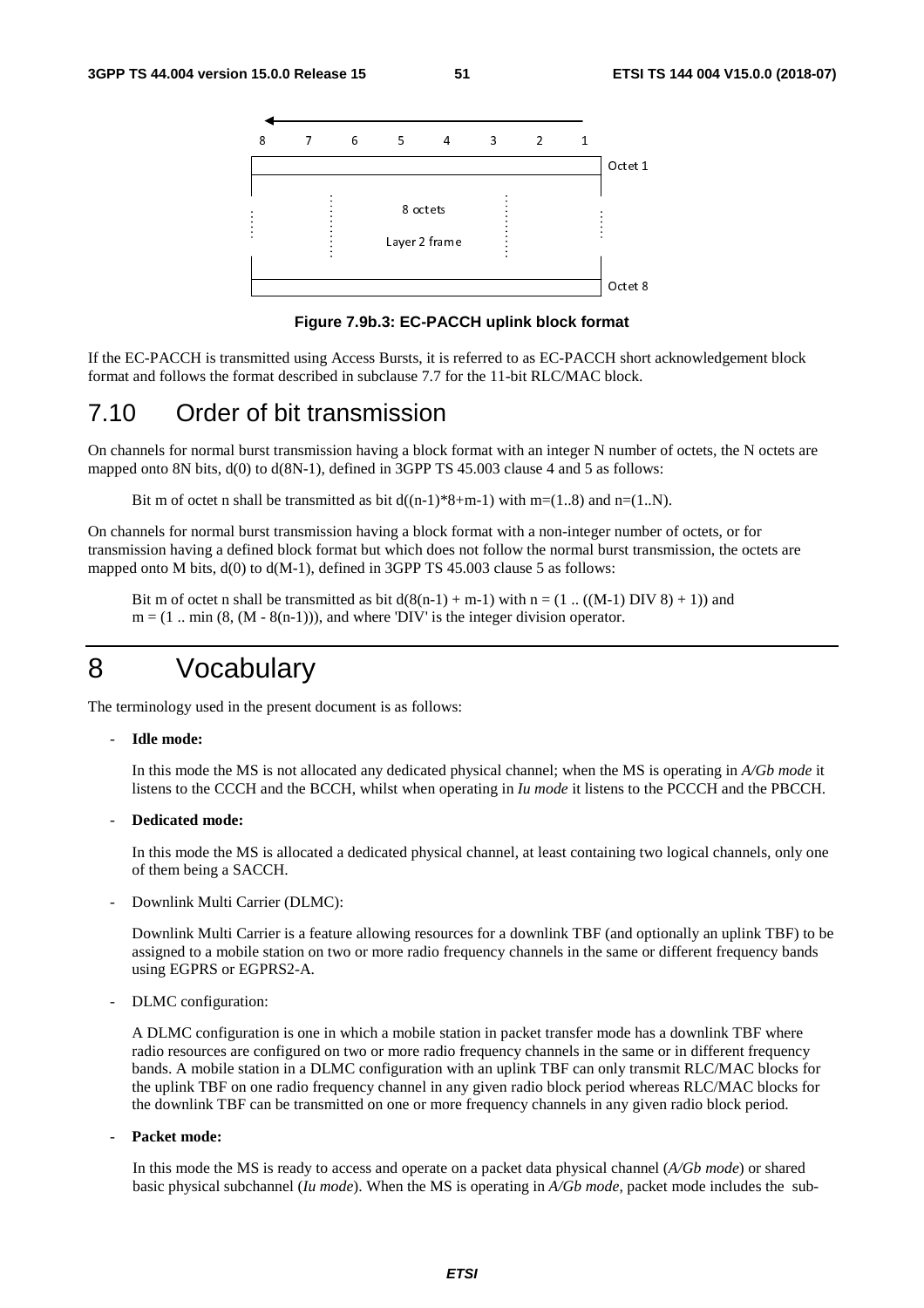| 8 | 7 | 6 | 5 | 4 | 3 | 2 | 1 | |
|---|---|---|---|---|---|---|---|---|
| | | | | | | | | Octet 1 |
| 8 octets Layer 2 frame | | | | | | | | |
| | | | | | | | | Octet 8 |

**Figure 7.9b.3: EC-PACCH uplink block format**

If the EC-PACCH is transmitted using Access Bursts, it is referred to as EC-PACCH short acknowledgement block format and follows the format described in subclause 7.7 for the 11-bit RLC/MAC block.

## 7.10 Order of bit transmission

On channels for normal burst transmission having a block format with an integer N number of octets, the N octets are mapped onto 8N bits, d(0) to d(8N-1), defined in 3GPP TS 45.003 clause 4 and 5 as follows:

Bit m of octet n shall be transmitted as bit d((n-1)*8+m-1) with m=(1..8) and n=(1..N).

On channels for normal burst transmission having a block format with a non-integer number of octets, or for transmission having a defined block format but which does not follow the normal burst transmission, the octets are mapped onto M bits, d(0) to d(M-1), defined in 3GPP TS 45.003 clause 5 as follows:

Bit m of octet n shall be transmitted as bit d(8(n-1) + m-1) with n = (1 .. ((M-1) DIV 8) + 1)) and m = (1 .. min (8, (M - 8(n-1))), and where 'DIV' is the integer division operator.

# 8 Vocabulary

The terminology used in the present document is as follows:

- **Idle mode:**

  In this mode the MS is not allocated any dedicated physical channel; when the MS is operating in *A/Gb mode* it listens to the CCCH and the BCCH, whilst when operating in *Iu mode* it listens to the PCCCH and the PBCCH.

- **Dedicated mode:**

  In this mode the MS is allocated a dedicated physical channel, at least containing two logical channels, only one of them being a SACCH.

- Downlink Multi Carrier (DLMC):

  Downlink Multi Carrier is a feature allowing resources for a downlink TBF (and optionally an uplink TBF) to be assigned to a mobile station on two or more radio frequency channels in the same or different frequency bands using EGPRS or EGPRS2-A.

- DLMC configuration:

  A DLMC configuration is one in which a mobile station in packet transfer mode has a downlink TBF where radio resources are configured on two or more radio frequency channels in the same or in different frequency bands. A mobile station in a DLMC configuration with an uplink TBF can only transmit RLC/MAC blocks for the uplink TBF on one radio frequency channel in any given radio block period whereas RLC/MAC blocks for the downlink TBF can be transmitted on one or more frequency channels in any given radio block period.

- **Packet mode:**

  In this mode the MS is ready to access and operate on a packet data physical channel (*A/Gb mode*) or shared basic physical subchannel (*Iu mode*). When the MS is operating in *A/Gb mode*, packet mode includes the sub-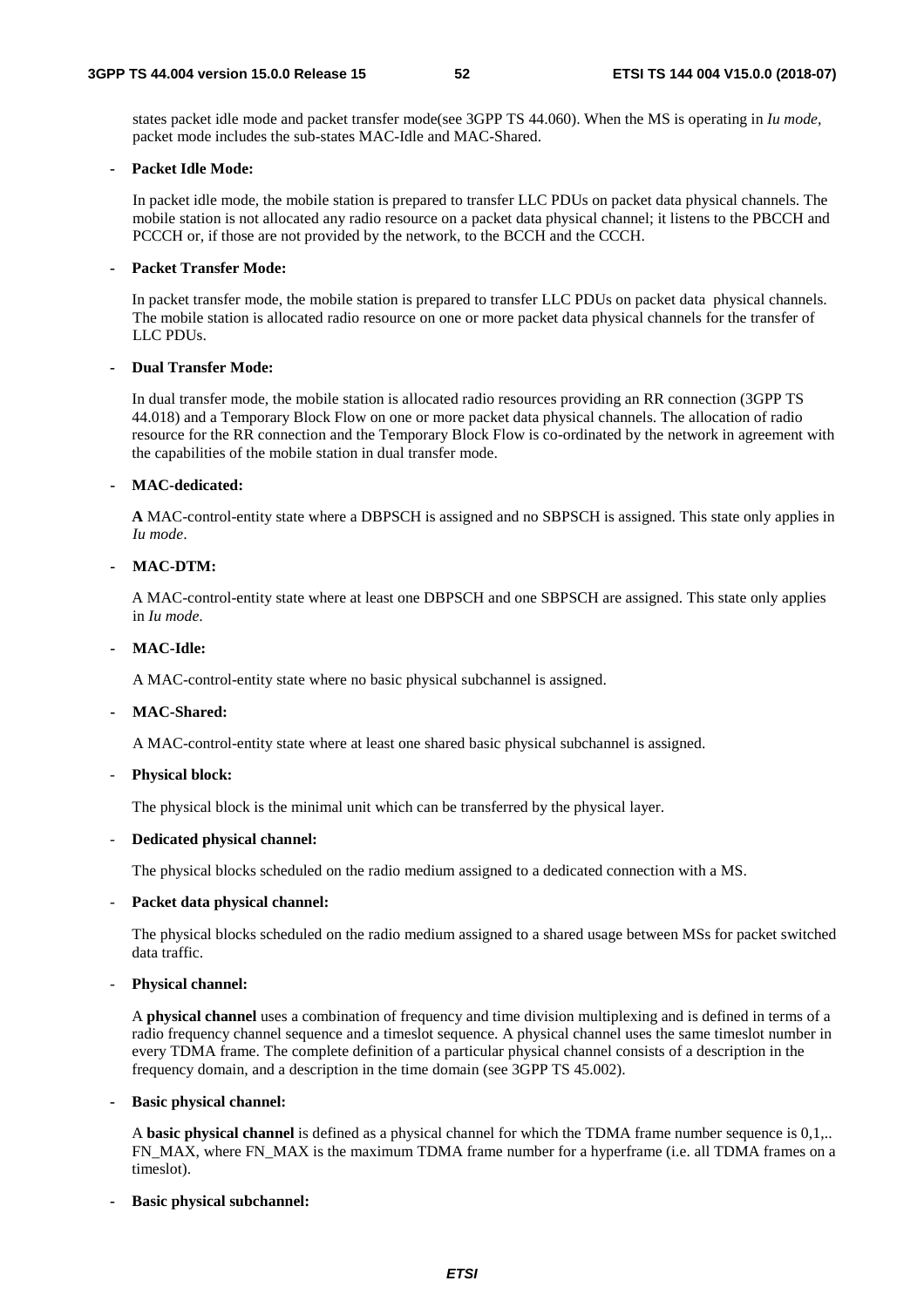states packet idle mode and packet transfer mode(see 3GPP TS 44.060). When the MS is operating in *Iu mode,* packet mode includes the sub-states MAC-Idle and MAC-Shared.

- **Packet Idle Mode:**

  In packet idle mode, the mobile station is prepared to transfer LLC PDUs on packet data physical channels. The mobile station is not allocated any radio resource on a packet data physical channel; it listens to the PBCCH and PCCCH or, if those are not provided by the network, to the BCCH and the CCCH.

- **Packet Transfer Mode:**

  In packet transfer mode, the mobile station is prepared to transfer LLC PDUs on packet data physical channels. The mobile station is allocated radio resource on one or more packet data physical channels for the transfer of LLC PDUs.

- **Dual Transfer Mode:**

  In dual transfer mode, the mobile station is allocated radio resources providing an RR connection (3GPP TS 44.018) and a Temporary Block Flow on one or more packet data physical channels. The allocation of radio resource for the RR connection and the Temporary Block Flow is co-ordinated by the network in agreement with the capabilities of the mobile station in dual transfer mode.

- **MAC-dedicated:**

  **A** MAC-control-entity state where a DBPSCH is assigned and no SBPSCH is assigned. This state only applies in *Iu mode*.

- **MAC-DTM:**

  A MAC-control-entity state where at least one DBPSCH and one SBPSCH are assigned. This state only applies in *Iu mode*.

- **MAC-Idle:**

  A MAC-control-entity state where no basic physical subchannel is assigned.

- **MAC-Shared:**

  A MAC-control-entity state where at least one shared basic physical subchannel is assigned.

- **Physical block:**

  The physical block is the minimal unit which can be transferred by the physical layer.

- **Dedicated physical channel:**

  The physical blocks scheduled on the radio medium assigned to a dedicated connection with a MS.

- **Packet data physical channel:**

  The physical blocks scheduled on the radio medium assigned to a shared usage between MSs for packet switched data traffic.

- **Physical channel:**

  A **physical channel** uses a combination of frequency and time division multiplexing and is defined in terms of a radio frequency channel sequence and a timeslot sequence. A physical channel uses the same timeslot number in every TDMA frame. The complete definition of a particular physical channel consists of a description in the frequency domain, and a description in the time domain (see 3GPP TS 45.002).

- **Basic physical channel:**

  A **basic physical channel** is defined as a physical channel for which the TDMA frame number sequence is 0,1,.. FN_MAX, where FN_MAX is the maximum TDMA frame number for a hyperframe (i.e. all TDMA frames on a timeslot).

- **Basic physical subchannel:**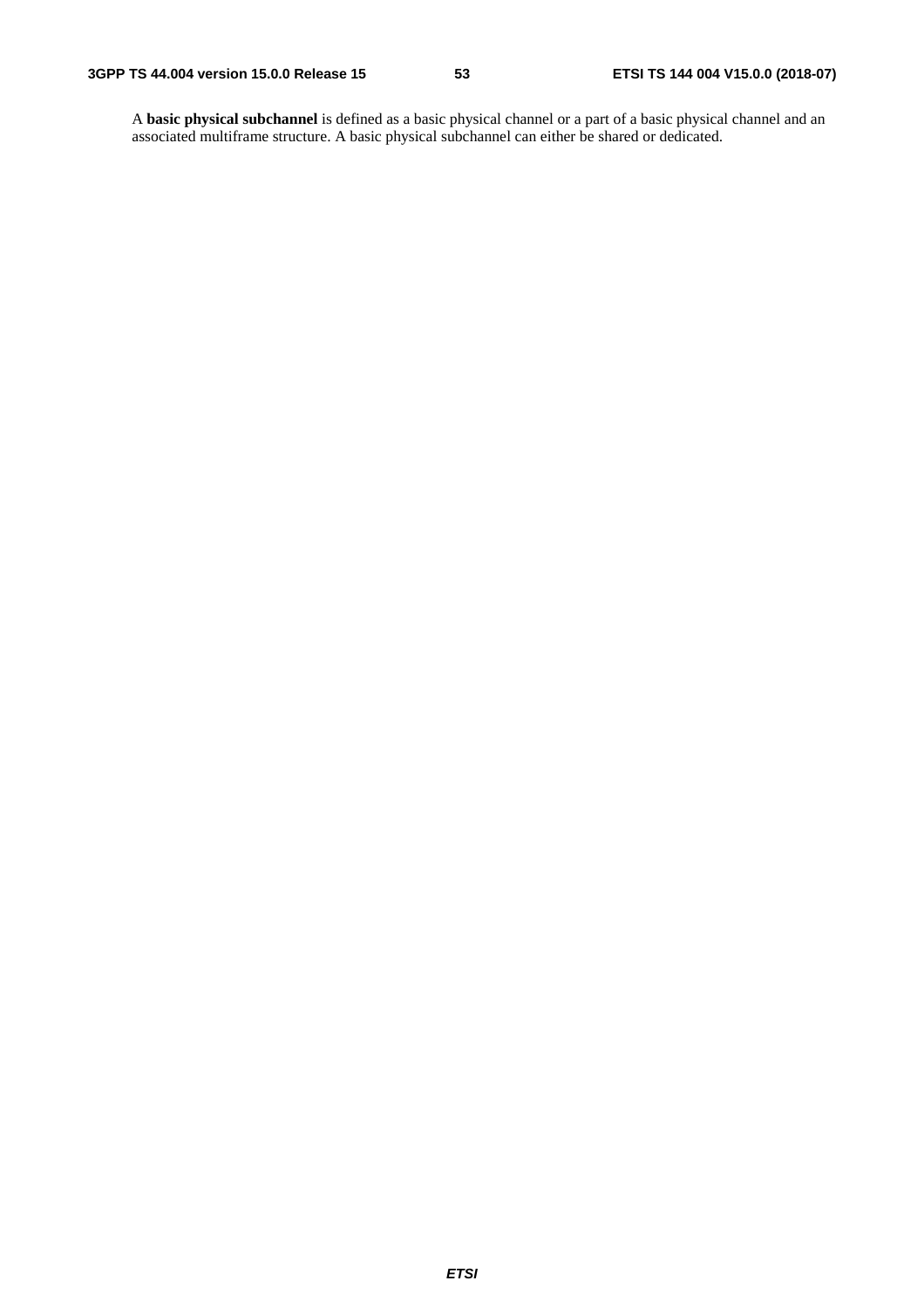A **basic physical subchannel** is defined as a basic physical channel or a part of a basic physical channel and an associated multiframe structure. A basic physical subchannel can either be shared or dedicated.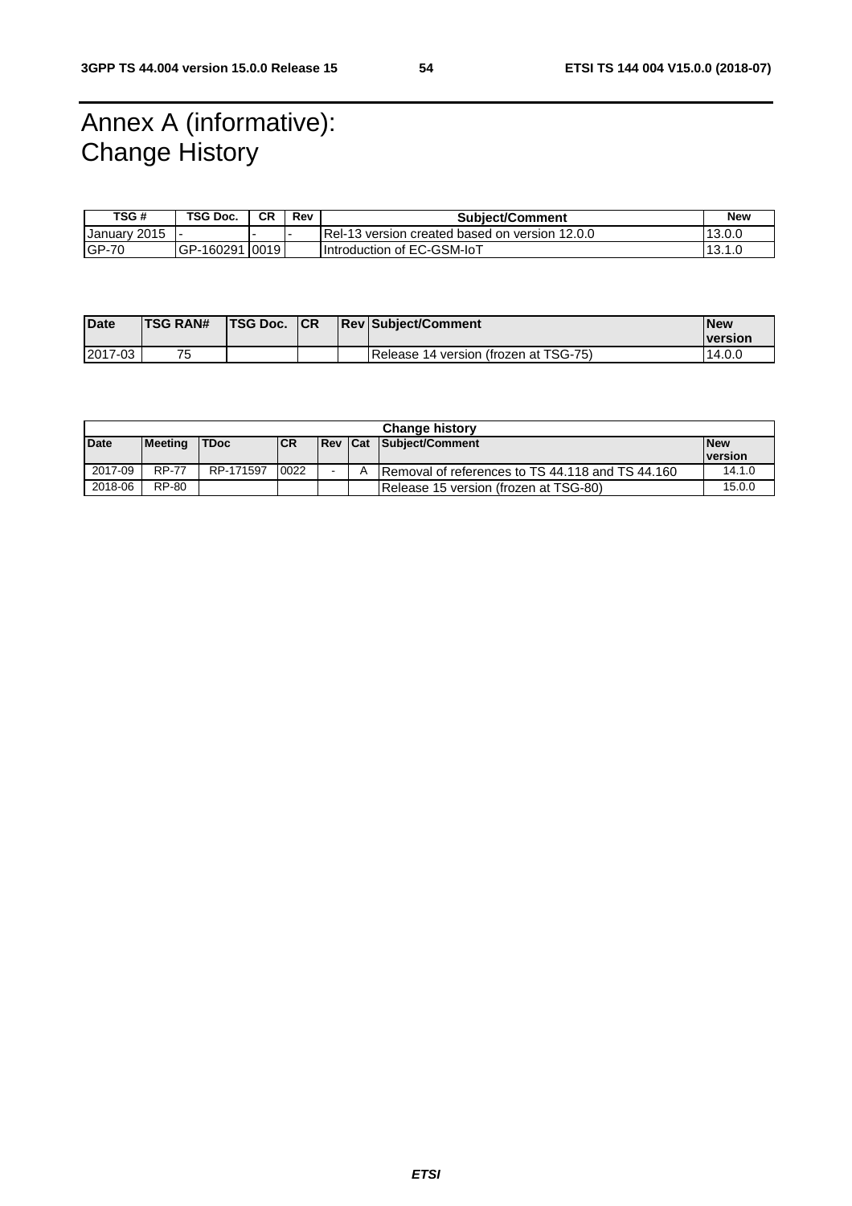# Annex A (informative): Change History

| TSG # | TSG Doc. | CR | Rev | Subject/Comment | New |
|---|---|---|---|---|---|
| January 2015 | - | - | - | Rel-13 version created based on version 12.0.0 | 13.0.0 |
| GP-70 | GP-160291 | 0019 | | Introduction of EC-GSM-IoT | 13.1.0 |

| Date | TSG RAN# | TSG Doc. | CR | Rev | Subject/Comment | New version |
|---|---|---|---|---|---|---|
| 2017-03 | 75 | | | | Release 14 version (frozen at TSG-75) | 14.0.0 |

| Change history | | | | | | | |
|---|---|---|---|---|---|---|---|
| Date | Meeting | TDoc | CR | Rev | Cat | Subject/Comment | New version |
| 2017-09 | RP-77 | RP-171597 | 0022 | - | A | Removal of references to TS 44.118 and TS 44.160 | 14.1.0 |
| 2018-06 | RP-80 | | | | | Release 15 version (frozen at TSG-80) | 15.0.0 |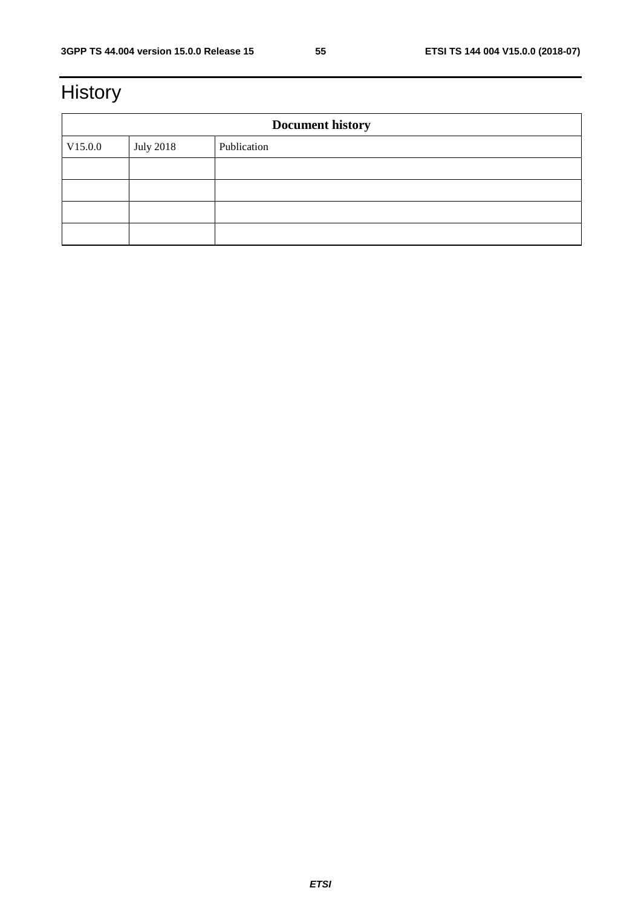# History

| Document history | | |
|---|---|---|
| V15.0.0 | July 2018 | Publication |
| | | |
| | | |
| | | |
| | | |